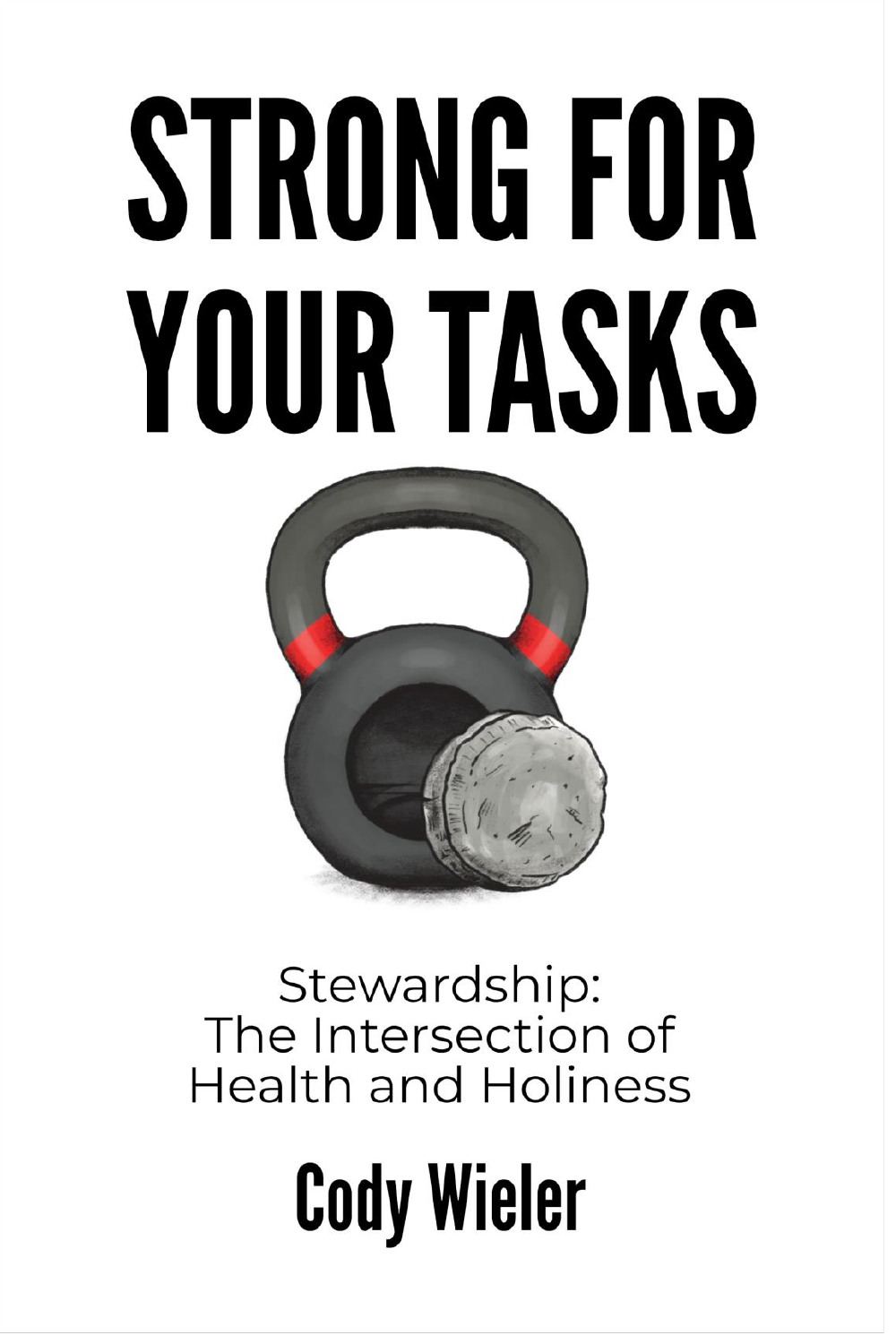# STRONG FOR YOUR TASKS

Stewardship:
The Intersection of
Health and Holiness

**Cody Wieler**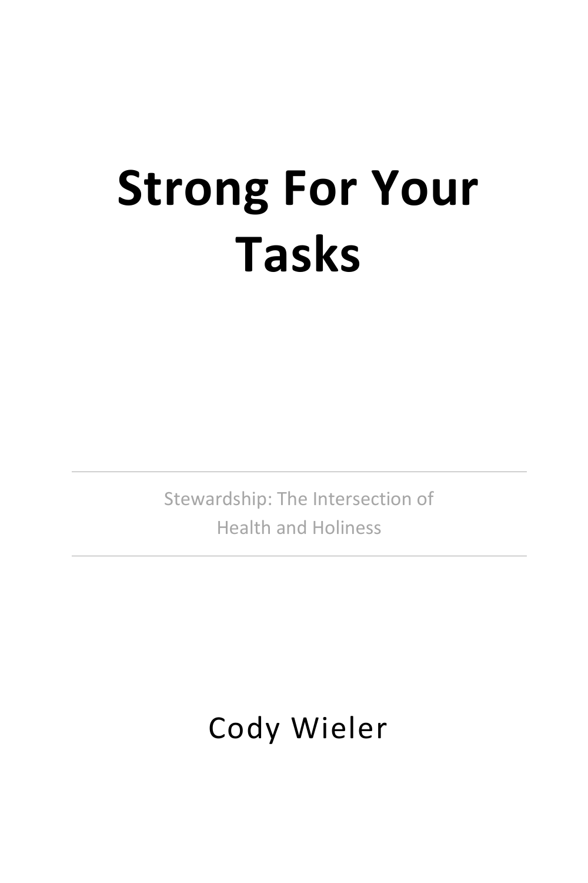# Strong For Your Tasks

Stewardship: The Intersection of Health and Holiness

Cody Wieler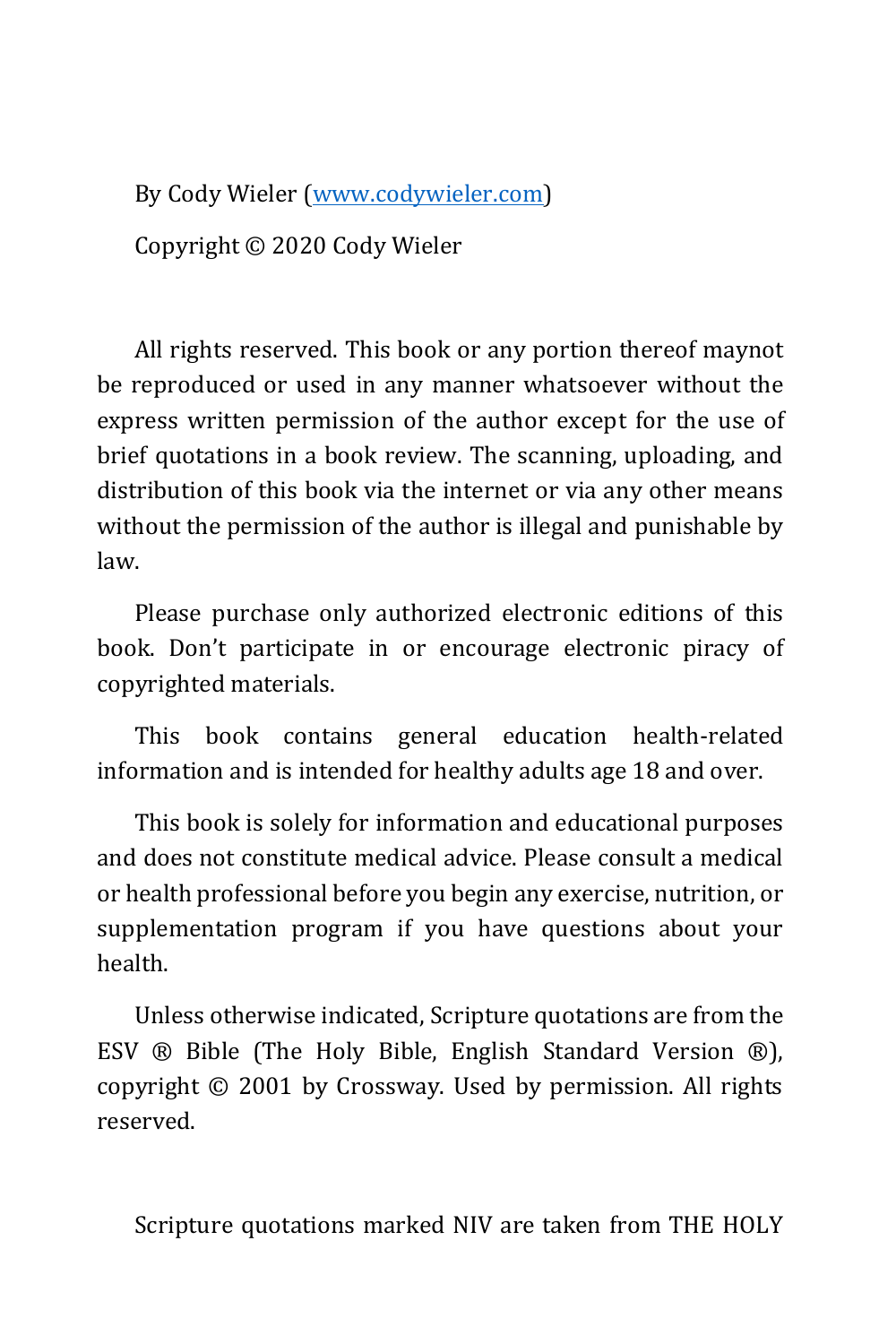By Cody Wieler ([www.codywieler.com](http://www.codywieler.com))

Copyright © 2020 Cody Wieler

All rights reserved. This book or any portion thereof maynot be reproduced or used in any manner whatsoever without the express written permission of the author except for the use of brief quotations in a book review. The scanning, uploading, and distribution of this book via the internet or via any other means without the permission of the author is illegal and punishable by law.

Please purchase only authorized electronic editions of this book. Don't participate in or encourage electronic piracy of copyrighted materials.

This book contains general education health-related information and is intended for healthy adults age 18 and over.

This book is solely for information and educational purposes and does not constitute medical advice. Please consult a medical or health professional before you begin any exercise, nutrition, or supplementation program if you have questions about your health.

Unless otherwise indicated, Scripture quotations are from the ESV ® Bible (The Holy Bible, English Standard Version ®), copyright © 2001 by Crossway. Used by permission. All rights reserved.

Scripture quotations marked NIV are taken from THE HOLY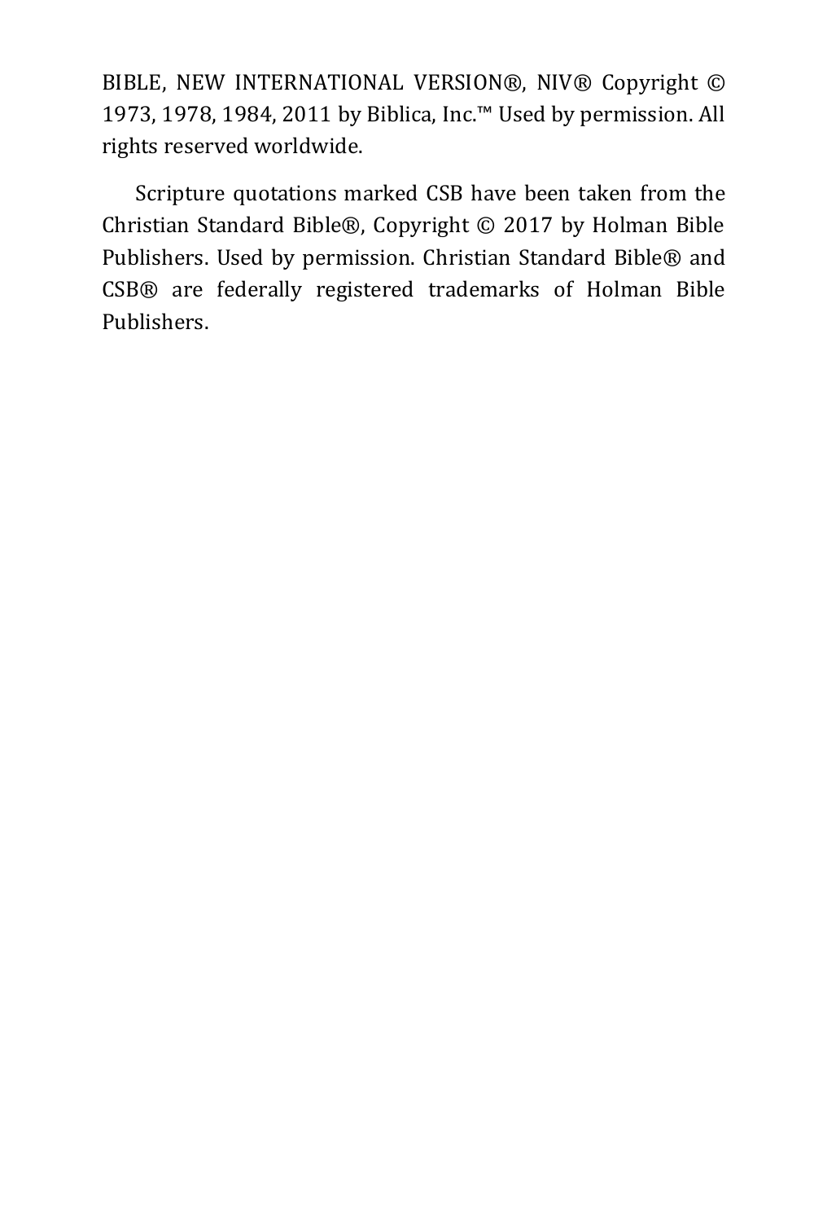BIBLE, NEW INTERNATIONAL VERSION®, NIV® Copyright © 1973, 1978, 1984, 2011 by Biblica, Inc.™ Used by permission. All rights reserved worldwide.

Scripture quotations marked CSB have been taken from the Christian Standard Bible®, Copyright © 2017 by Holman Bible Publishers. Used by permission. Christian Standard Bible® and CSB® are federally registered trademarks of Holman Bible Publishers.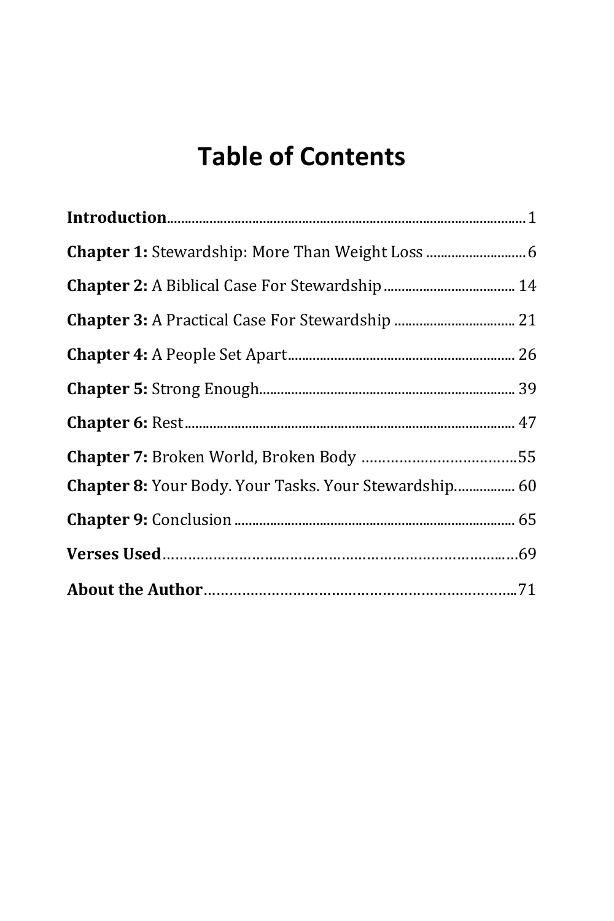# Table of Contents

**Introduction**.................................................................................................... 1

**Chapter 1:** Stewardship: More Than Weight Loss ............................ 6

**Chapter 2:** A Biblical Case For Stewardship ..................................... 14

**Chapter 3:** A Practical Case For Stewardship .................................. 21

**Chapter 4:** A People Set Apart................................................................ 26

**Chapter 5:** Strong Enough........................................................................ 39

**Chapter 6:** Rest.............................................................................................. 47

**Chapter 7:** Broken World, Broken Body ……………………………..55

**Chapter 8:** Your Body. Your Tasks. Your Stewardship................. 60

**Chapter 9:** Conclusion ............................................................................... 65

**Verses Used**……………………………………………………………………69

**About the Author**………………………………………………………………..71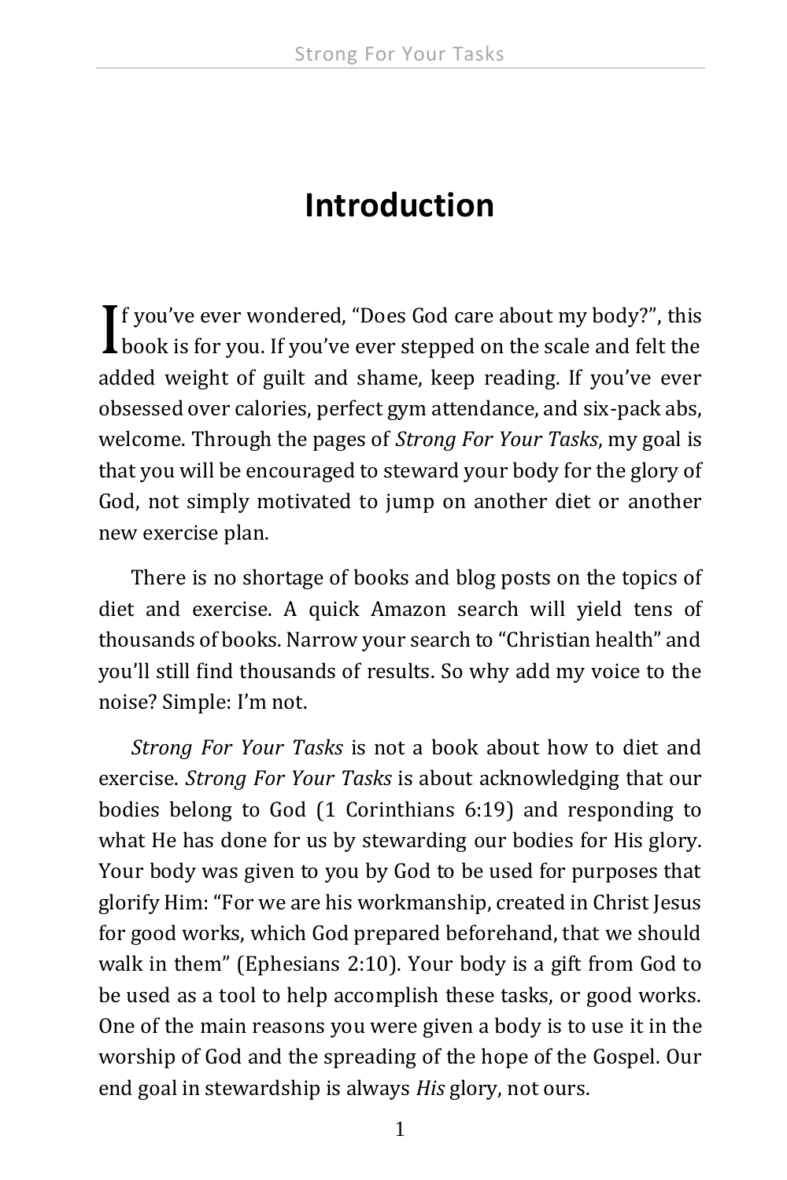# Introduction

If you've ever wondered, "Does God care about my body?", this book is for you. If you've ever stepped on the scale and felt the added weight of guilt and shame, keep reading. If you've ever obsessed over calories, perfect gym attendance, and six-pack abs, welcome. Through the pages of *Strong For Your Tasks*, my goal is that you will be encouraged to steward your body for the glory of God, not simply motivated to jump on another diet or another new exercise plan.

There is no shortage of books and blog posts on the topics of diet and exercise. A quick Amazon search will yield tens of thousands of books. Narrow your search to "Christian health" and you'll still find thousands of results. So why add my voice to the noise? Simple: I'm not.

*Strong For Your Tasks* is not a book about how to diet and exercise. *Strong For Your Tasks* is about acknowledging that our bodies belong to God (1 Corinthians 6:19) and responding to what He has done for us by stewarding our bodies for His glory. Your body was given to you by God to be used for purposes that glorify Him: "For we are his workmanship, created in Christ Jesus for good works, which God prepared beforehand, that we should walk in them" (Ephesians 2:10). Your body is a gift from God to be used as a tool to help accomplish these tasks, or good works. One of the main reasons you were given a body is to use it in the worship of God and the spreading of the hope of the Gospel. Our end goal in stewardship is always *His* glory, not ours.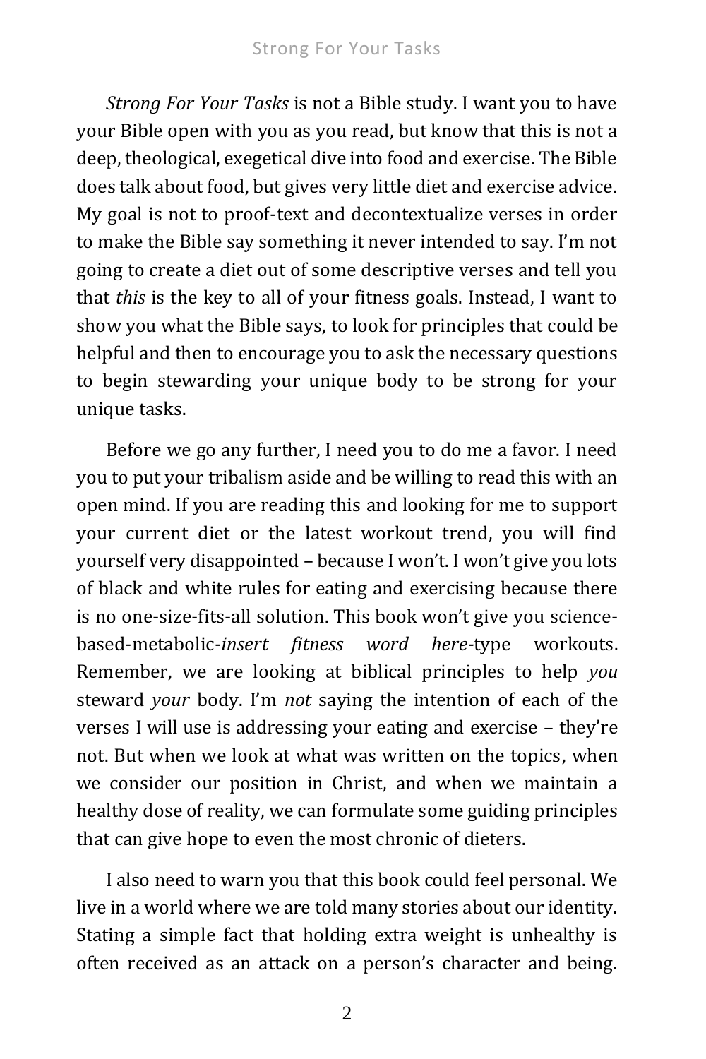*Strong For Your Tasks* is not a Bible study. I want you to have your Bible open with you as you read, but know that this is not a deep, theological, exegetical dive into food and exercise. The Bible does talk about food, but gives very little diet and exercise advice. My goal is not to proof-text and decontextualize verses in order to make the Bible say something it never intended to say. I'm not going to create a diet out of some descriptive verses and tell you that *this* is the key to all of your fitness goals. Instead, I want to show you what the Bible says, to look for principles that could be helpful and then to encourage you to ask the necessary questions to begin stewarding your unique body to be strong for your unique tasks.

Before we go any further, I need you to do me a favor. I need you to put your tribalism aside and be willing to read this with an open mind. If you are reading this and looking for me to support your current diet or the latest workout trend, you will find yourself very disappointed – because I won't. I won't give you lots of black and white rules for eating and exercising because there is no one-size-fits-all solution. This book won't give you science-based-metabolic-*insert fitness word here*-type workouts. Remember, we are looking at biblical principles to help *you* steward *your* body. I'm *not* saying the intention of each of the verses I will use is addressing your eating and exercise – they're not. But when we look at what was written on the topics, when we consider our position in Christ, and when we maintain a healthy dose of reality, we can formulate some guiding principles that can give hope to even the most chronic of dieters.

I also need to warn you that this book could feel personal. We live in a world where we are told many stories about our identity. Stating a simple fact that holding extra weight is unhealthy is often received as an attack on a person's character and being.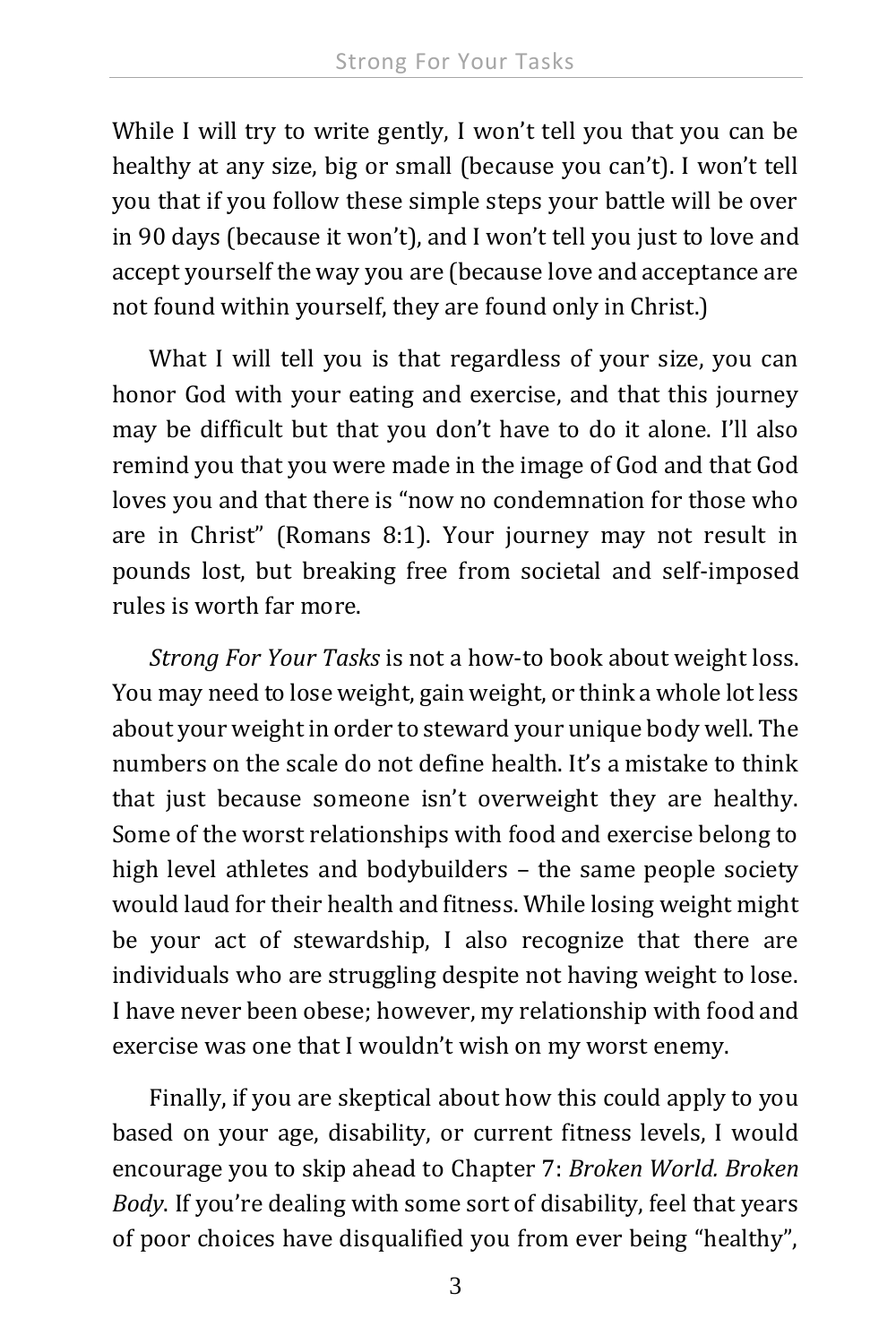While I will try to write gently, I won't tell you that you can be healthy at any size, big or small (because you can't). I won't tell you that if you follow these simple steps your battle will be over in 90 days (because it won't), and I won't tell you just to love and accept yourself the way you are (because love and acceptance are not found within yourself, they are found only in Christ.)

What I will tell you is that regardless of your size, you can honor God with your eating and exercise, and that this journey may be difficult but that you don't have to do it alone. I'll also remind you that you were made in the image of God and that God loves you and that there is "now no condemnation for those who are in Christ" (Romans 8:1). Your journey may not result in pounds lost, but breaking free from societal and self-imposed rules is worth far more.

*Strong For Your Tasks* is not a how-to book about weight loss. You may need to lose weight, gain weight, or think a whole lot less about your weight in order to steward your unique body well. The numbers on the scale do not define health. It's a mistake to think that just because someone isn't overweight they are healthy. Some of the worst relationships with food and exercise belong to high level athletes and bodybuilders – the same people society would laud for their health and fitness. While losing weight might be your act of stewardship, I also recognize that there are individuals who are struggling despite not having weight to lose. I have never been obese; however, my relationship with food and exercise was one that I wouldn't wish on my worst enemy.

Finally, if you are skeptical about how this could apply to you based on your age, disability, or current fitness levels, I would encourage you to skip ahead to Chapter 7: *Broken World. Broken Body*. If you're dealing with some sort of disability, feel that years of poor choices have disqualified you from ever being "healthy",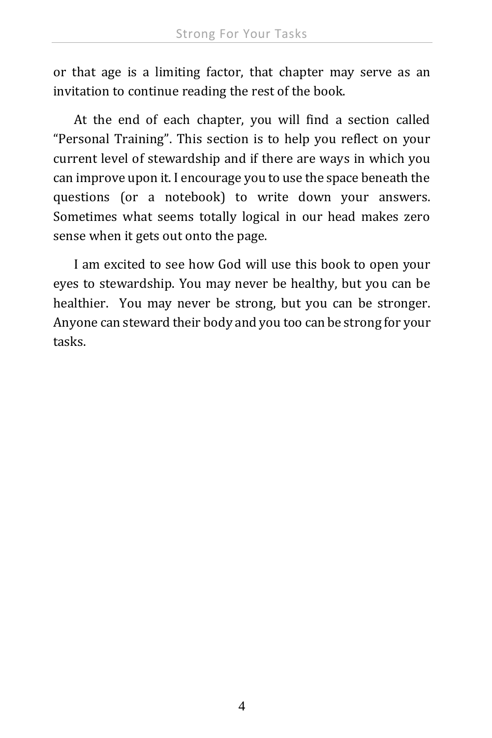or that age is a limiting factor, that chapter may serve as an invitation to continue reading the rest of the book.

At the end of each chapter, you will find a section called “Personal Training”. This section is to help you reflect on your current level of stewardship and if there are ways in which you can improve upon it. I encourage you to use the space beneath the questions (or a notebook) to write down your answers. Sometimes what seems totally logical in our head makes zero sense when it gets out onto the page.

I am excited to see how God will use this book to open your eyes to stewardship. You may never be healthy, but you can be healthier. You may never be strong, but you can be stronger. Anyone can steward their body and you too can be strong for your tasks.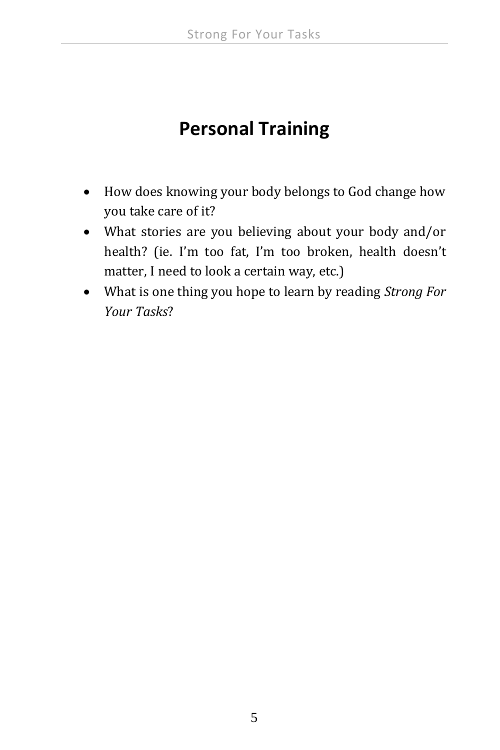# Personal Training

- How does knowing your body belongs to God change how you take care of it?
- What stories are you believing about your body and/or health? (ie. I'm too fat, I'm too broken, health doesn't matter, I need to look a certain way, etc.)
- What is one thing you hope to learn by reading *Strong For Your Tasks*?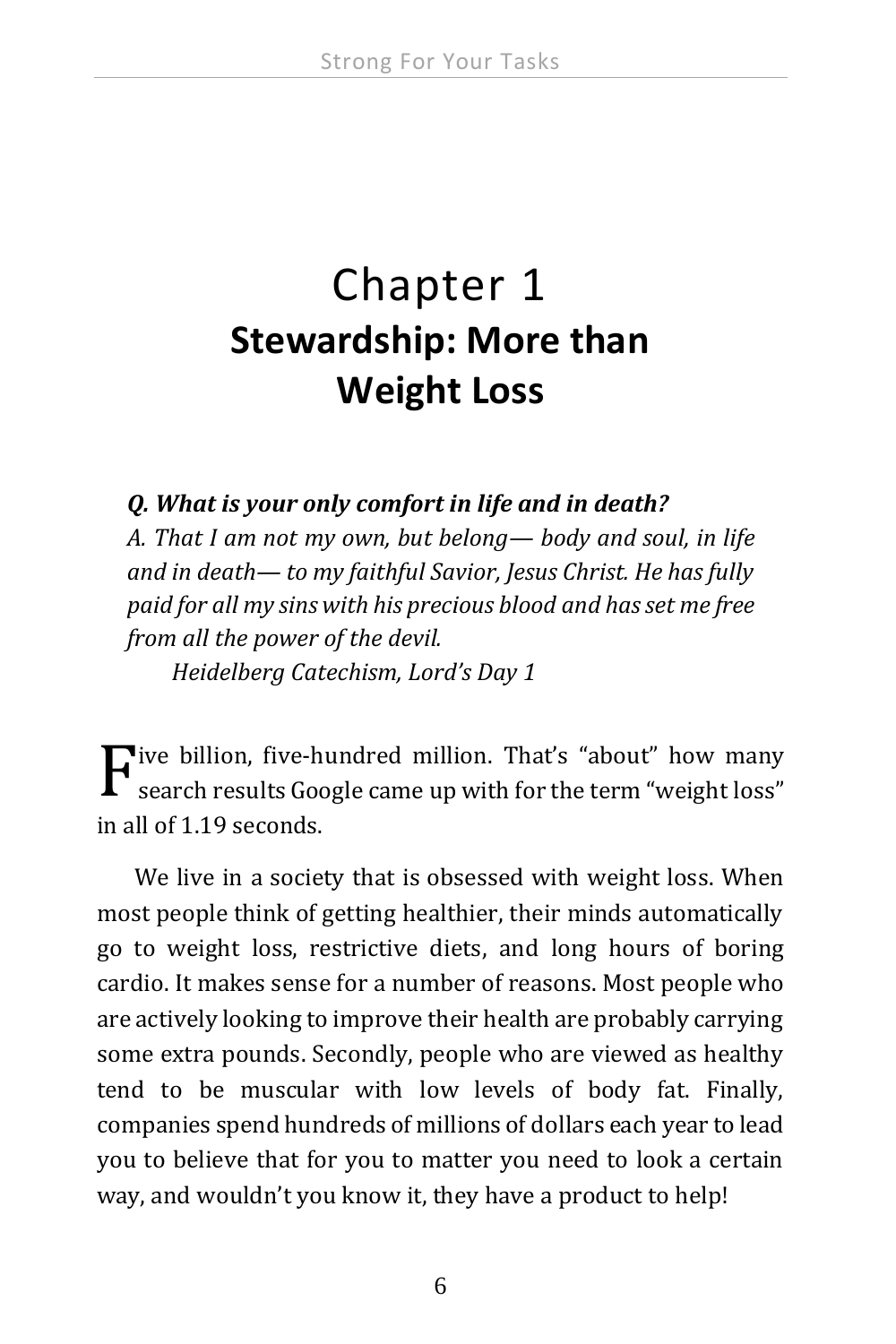# Chapter 1
## Stewardship: More than Weight Loss

***Q. What is your only comfort in life and in death?***
*A. That I am not my own, but belong— body and soul, in life and in death— to my faithful Savior, Jesus Christ. He has fully paid for all my sins with his precious blood and has set me free from all the power of the devil.*
*Heidelberg Catechism, Lord's Day 1*

Five billion, five-hundred million. That's "about" how many search results Google came up with for the term "weight loss" in all of 1.19 seconds.

We live in a society that is obsessed with weight loss. When most people think of getting healthier, their minds automatically go to weight loss, restrictive diets, and long hours of boring cardio. It makes sense for a number of reasons. Most people who are actively looking to improve their health are probably carrying some extra pounds. Secondly, people who are viewed as healthy tend to be muscular with low levels of body fat. Finally, companies spend hundreds of millions of dollars each year to lead you to believe that for you to matter you need to look a certain way, and wouldn't you know it, they have a product to help!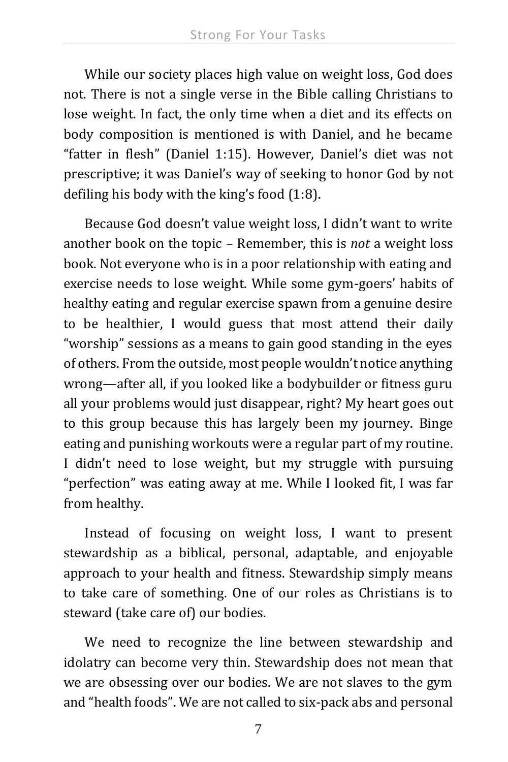While our society places high value on weight loss, God does not. There is not a single verse in the Bible calling Christians to lose weight. In fact, the only time when a diet and its effects on body composition is mentioned is with Daniel, and he became "fatter in flesh" (Daniel 1:15). However, Daniel's diet was not prescriptive; it was Daniel's way of seeking to honor God by not defiling his body with the king's food (1:8).

Because God doesn't value weight loss, I didn't want to write another book on the topic – Remember, this is *not* a weight loss book. Not everyone who is in a poor relationship with eating and exercise needs to lose weight. While some gym-goers' habits of healthy eating and regular exercise spawn from a genuine desire to be healthier, I would guess that most attend their daily "worship" sessions as a means to gain good standing in the eyes of others. From the outside, most people wouldn't notice anything wrong—after all, if you looked like a bodybuilder or fitness guru all your problems would just disappear, right? My heart goes out to this group because this has largely been my journey. Binge eating and punishing workouts were a regular part of my routine. I didn't need to lose weight, but my struggle with pursuing "perfection" was eating away at me. While I looked fit, I was far from healthy.

Instead of focusing on weight loss, I want to present stewardship as a biblical, personal, adaptable, and enjoyable approach to your health and fitness. Stewardship simply means to take care of something. One of our roles as Christians is to steward (take care of) our bodies.

We need to recognize the line between stewardship and idolatry can become very thin. Stewardship does not mean that we are obsessing over our bodies. We are not slaves to the gym and "health foods". We are not called to six-pack abs and personal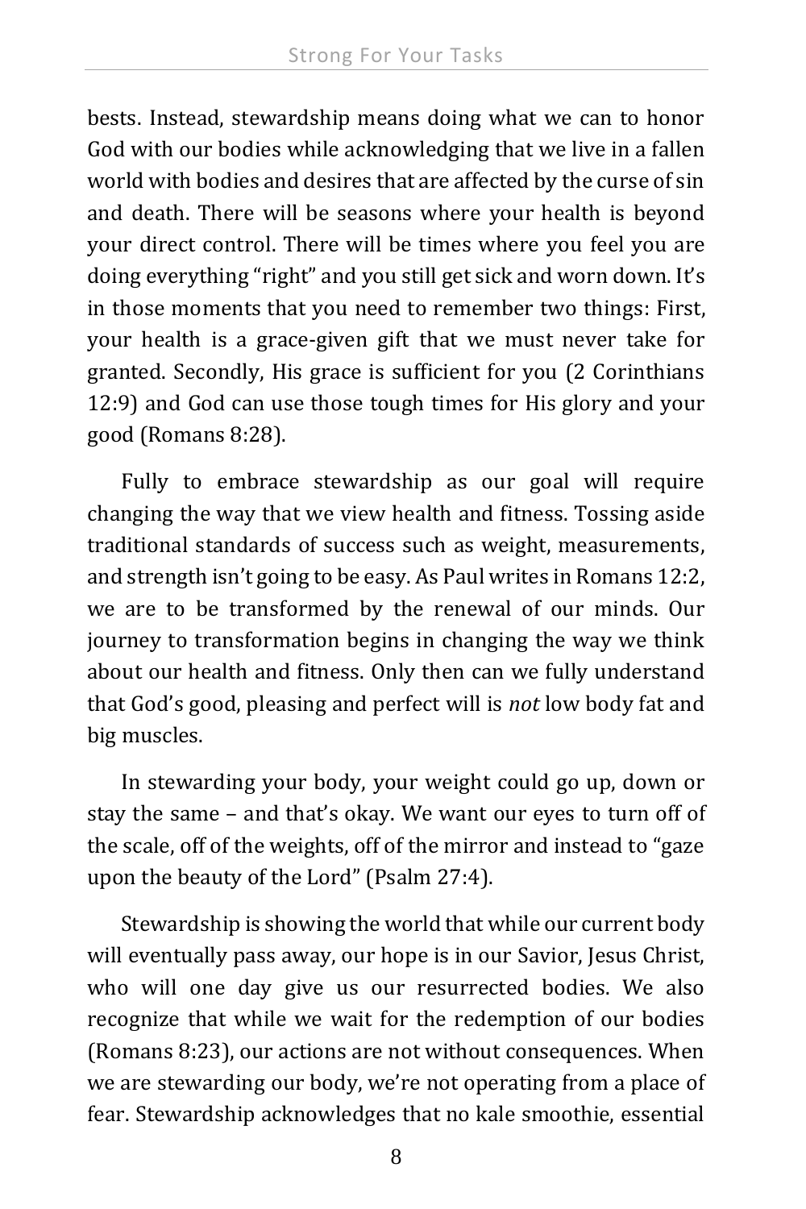bests. Instead, stewardship means doing what we can to honor God with our bodies while acknowledging that we live in a fallen world with bodies and desires that are affected by the curse of sin and death. There will be seasons where your health is beyond your direct control. There will be times where you feel you are doing everything "right" and you still get sick and worn down. It's in those moments that you need to remember two things: First, your health is a grace-given gift that we must never take for granted. Secondly, His grace is sufficient for you (2 Corinthians 12:9) and God can use those tough times for His glory and your good (Romans 8:28).

Fully to embrace stewardship as our goal will require changing the way that we view health and fitness. Tossing aside traditional standards of success such as weight, measurements, and strength isn't going to be easy. As Paul writes in Romans 12:2, we are to be transformed by the renewal of our minds. Our journey to transformation begins in changing the way we think about our health and fitness. Only then can we fully understand that God's good, pleasing and perfect will is *not* low body fat and big muscles.

In stewarding your body, your weight could go up, down or stay the same – and that's okay. We want our eyes to turn off of the scale, off of the weights, off of the mirror and instead to "gaze upon the beauty of the Lord" (Psalm 27:4).

Stewardship is showing the world that while our current body will eventually pass away, our hope is in our Savior, Jesus Christ, who will one day give us our resurrected bodies. We also recognize that while we wait for the redemption of our bodies (Romans 8:23), our actions are not without consequences. When we are stewarding our body, we're not operating from a place of fear. Stewardship acknowledges that no kale smoothie, essential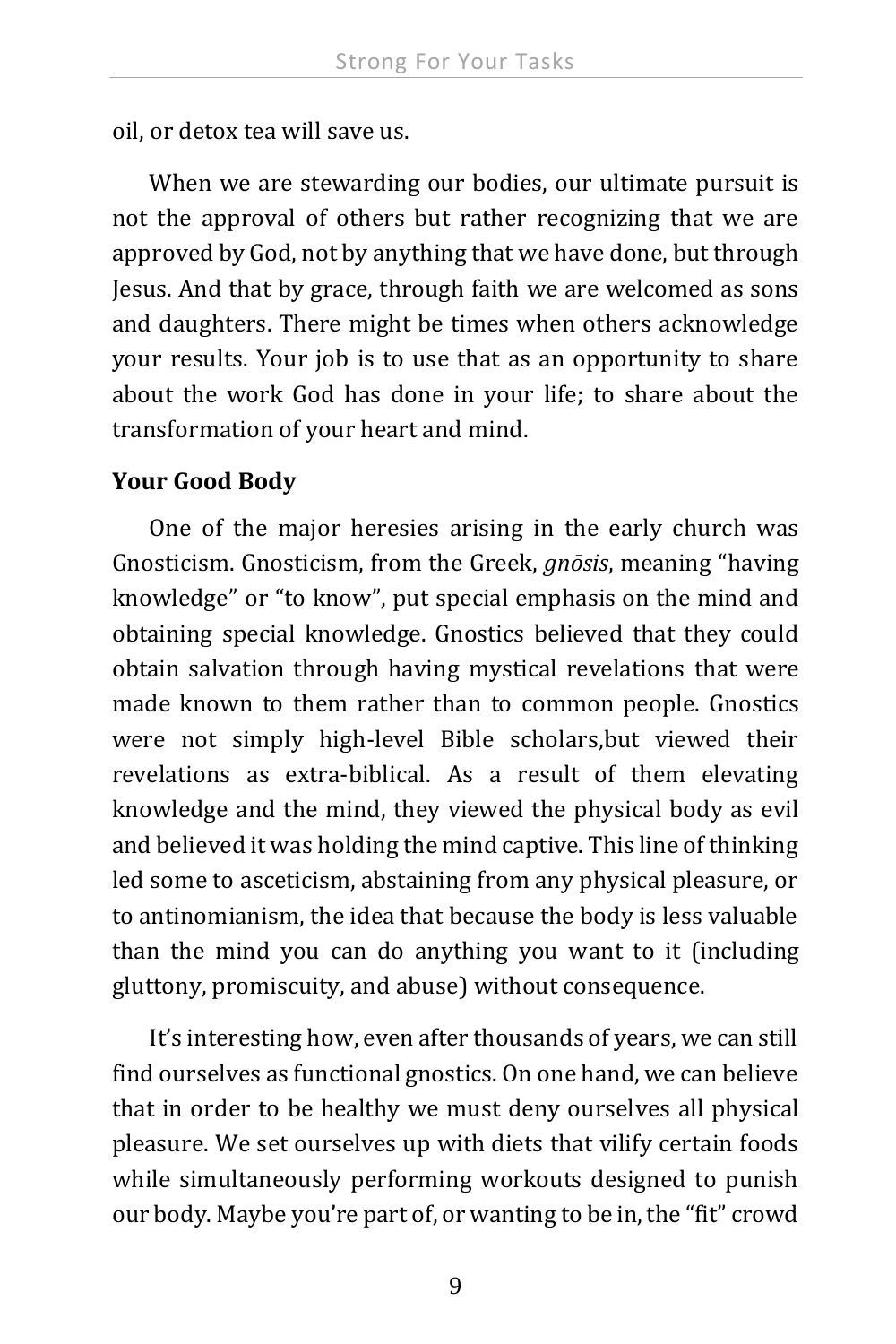oil, or detox tea will save us.

When we are stewarding our bodies, our ultimate pursuit is not the approval of others but rather recognizing that we are approved by God, not by anything that we have done, but through Jesus. And that by grace, through faith we are welcomed as sons and daughters. There might be times when others acknowledge your results. Your job is to use that as an opportunity to share about the work God has done in your life; to share about the transformation of your heart and mind.

**Your Good Body**

One of the major heresies arising in the early church was Gnosticism. Gnosticism, from the Greek, *gnōsis*, meaning "having knowledge" or "to know", put special emphasis on the mind and obtaining special knowledge. Gnostics believed that they could obtain salvation through having mystical revelations that were made known to them rather than to common people. Gnostics were not simply high-level Bible scholars,but viewed their revelations as extra-biblical. As a result of them elevating knowledge and the mind, they viewed the physical body as evil and believed it was holding the mind captive. This line of thinking led some to asceticism, abstaining from any physical pleasure, or to antinomianism, the idea that because the body is less valuable than the mind you can do anything you want to it (including gluttony, promiscuity, and abuse) without consequence.

It's interesting how, even after thousands of years, we can still find ourselves as functional gnostics. On one hand, we can believe that in order to be healthy we must deny ourselves all physical pleasure. We set ourselves up with diets that vilify certain foods while simultaneously performing workouts designed to punish our body. Maybe you're part of, or wanting to be in, the "fit" crowd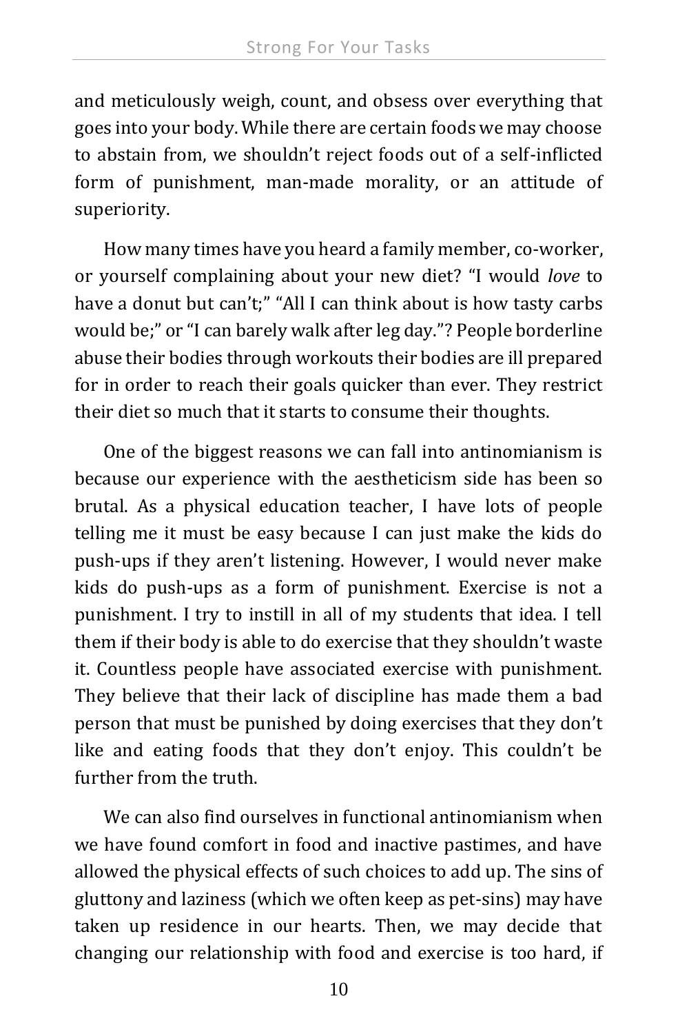and meticulously weigh, count, and obsess over everything that goes into your body. While there are certain foods we may choose to abstain from, we shouldn't reject foods out of a self-inflicted form of punishment, man-made morality, or an attitude of superiority.

How many times have you heard a family member, co-worker, or yourself complaining about your new diet? "I would *love* to have a donut but can't;" "All I can think about is how tasty carbs would be;" or "I can barely walk after leg day."? People borderline abuse their bodies through workouts their bodies are ill prepared for in order to reach their goals quicker than ever. They restrict their diet so much that it starts to consume their thoughts.

One of the biggest reasons we can fall into antinomianism is because our experience with the aestheticism side has been so brutal. As a physical education teacher, I have lots of people telling me it must be easy because I can just make the kids do push-ups if they aren't listening. However, I would never make kids do push-ups as a form of punishment. Exercise is not a punishment. I try to instill in all of my students that idea. I tell them if their body is able to do exercise that they shouldn't waste it. Countless people have associated exercise with punishment. They believe that their lack of discipline has made them a bad person that must be punished by doing exercises that they don't like and eating foods that they don't enjoy. This couldn't be further from the truth.

We can also find ourselves in functional antinomianism when we have found comfort in food and inactive pastimes, and have allowed the physical effects of such choices to add up. The sins of gluttony and laziness (which we often keep as pet-sins) may have taken up residence in our hearts. Then, we may decide that changing our relationship with food and exercise is too hard, if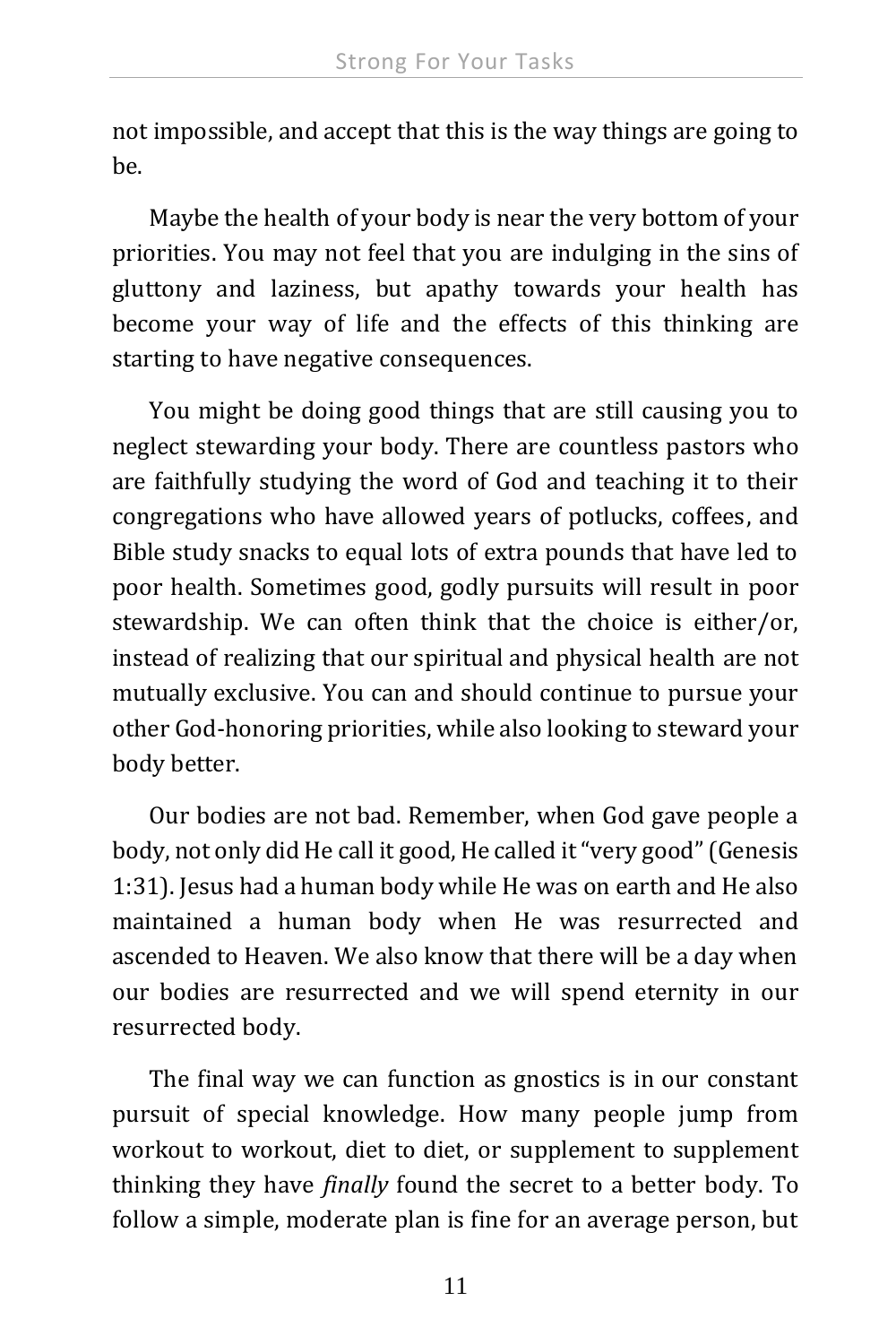not impossible, and accept that this is the way things are going to be.

Maybe the health of your body is near the very bottom of your priorities. You may not feel that you are indulging in the sins of gluttony and laziness, but apathy towards your health has become your way of life and the effects of this thinking are starting to have negative consequences.

You might be doing good things that are still causing you to neglect stewarding your body. There are countless pastors who are faithfully studying the word of God and teaching it to their congregations who have allowed years of potlucks, coffees, and Bible study snacks to equal lots of extra pounds that have led to poor health. Sometimes good, godly pursuits will result in poor stewardship. We can often think that the choice is either/or, instead of realizing that our spiritual and physical health are not mutually exclusive. You can and should continue to pursue your other God-honoring priorities, while also looking to steward your body better.

Our bodies are not bad. Remember, when God gave people a body, not only did He call it good, He called it "very good" (Genesis 1:31). Jesus had a human body while He was on earth and He also maintained a human body when He was resurrected and ascended to Heaven. We also know that there will be a day when our bodies are resurrected and we will spend eternity in our resurrected body.

The final way we can function as gnostics is in our constant pursuit of special knowledge. How many people jump from workout to workout, diet to diet, or supplement to supplement thinking they have *finally* found the secret to a better body. To follow a simple, moderate plan is fine for an average person, but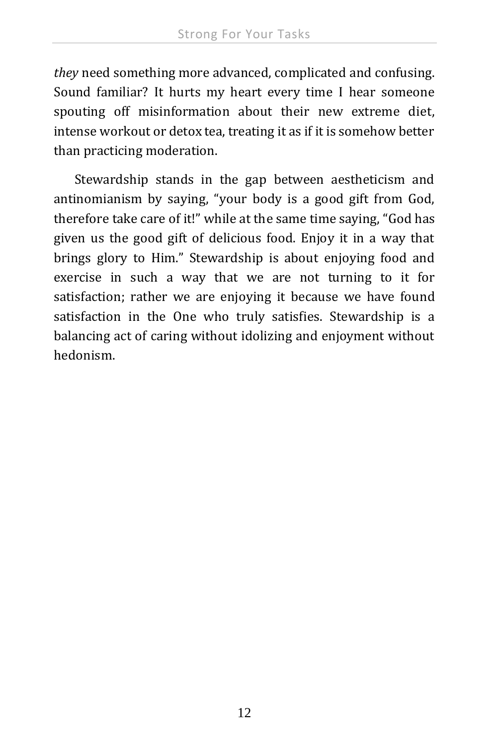*they* need something more advanced, complicated and confusing. Sound familiar? It hurts my heart every time I hear someone spouting off misinformation about their new extreme diet, intense workout or detox tea, treating it as if it is somehow better than practicing moderation.

Stewardship stands in the gap between aestheticism and antinomianism by saying, "your body is a good gift from God, therefore take care of it!" while at the same time saying, "God has given us the good gift of delicious food. Enjoy it in a way that brings glory to Him." Stewardship is about enjoying food and exercise in such a way that we are not turning to it for satisfaction; rather we are enjoying it because we have found satisfaction in the One who truly satisfies. Stewardship is a balancing act of caring without idolizing and enjoyment without hedonism.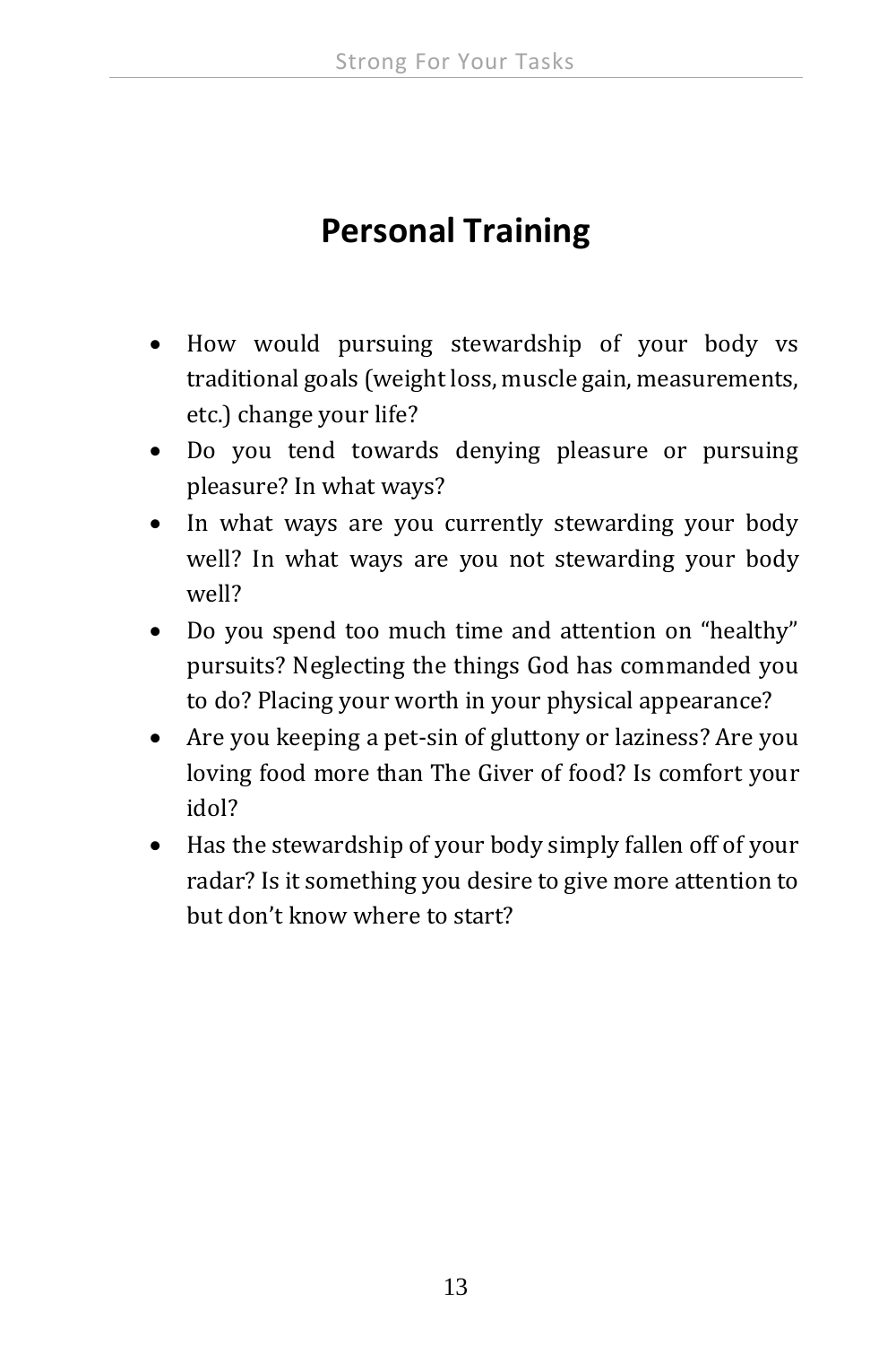# Personal Training

- How would pursuing stewardship of your body vs traditional goals (weight loss, muscle gain, measurements, etc.) change your life?
- Do you tend towards denying pleasure or pursuing pleasure? In what ways?
- In what ways are you currently stewarding your body well? In what ways are you not stewarding your body well?
- Do you spend too much time and attention on "healthy" pursuits? Neglecting the things God has commanded you to do? Placing your worth in your physical appearance?
- Are you keeping a pet-sin of gluttony or laziness? Are you loving food more than The Giver of food? Is comfort your idol?
- Has the stewardship of your body simply fallen off of your radar? Is it something you desire to give more attention to but don't know where to start?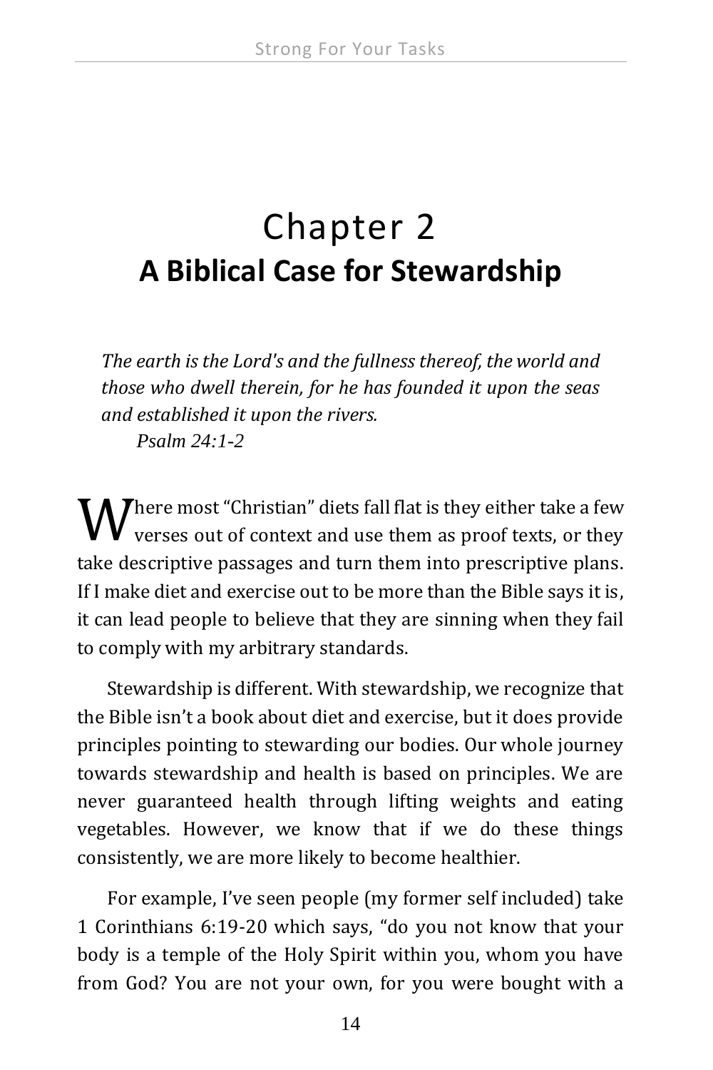# Chapter 2
## A Biblical Case for Stewardship

*The earth is the Lord's and the fullness thereof, the world and those who dwell therein, for he has founded it upon the seas and established it upon the rivers.*
*Psalm 24:1-2*

Where most "Christian" diets fall flat is they either take a few verses out of context and use them as proof texts, or they take descriptive passages and turn them into prescriptive plans. If I make diet and exercise out to be more than the Bible says it is, it can lead people to believe that they are sinning when they fail to comply with my arbitrary standards.

Stewardship is different. With stewardship, we recognize that the Bible isn't a book about diet and exercise, but it does provide principles pointing to stewarding our bodies. Our whole journey towards stewardship and health is based on principles. We are never guaranteed health through lifting weights and eating vegetables. However, we know that if we do these things consistently, we are more likely to become healthier.

For example, I've seen people (my former self included) take 1 Corinthians 6:19-20 which says, "do you not know that your body is a temple of the Holy Spirit within you, whom you have from God? You are not your own, for you were bought with a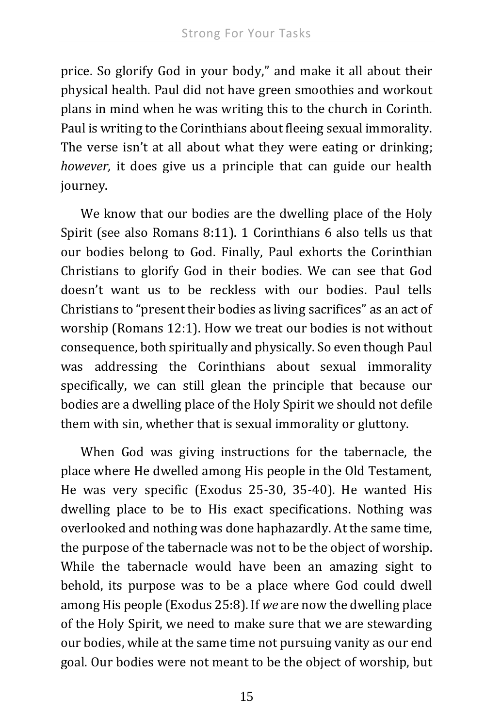price. So glorify God in your body," and make it all about their physical health. Paul did not have green smoothies and workout plans in mind when he was writing this to the church in Corinth. Paul is writing to the Corinthians about fleeing sexual immorality. The verse isn't at all about what they were eating or drinking; *however,* it does give us a principle that can guide our health journey.

We know that our bodies are the dwelling place of the Holy Spirit (see also Romans 8:11). 1 Corinthians 6 also tells us that our bodies belong to God. Finally, Paul exhorts the Corinthian Christians to glorify God in their bodies. We can see that God doesn't want us to be reckless with our bodies. Paul tells Christians to "present their bodies as living sacrifices" as an act of worship (Romans 12:1). How we treat our bodies is not without consequence, both spiritually and physically. So even though Paul was addressing the Corinthians about sexual immorality specifically, we can still glean the principle that because our bodies are a dwelling place of the Holy Spirit we should not defile them with sin, whether that is sexual immorality or gluttony.

When God was giving instructions for the tabernacle, the place where He dwelled among His people in the Old Testament, He was very specific (Exodus 25-30, 35-40). He wanted His dwelling place to be to His exact specifications. Nothing was overlooked and nothing was done haphazardly. At the same time, the purpose of the tabernacle was not to be the object of worship. While the tabernacle would have been an amazing sight to behold, its purpose was to be a place where God could dwell among His people (Exodus 25:8). If *we* are now the dwelling place of the Holy Spirit, we need to make sure that we are stewarding our bodies, while at the same time not pursuing vanity as our end goal. Our bodies were not meant to be the object of worship, but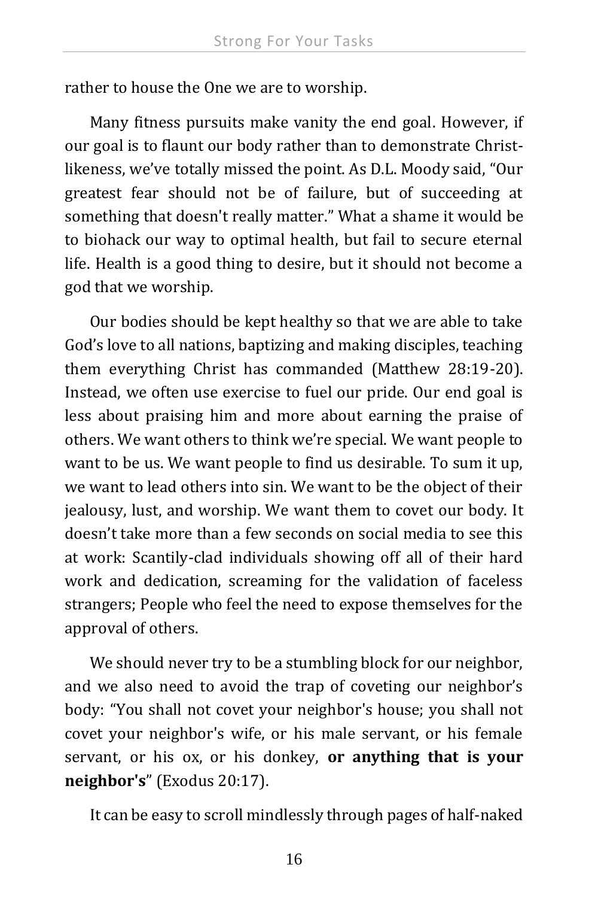rather to house the One we are to worship.

Many fitness pursuits make vanity the end goal. However, if our goal is to flaunt our body rather than to demonstrate Christ-likeness, we've totally missed the point. As D.L. Moody said, "Our greatest fear should not be of failure, but of succeeding at something that doesn't really matter." What a shame it would be to biohack our way to optimal health, but fail to secure eternal life. Health is a good thing to desire, but it should not become a god that we worship.

Our bodies should be kept healthy so that we are able to take God's love to all nations, baptizing and making disciples, teaching them everything Christ has commanded (Matthew 28:19-20). Instead, we often use exercise to fuel our pride. Our end goal is less about praising him and more about earning the praise of others. We want others to think we're special. We want people to want to be us. We want people to find us desirable. To sum it up, we want to lead others into sin. We want to be the object of their jealousy, lust, and worship. We want them to covet our body. It doesn't take more than a few seconds on social media to see this at work: Scantily-clad individuals showing off all of their hard work and dedication, screaming for the validation of faceless strangers; People who feel the need to expose themselves for the approval of others.

We should never try to be a stumbling block for our neighbor, and we also need to avoid the trap of coveting our neighbor's body: "You shall not covet your neighbor's house; you shall not covet your neighbor's wife, or his male servant, or his female servant, or his ox, or his donkey, **or anything that is your neighbor's**" (Exodus 20:17).

It can be easy to scroll mindlessly through pages of half-naked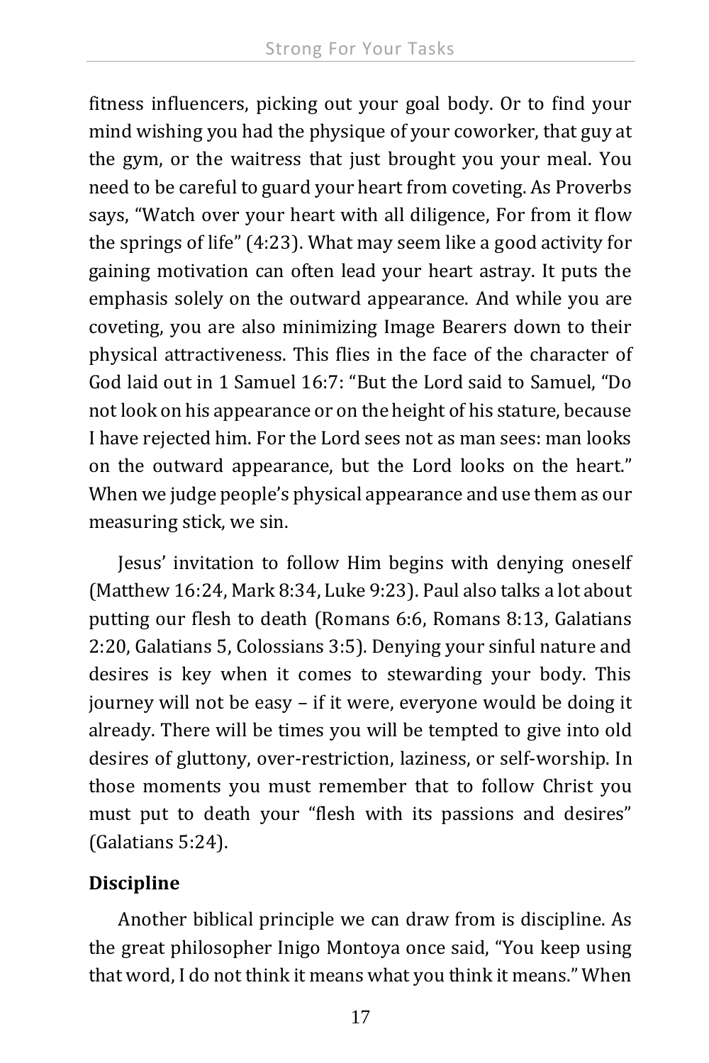fitness influencers, picking out your goal body. Or to find your mind wishing you had the physique of your coworker, that guy at the gym, or the waitress that just brought you your meal. You need to be careful to guard your heart from coveting. As Proverbs says, "Watch over your heart with all diligence, For from it flow the springs of life" (4:23). What may seem like a good activity for gaining motivation can often lead your heart astray. It puts the emphasis solely on the outward appearance. And while you are coveting, you are also minimizing Image Bearers down to their physical attractiveness. This flies in the face of the character of God laid out in 1 Samuel 16:7: "But the Lord said to Samuel, "Do not look on his appearance or on the height of his stature, because I have rejected him. For the Lord sees not as man sees: man looks on the outward appearance, but the Lord looks on the heart." When we judge people's physical appearance and use them as our measuring stick, we sin.

Jesus' invitation to follow Him begins with denying oneself (Matthew 16:24, Mark 8:34, Luke 9:23). Paul also talks a lot about putting our flesh to death (Romans 6:6, Romans 8:13, Galatians 2:20, Galatians 5, Colossians 3:5). Denying your sinful nature and desires is key when it comes to stewarding your body. This journey will not be easy – if it were, everyone would be doing it already. There will be times you will be tempted to give into old desires of gluttony, over-restriction, laziness, or self-worship. In those moments you must remember that to follow Christ you must put to death your "flesh with its passions and desires" (Galatians 5:24).

**Discipline**

Another biblical principle we can draw from is discipline. As the great philosopher Inigo Montoya once said, "You keep using that word, I do not think it means what you think it means." When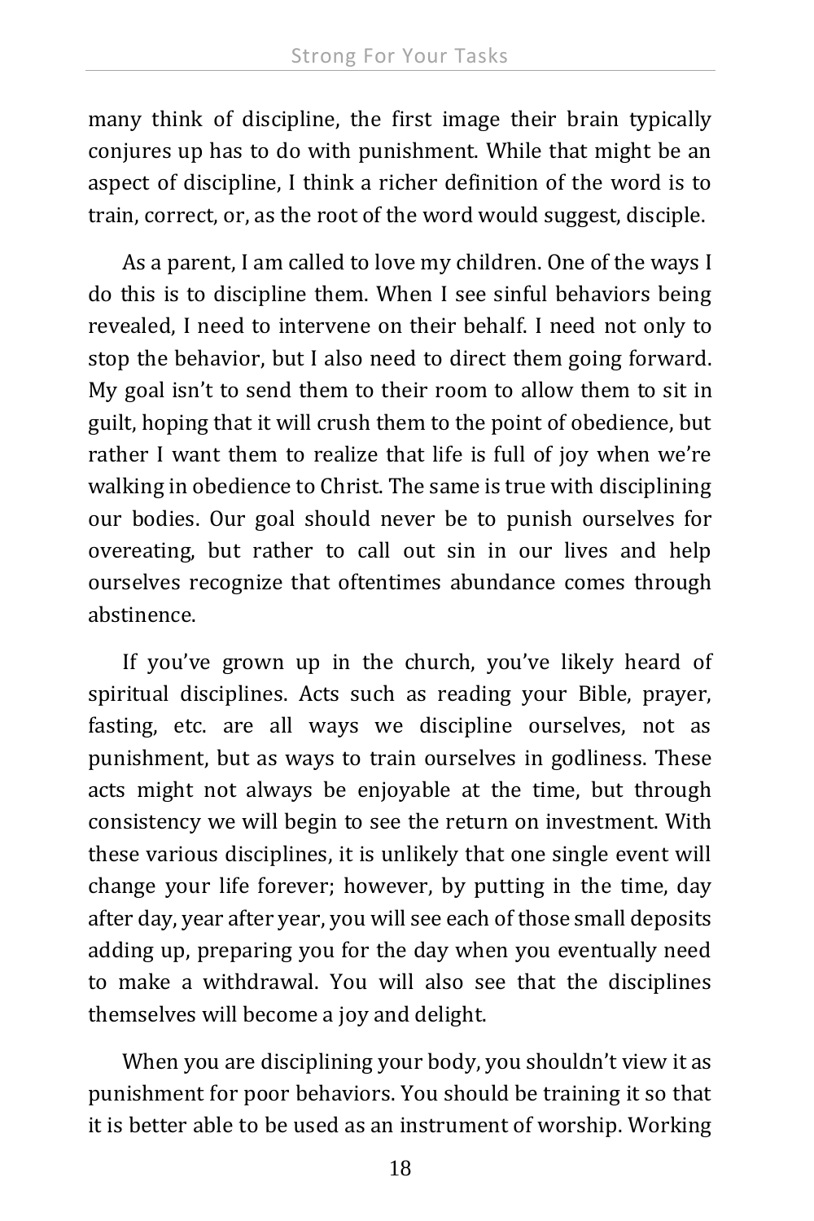many think of discipline, the first image their brain typically conjures up has to do with punishment. While that might be an aspect of discipline, I think a richer definition of the word is to train, correct, or, as the root of the word would suggest, disciple.

As a parent, I am called to love my children. One of the ways I do this is to discipline them. When I see sinful behaviors being revealed, I need to intervene on their behalf. I need not only to stop the behavior, but I also need to direct them going forward. My goal isn't to send them to their room to allow them to sit in guilt, hoping that it will crush them to the point of obedience, but rather I want them to realize that life is full of joy when we're walking in obedience to Christ. The same is true with disciplining our bodies. Our goal should never be to punish ourselves for overeating, but rather to call out sin in our lives and help ourselves recognize that oftentimes abundance comes through abstinence.

If you've grown up in the church, you've likely heard of spiritual disciplines. Acts such as reading your Bible, prayer, fasting, etc. are all ways we discipline ourselves, not as punishment, but as ways to train ourselves in godliness. These acts might not always be enjoyable at the time, but through consistency we will begin to see the return on investment. With these various disciplines, it is unlikely that one single event will change your life forever; however, by putting in the time, day after day, year after year, you will see each of those small deposits adding up, preparing you for the day when you eventually need to make a withdrawal. You will also see that the disciplines themselves will become a joy and delight.

When you are disciplining your body, you shouldn't view it as punishment for poor behaviors. You should be training it so that it is better able to be used as an instrument of worship. Working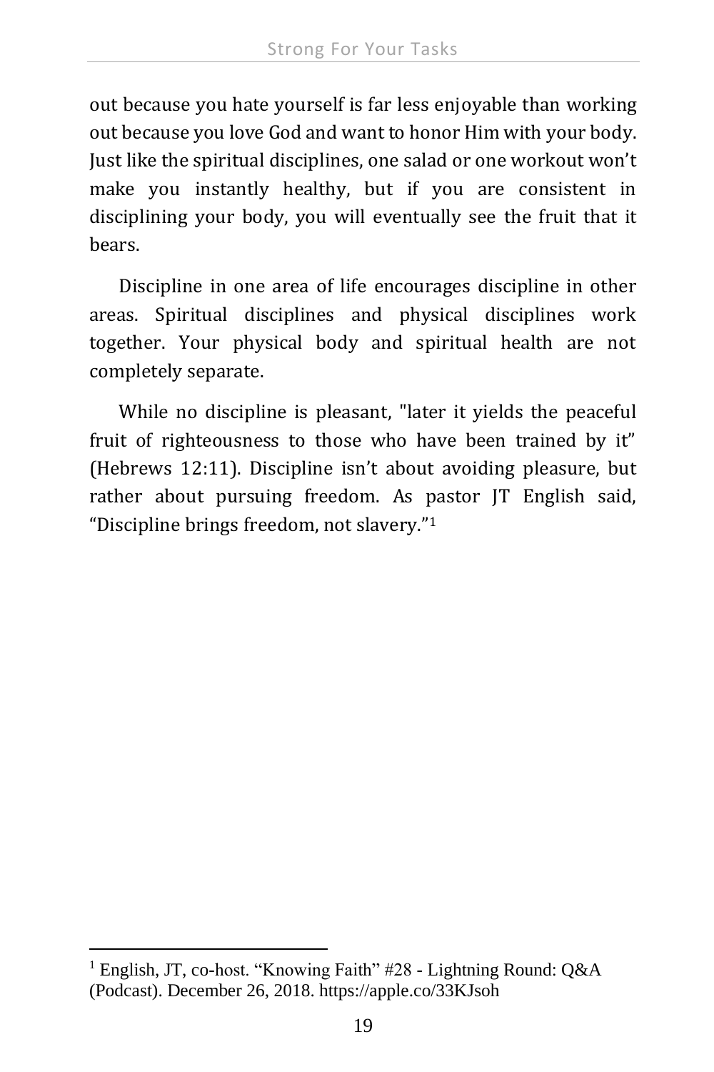out because you hate yourself is far less enjoyable than working out because you love God and want to honor Him with your body. Just like the spiritual disciplines, one salad or one workout won't make you instantly healthy, but if you are consistent in disciplining your body, you will eventually see the fruit that it bears.

Discipline in one area of life encourages discipline in other areas. Spiritual disciplines and physical disciplines work together. Your physical body and spiritual health are not completely separate.

While no discipline is pleasant, "later it yields the peaceful fruit of righteousness to those who have been trained by it" (Hebrews 12:11). Discipline isn't about avoiding pleasure, but rather about pursuing freedom. As pastor JT English said, "Discipline brings freedom, not slavery."[1]

---

[1] English, JT, co-host. "Knowing Faith" #28 - Lightning Round: Q&A (Podcast). December 26, 2018. https://apple.co/33KJsoh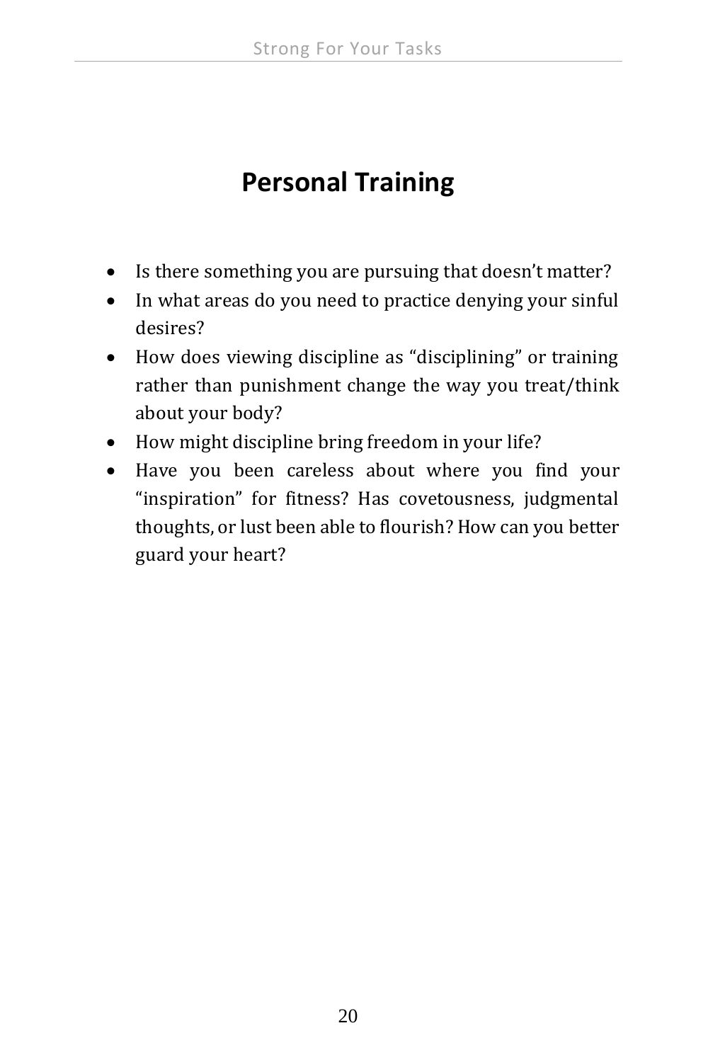## Personal Training

- Is there something you are pursuing that doesn't matter?
- In what areas do you need to practice denying your sinful desires?
- How does viewing discipline as "disciplining" or training rather than punishment change the way you treat/think about your body?
- How might discipline bring freedom in your life?
- Have you been careless about where you find your "inspiration" for fitness? Has covetousness, judgmental thoughts, or lust been able to flourish? How can you better guard your heart?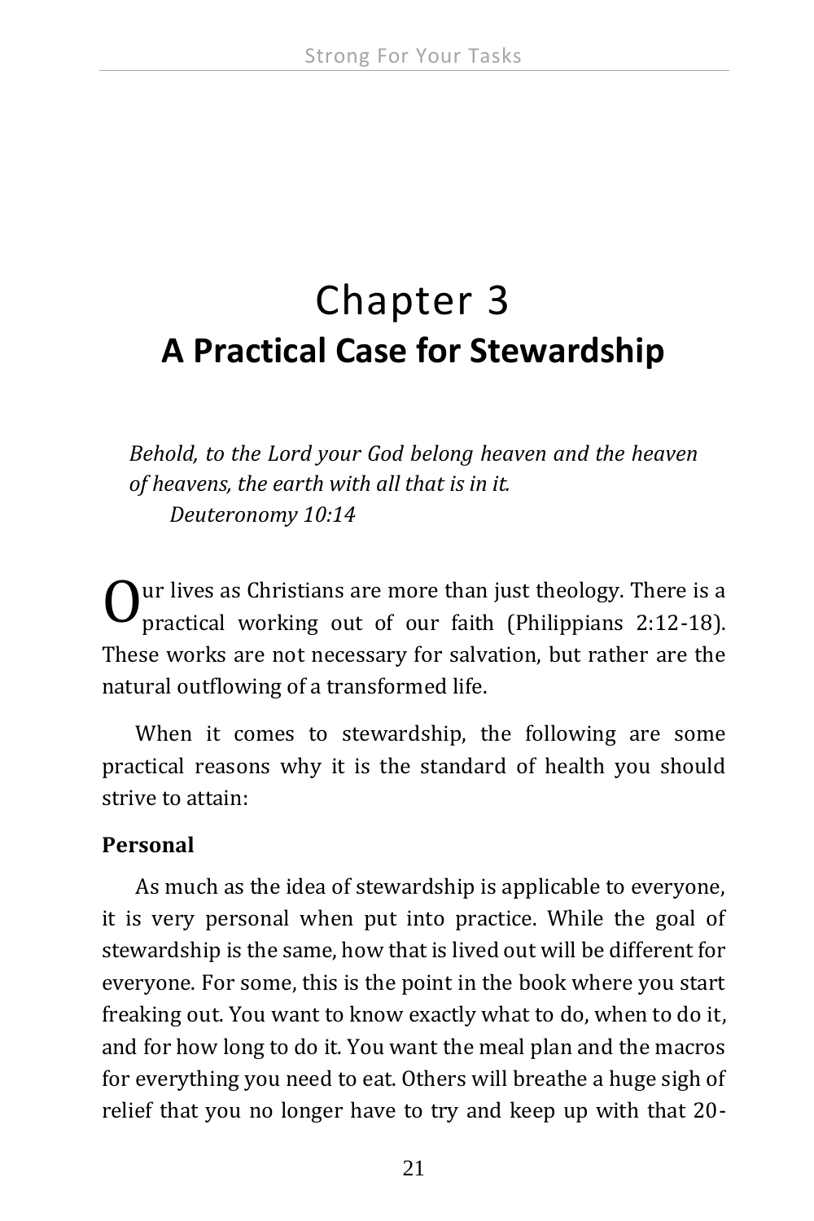# Chapter 3
## A Practical Case for Stewardship

*Behold, to the Lord your God belong heaven and the heaven of heavens, the earth with all that is in it.*
*Deuteronomy 10:14*

Our lives as Christians are more than just theology. There is a practical working out of our faith (Philippians 2:12-18). These works are not necessary for salvation, but rather are the natural outflowing of a transformed life.

When it comes to stewardship, the following are some practical reasons why it is the standard of health you should strive to attain:

**Personal**

As much as the idea of stewardship is applicable to everyone, it is very personal when put into practice. While the goal of stewardship is the same, how that is lived out will be different for everyone. For some, this is the point in the book where you start freaking out. You want to know exactly what to do, when to do it, and for how long to do it. You want the meal plan and the macros for everything you need to eat. Others will breathe a huge sigh of relief that you no longer have to try and keep up with that 20-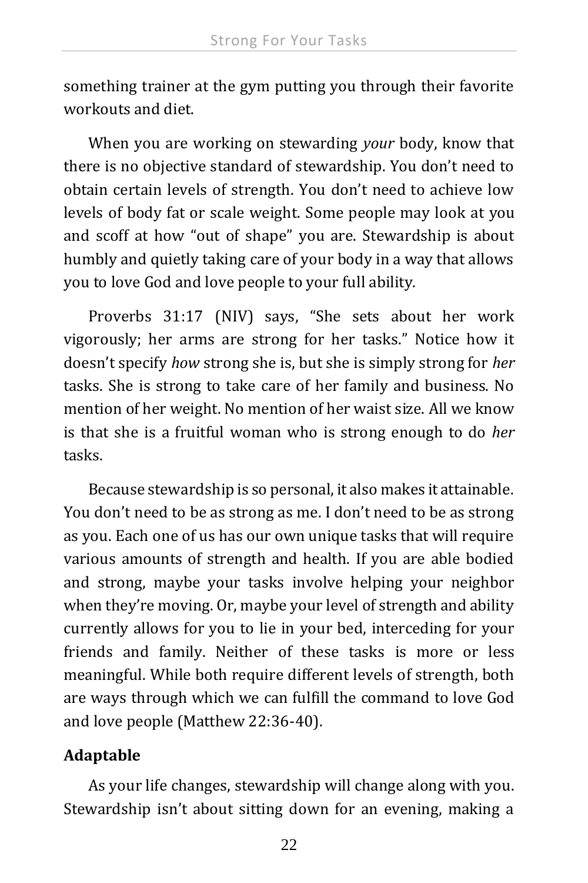something trainer at the gym putting you through their favorite workouts and diet.

When you are working on stewarding *your* body, know that there is no objective standard of stewardship. You don't need to obtain certain levels of strength. You don't need to achieve low levels of body fat or scale weight. Some people may look at you and scoff at how "out of shape" you are. Stewardship is about humbly and quietly taking care of your body in a way that allows you to love God and love people to your full ability.

Proverbs 31:17 (NIV) says, "She sets about her work vigorously; her arms are strong for her tasks." Notice how it doesn't specify *how* strong she is, but she is simply strong for *her* tasks. She is strong to take care of her family and business. No mention of her weight. No mention of her waist size. All we know is that she is a fruitful woman who is strong enough to do *her* tasks.

Because stewardship is so personal, it also makes it attainable. You don't need to be as strong as me. I don't need to be as strong as you. Each one of us has our own unique tasks that will require various amounts of strength and health. If you are able bodied and strong, maybe your tasks involve helping your neighbor when they're moving. Or, maybe your level of strength and ability currently allows for you to lie in your bed, interceding for your friends and family. Neither of these tasks is more or less meaningful. While both require different levels of strength, both are ways through which we can fulfill the command to love God and love people (Matthew 22:36-40).

**Adaptable**

As your life changes, stewardship will change along with you. Stewardship isn't about sitting down for an evening, making a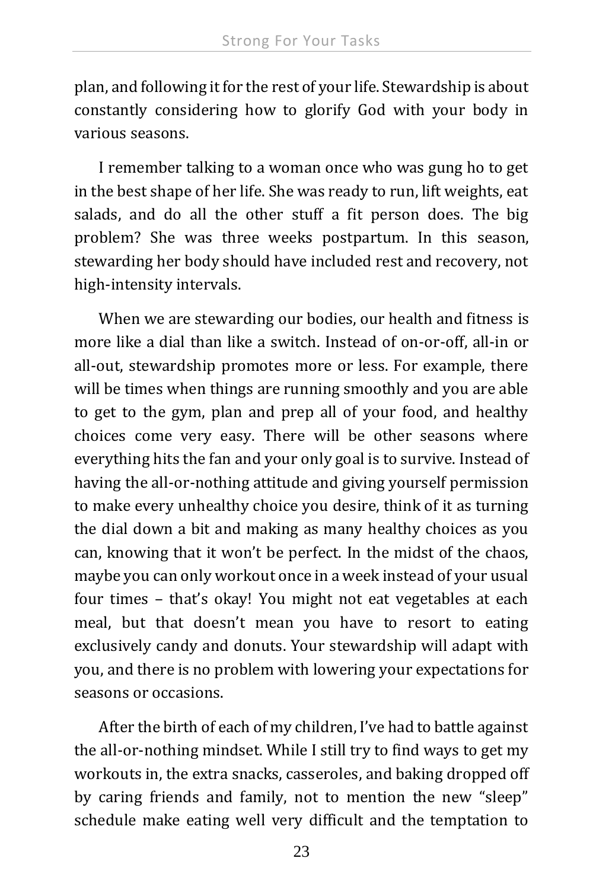plan, and following it for the rest of your life. Stewardship is about constantly considering how to glorify God with your body in various seasons.

I remember talking to a woman once who was gung ho to get in the best shape of her life. She was ready to run, lift weights, eat salads, and do all the other stuff a fit person does. The big problem? She was three weeks postpartum. In this season, stewarding her body should have included rest and recovery, not high-intensity intervals.

When we are stewarding our bodies, our health and fitness is more like a dial than like a switch. Instead of on-or-off, all-in or all-out, stewardship promotes more or less. For example, there will be times when things are running smoothly and you are able to get to the gym, plan and prep all of your food, and healthy choices come very easy. There will be other seasons where everything hits the fan and your only goal is to survive. Instead of having the all-or-nothing attitude and giving yourself permission to make every unhealthy choice you desire, think of it as turning the dial down a bit and making as many healthy choices as you can, knowing that it won't be perfect. In the midst of the chaos, maybe you can only workout once in a week instead of your usual four times – that's okay! You might not eat vegetables at each meal, but that doesn't mean you have to resort to eating exclusively candy and donuts. Your stewardship will adapt with you, and there is no problem with lowering your expectations for seasons or occasions.

After the birth of each of my children, I've had to battle against the all-or-nothing mindset. While I still try to find ways to get my workouts in, the extra snacks, casseroles, and baking dropped off by caring friends and family, not to mention the new "sleep" schedule make eating well very difficult and the temptation to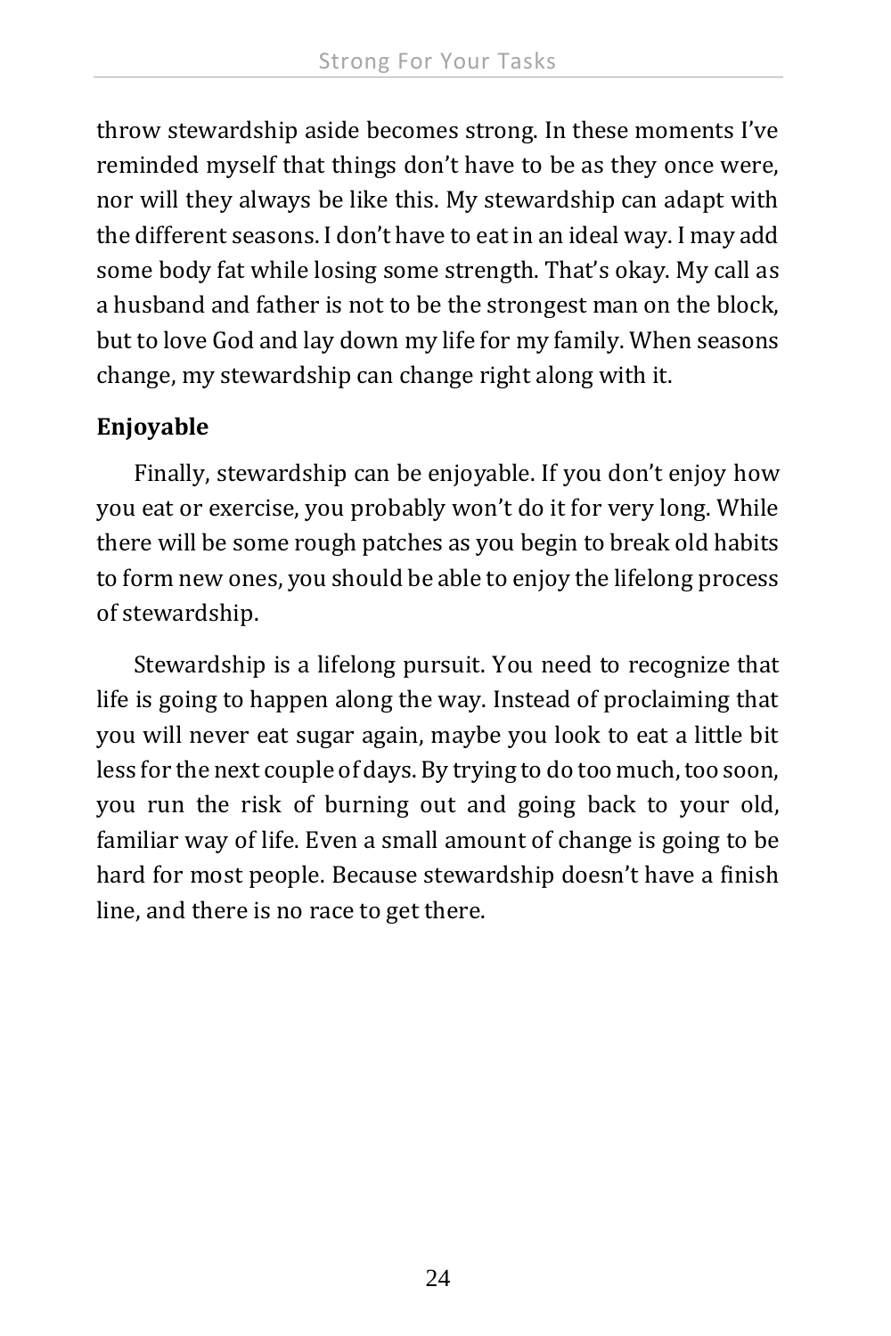throw stewardship aside becomes strong. In these moments I've reminded myself that things don't have to be as they once were, nor will they always be like this. My stewardship can adapt with the different seasons. I don't have to eat in an ideal way. I may add some body fat while losing some strength. That's okay. My call as a husband and father is not to be the strongest man on the block, but to love God and lay down my life for my family. When seasons change, my stewardship can change right along with it.

**Enjoyable**

Finally, stewardship can be enjoyable. If you don't enjoy how you eat or exercise, you probably won't do it for very long. While there will be some rough patches as you begin to break old habits to form new ones, you should be able to enjoy the lifelong process of stewardship.

Stewardship is a lifelong pursuit. You need to recognize that life is going to happen along the way. Instead of proclaiming that you will never eat sugar again, maybe you look to eat a little bit less for the next couple of days. By trying to do too much, too soon, you run the risk of burning out and going back to your old, familiar way of life. Even a small amount of change is going to be hard for most people. Because stewardship doesn't have a finish line, and there is no race to get there.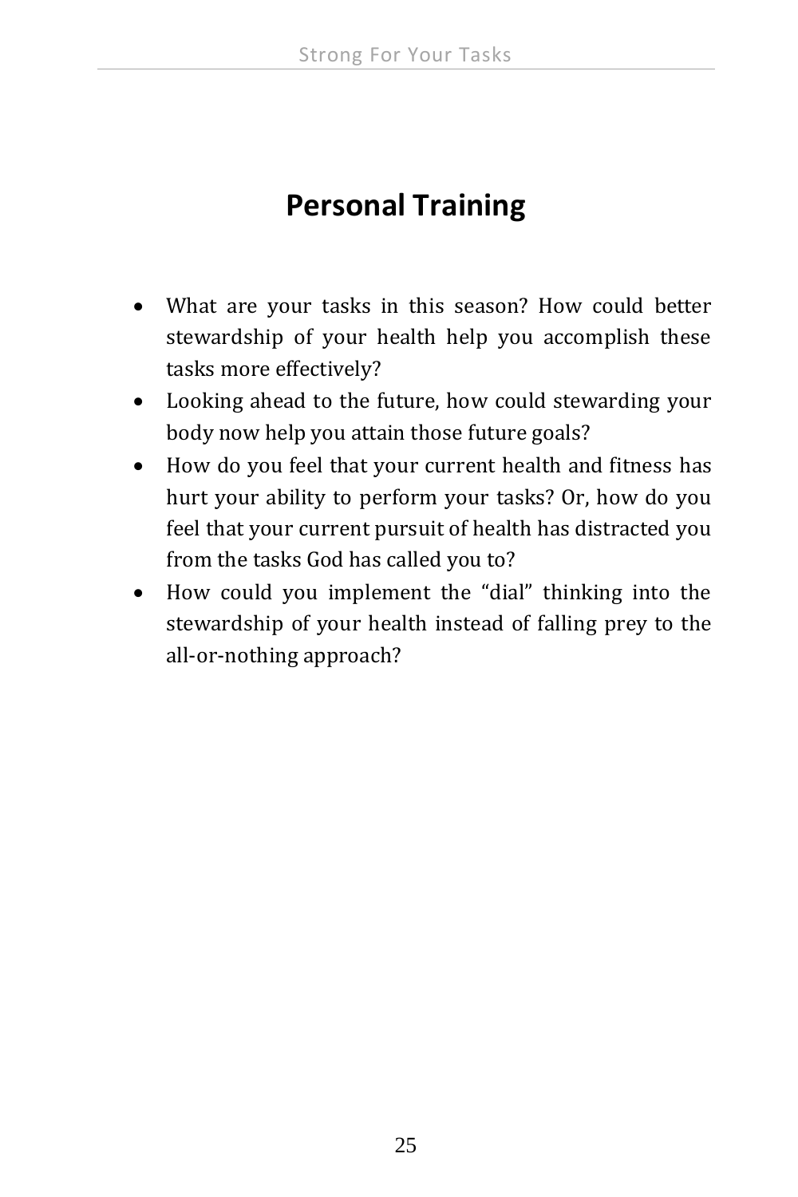# Personal Training

- What are your tasks in this season? How could better stewardship of your health help you accomplish these tasks more effectively?
- Looking ahead to the future, how could stewarding your body now help you attain those future goals?
- How do you feel that your current health and fitness has hurt your ability to perform your tasks? Or, how do you feel that your current pursuit of health has distracted you from the tasks God has called you to?
- How could you implement the “dial” thinking into the stewardship of your health instead of falling prey to the all-or-nothing approach?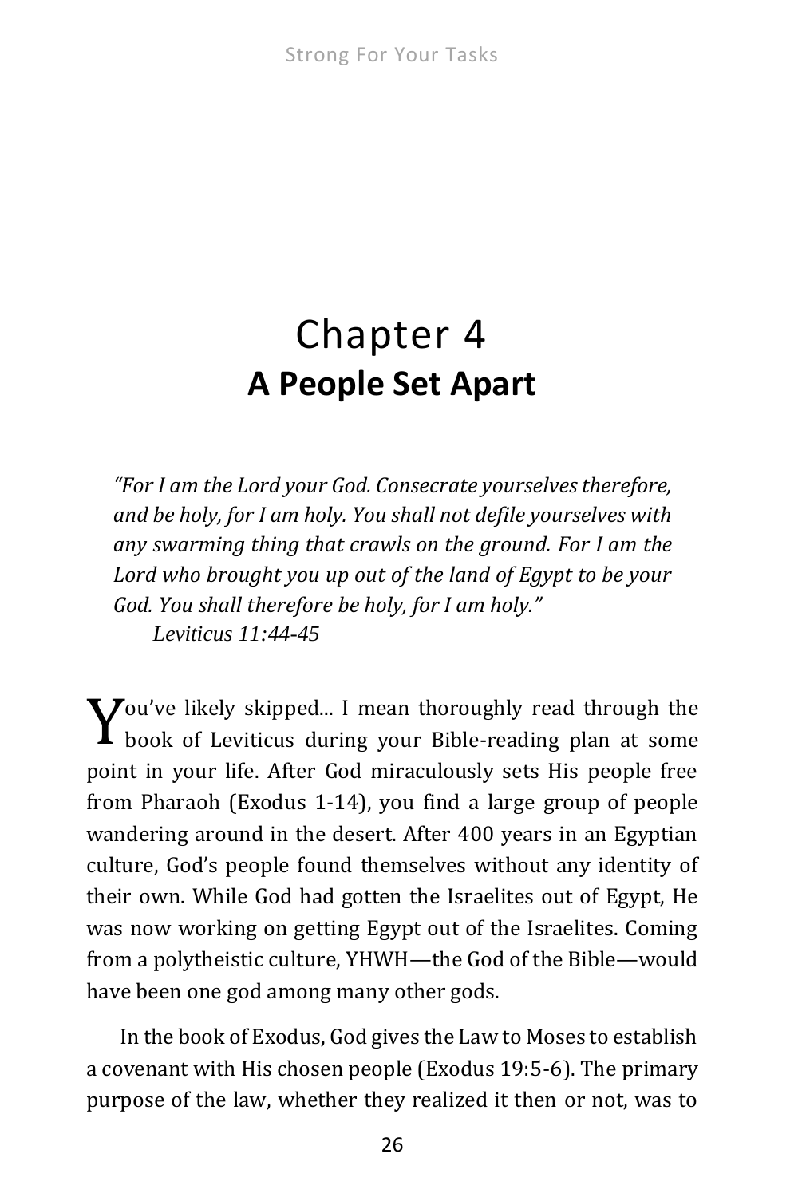# Chapter 4
## A People Set Apart

*"For I am the Lord your God. Consecrate yourselves therefore, and be holy, for I am holy. You shall not defile yourselves with any swarming thing that crawls on the ground. For I am the Lord who brought you up out of the land of Egypt to be your God. You shall therefore be holy, for I am holy."*
*Leviticus 11:44-45*

You've likely skipped... I mean thoroughly read through the book of Leviticus during your Bible-reading plan at some point in your life. After God miraculously sets His people free from Pharaoh (Exodus 1-14), you find a large group of people wandering around in the desert. After 400 years in an Egyptian culture, God's people found themselves without any identity of their own. While God had gotten the Israelites out of Egypt, He was now working on getting Egypt out of the Israelites. Coming from a polytheistic culture, YHWH—the God of the Bible—would have been one god among many other gods.

In the book of Exodus, God gives the Law to Moses to establish a covenant with His chosen people (Exodus 19:5-6). The primary purpose of the law, whether they realized it then or not, was to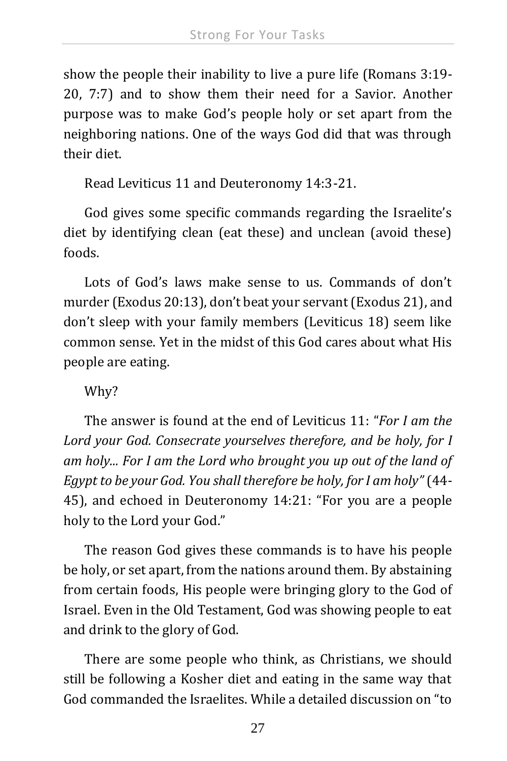show the people their inability to live a pure life (Romans 3:19-20, 7:7) and to show them their need for a Savior. Another purpose was to make God's people holy or set apart from the neighboring nations. One of the ways God did that was through their diet.

Read Leviticus 11 and Deuteronomy 14:3-21.

God gives some specific commands regarding the Israelite's diet by identifying clean (eat these) and unclean (avoid these) foods.

Lots of God's laws make sense to us. Commands of don't murder (Exodus 20:13), don't beat your servant (Exodus 21), and don't sleep with your family members (Leviticus 18) seem like common sense. Yet in the midst of this God cares about what His people are eating.

Why?

The answer is found at the end of Leviticus 11: "*For I am the Lord your God. Consecrate yourselves therefore, and be holy, for I am holy... For I am the Lord who brought you up out of the land of Egypt to be your God. You shall therefore be holy, for I am holy"* (44-45), and echoed in Deuteronomy 14:21: "For you are a people holy to the Lord your God."

The reason God gives these commands is to have his people be holy, or set apart, from the nations around them. By abstaining from certain foods, His people were bringing glory to the God of Israel. Even in the Old Testament, God was showing people to eat and drink to the glory of God.

There are some people who think, as Christians, we should still be following a Kosher diet and eating in the same way that God commanded the Israelites. While a detailed discussion on "to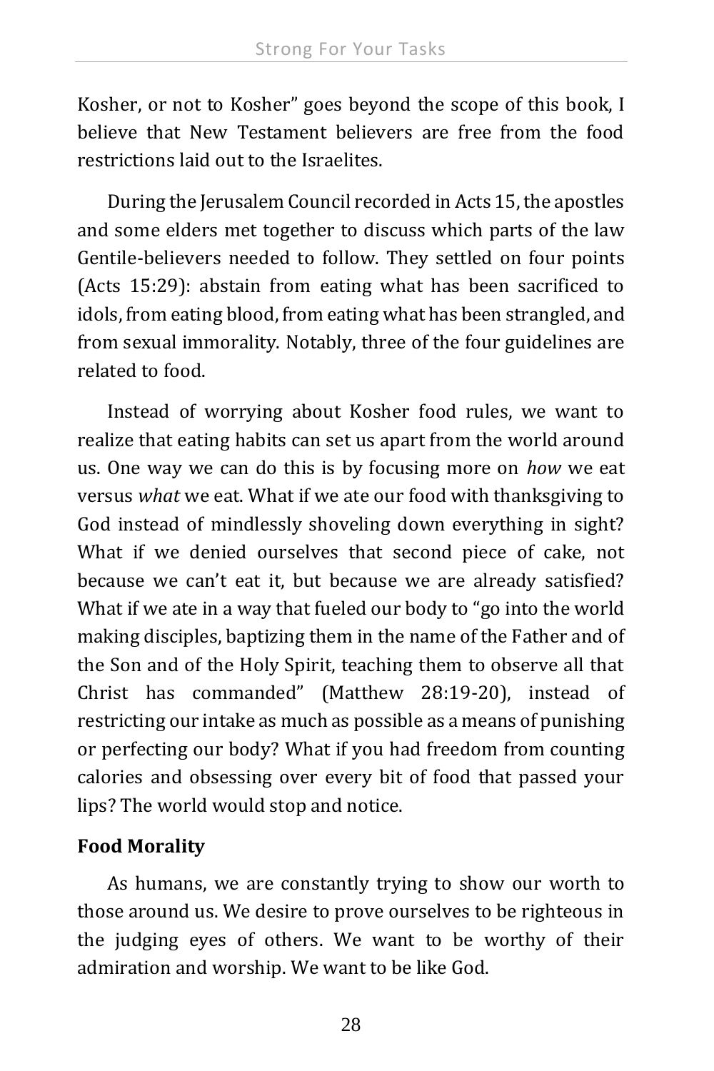Kosher, or not to Kosher" goes beyond the scope of this book, I believe that New Testament believers are free from the food restrictions laid out to the Israelites.

During the Jerusalem Council recorded in Acts 15, the apostles and some elders met together to discuss which parts of the law Gentile-believers needed to follow. They settled on four points (Acts 15:29): abstain from eating what has been sacrificed to idols, from eating blood, from eating what has been strangled, and from sexual immorality. Notably, three of the four guidelines are related to food.

Instead of worrying about Kosher food rules, we want to realize that eating habits can set us apart from the world around us. One way we can do this is by focusing more on *how* we eat versus *what* we eat. What if we ate our food with thanksgiving to God instead of mindlessly shoveling down everything in sight? What if we denied ourselves that second piece of cake, not because we can't eat it, but because we are already satisfied? What if we ate in a way that fueled our body to "go into the world making disciples, baptizing them in the name of the Father and of the Son and of the Holy Spirit, teaching them to observe all that Christ has commanded" (Matthew 28:19-20), instead of restricting our intake as much as possible as a means of punishing or perfecting our body? What if you had freedom from counting calories and obsessing over every bit of food that passed your lips? The world would stop and notice.

**Food Morality**

As humans, we are constantly trying to show our worth to those around us. We desire to prove ourselves to be righteous in the judging eyes of others. We want to be worthy of their admiration and worship. We want to be like God.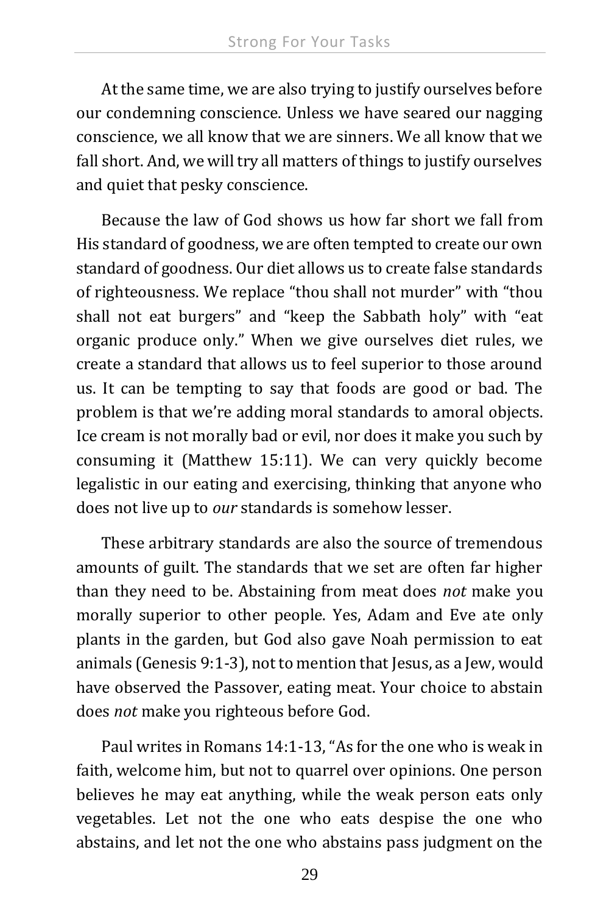At the same time, we are also trying to justify ourselves before our condemning conscience. Unless we have seared our nagging conscience, we all know that we are sinners. We all know that we fall short. And, we will try all matters of things to justify ourselves and quiet that pesky conscience.

Because the law of God shows us how far short we fall from His standard of goodness, we are often tempted to create our own standard of goodness. Our diet allows us to create false standards of righteousness. We replace "thou shall not murder" with "thou shall not eat burgers" and "keep the Sabbath holy" with "eat organic produce only." When we give ourselves diet rules, we create a standard that allows us to feel superior to those around us. It can be tempting to say that foods are good or bad. The problem is that we're adding moral standards to amoral objects. Ice cream is not morally bad or evil, nor does it make you such by consuming it (Matthew 15:11). We can very quickly become legalistic in our eating and exercising, thinking that anyone who does not live up to *our* standards is somehow lesser.

These arbitrary standards are also the source of tremendous amounts of guilt. The standards that we set are often far higher than they need to be. Abstaining from meat does *not* make you morally superior to other people. Yes, Adam and Eve ate only plants in the garden, but God also gave Noah permission to eat animals (Genesis 9:1-3), not to mention that Jesus, as a Jew, would have observed the Passover, eating meat. Your choice to abstain does *not* make you righteous before God.

Paul writes in Romans 14:1-13, "As for the one who is weak in faith, welcome him, but not to quarrel over opinions. One person believes he may eat anything, while the weak person eats only vegetables. Let not the one who eats despise the one who abstains, and let not the one who abstains pass judgment on the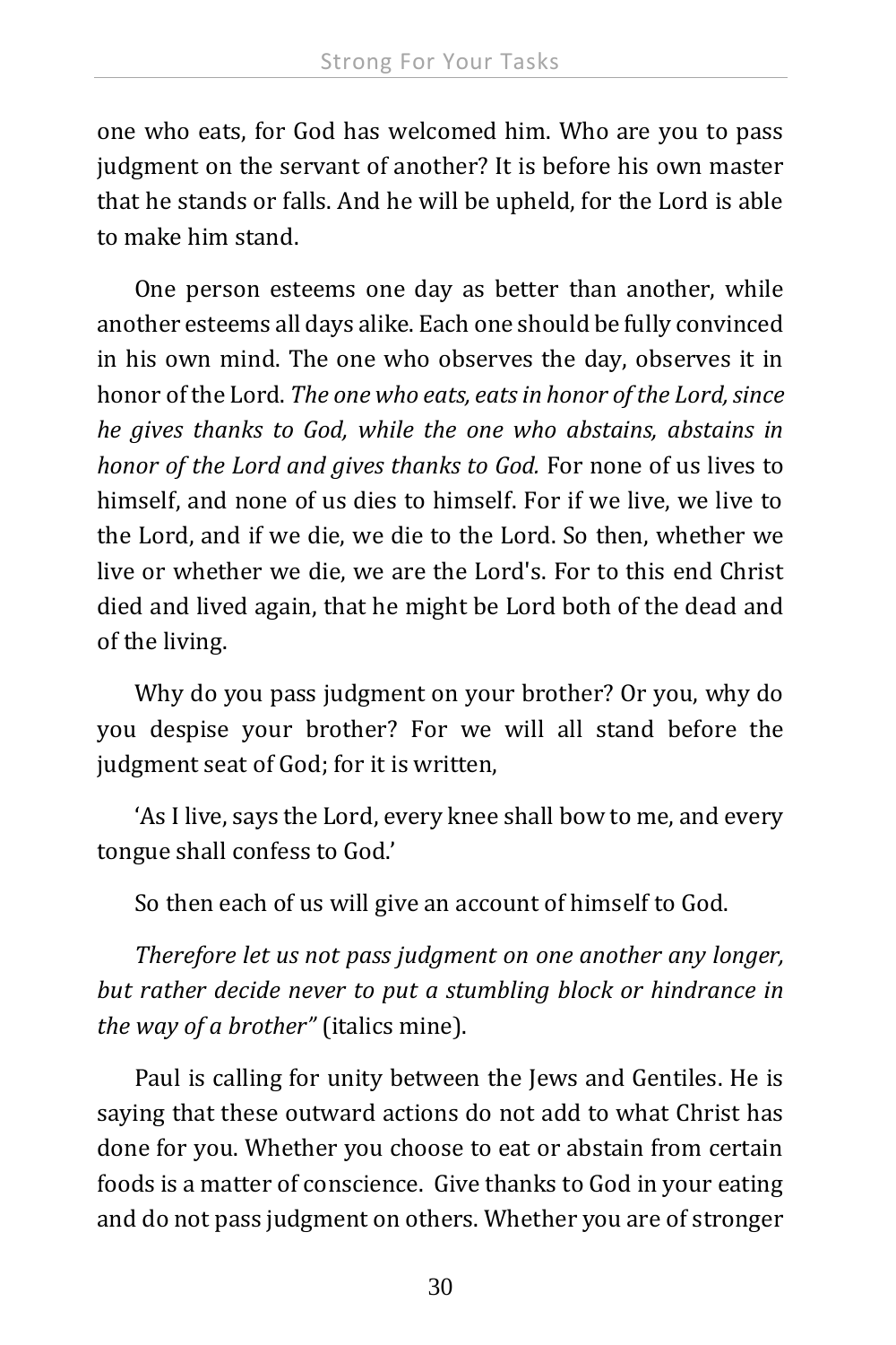one who eats, for God has welcomed him. Who are you to pass judgment on the servant of another? It is before his own master that he stands or falls. And he will be upheld, for the Lord is able to make him stand.

One person esteems one day as better than another, while another esteems all days alike. Each one should be fully convinced in his own mind. The one who observes the day, observes it in honor of the Lord. *The one who eats, eats in honor of the Lord, since he gives thanks to God, while the one who abstains, abstains in honor of the Lord and gives thanks to God.* For none of us lives to himself, and none of us dies to himself. For if we live, we live to the Lord, and if we die, we die to the Lord. So then, whether we live or whether we die, we are the Lord's. For to this end Christ died and lived again, that he might be Lord both of the dead and of the living.

Why do you pass judgment on your brother? Or you, why do you despise your brother? For we will all stand before the judgment seat of God; for it is written,

'As I live, says the Lord, every knee shall bow to me, and every tongue shall confess to God.'

So then each of us will give an account of himself to God.

*Therefore let us not pass judgment on one another any longer, but rather decide never to put a stumbling block or hindrance in the way of a brother"* (italics mine).

Paul is calling for unity between the Jews and Gentiles. He is saying that these outward actions do not add to what Christ has done for you. Whether you choose to eat or abstain from certain foods is a matter of conscience. Give thanks to God in your eating and do not pass judgment on others. Whether you are of stronger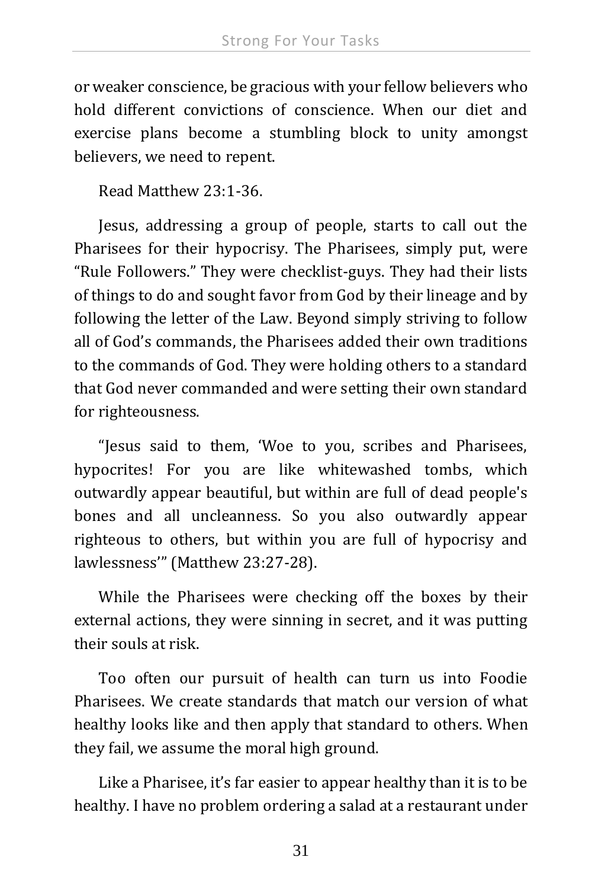or weaker conscience, be gracious with your fellow believers who hold different convictions of conscience. When our diet and exercise plans become a stumbling block to unity amongst believers, we need to repent.

Read Matthew 23:1-36.

Jesus, addressing a group of people, starts to call out the Pharisees for their hypocrisy. The Pharisees, simply put, were "Rule Followers." They were checklist-guys. They had their lists of things to do and sought favor from God by their lineage and by following the letter of the Law. Beyond simply striving to follow all of God's commands, the Pharisees added their own traditions to the commands of God. They were holding others to a standard that God never commanded and were setting their own standard for righteousness.

"Jesus said to them, 'Woe to you, scribes and Pharisees, hypocrites! For you are like whitewashed tombs, which outwardly appear beautiful, but within are full of dead people's bones and all uncleanness. So you also outwardly appear righteous to others, but within you are full of hypocrisy and lawlessness'" (Matthew 23:27-28).

While the Pharisees were checking off the boxes by their external actions, they were sinning in secret, and it was putting their souls at risk.

Too often our pursuit of health can turn us into Foodie Pharisees. We create standards that match our version of what healthy looks like and then apply that standard to others. When they fail, we assume the moral high ground.

Like a Pharisee, it's far easier to appear healthy than it is to be healthy. I have no problem ordering a salad at a restaurant under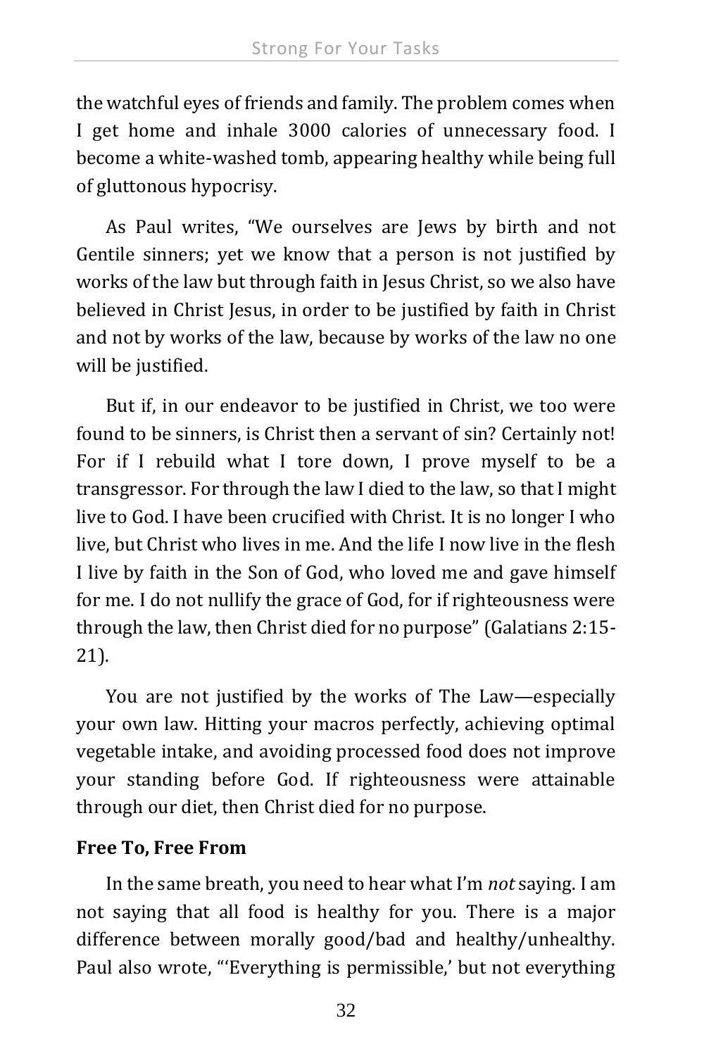the watchful eyes of friends and family. The problem comes when I get home and inhale 3000 calories of unnecessary food. I become a white-washed tomb, appearing healthy while being full of gluttonous hypocrisy.

As Paul writes, "We ourselves are Jews by birth and not Gentile sinners; yet we know that a person is not justified by works of the law but through faith in Jesus Christ, so we also have believed in Christ Jesus, in order to be justified by faith in Christ and not by works of the law, because by works of the law no one will be justified.

But if, in our endeavor to be justified in Christ, we too were found to be sinners, is Christ then a servant of sin? Certainly not! For if I rebuild what I tore down, I prove myself to be a transgressor. For through the law I died to the law, so that I might live to God. I have been crucified with Christ. It is no longer I who live, but Christ who lives in me. And the life I now live in the flesh I live by faith in the Son of God, who loved me and gave himself for me. I do not nullify the grace of God, for if righteousness were through the law, then Christ died for no purpose" (Galatians 2:15-21).

You are not justified by the works of The Law—especially your own law. Hitting your macros perfectly, achieving optimal vegetable intake, and avoiding processed food does not improve your standing before God. If righteousness were attainable through our diet, then Christ died for no purpose.

**Free To, Free From**

In the same breath, you need to hear what I'm *not* saying. I am not saying that all food is healthy for you. There is a major difference between morally good/bad and healthy/unhealthy. Paul also wrote, "'Everything is permissible,' but not everything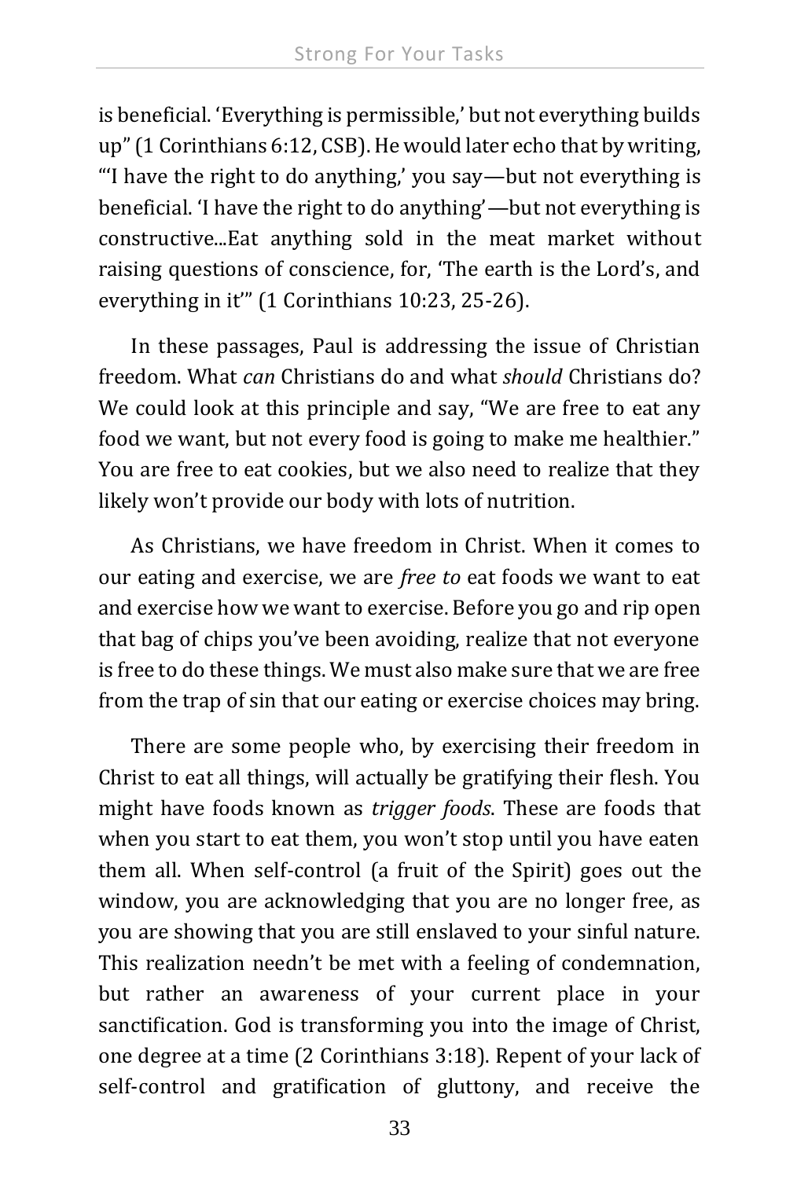is beneficial. 'Everything is permissible,' but not everything builds up" (1 Corinthians 6:12, CSB). He would later echo that by writing, "'I have the right to do anything,' you say—but not everything is beneficial. 'I have the right to do anything'—but not everything is constructive...Eat anything sold in the meat market without raising questions of conscience, for, 'The earth is the Lord's, and everything in it'" (1 Corinthians 10:23, 25-26).

In these passages, Paul is addressing the issue of Christian freedom. What *can* Christians do and what *should* Christians do? We could look at this principle and say, "We are free to eat any food we want, but not every food is going to make me healthier." You are free to eat cookies, but we also need to realize that they likely won't provide our body with lots of nutrition.

As Christians, we have freedom in Christ. When it comes to our eating and exercise, we are *free to* eat foods we want to eat and exercise how we want to exercise. Before you go and rip open that bag of chips you've been avoiding, realize that not everyone is free to do these things. We must also make sure that we are free from the trap of sin that our eating or exercise choices may bring.

There are some people who, by exercising their freedom in Christ to eat all things, will actually be gratifying their flesh. You might have foods known as *trigger foods*. These are foods that when you start to eat them, you won't stop until you have eaten them all. When self-control (a fruit of the Spirit) goes out the window, you are acknowledging that you are no longer free, as you are showing that you are still enslaved to your sinful nature. This realization needn't be met with a feeling of condemnation, but rather an awareness of your current place in your sanctification. God is transforming you into the image of Christ, one degree at a time (2 Corinthians 3:18). Repent of your lack of self-control and gratification of gluttony, and receive the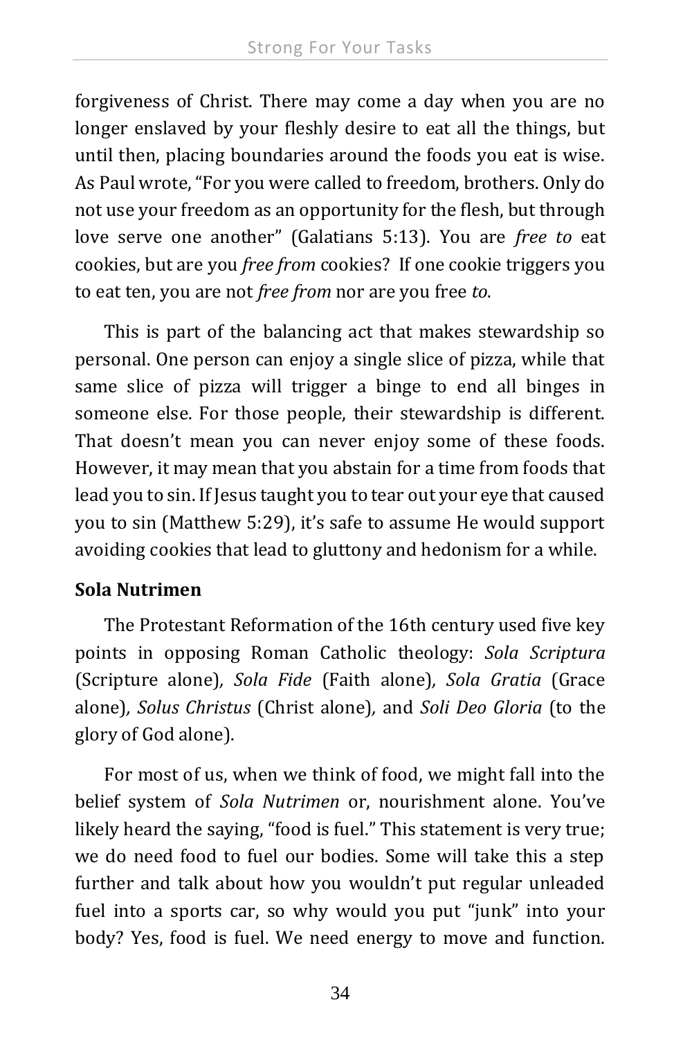forgiveness of Christ. There may come a day when you are no longer enslaved by your fleshly desire to eat all the things, but until then, placing boundaries around the foods you eat is wise. As Paul wrote, "For you were called to freedom, brothers. Only do not use your freedom as an opportunity for the flesh, but through love serve one another" (Galatians 5:13). You are *free to* eat cookies, but are you *free from* cookies? If one cookie triggers you to eat ten, you are not *free from* nor are you free *to*.

This is part of the balancing act that makes stewardship so personal. One person can enjoy a single slice of pizza, while that same slice of pizza will trigger a binge to end all binges in someone else. For those people, their stewardship is different. That doesn't mean you can never enjoy some of these foods. However, it may mean that you abstain for a time from foods that lead you to sin. If Jesus taught you to tear out your eye that caused you to sin (Matthew 5:29), it's safe to assume He would support avoiding cookies that lead to gluttony and hedonism for a while.

**Sola Nutrimen**

The Protestant Reformation of the 16th century used five key points in opposing Roman Catholic theology: *Sola Scriptura* (Scripture alone), *Sola Fide* (Faith alone), *Sola Gratia* (Grace alone), *Solus Christus* (Christ alone), and *Soli Deo Gloria* (to the glory of God alone).

For most of us, when we think of food, we might fall into the belief system of *Sola Nutrimen* or, nourishment alone. You've likely heard the saying, "food is fuel." This statement is very true; we do need food to fuel our bodies. Some will take this a step further and talk about how you wouldn't put regular unleaded fuel into a sports car, so why would you put "junk" into your body? Yes, food is fuel. We need energy to move and function.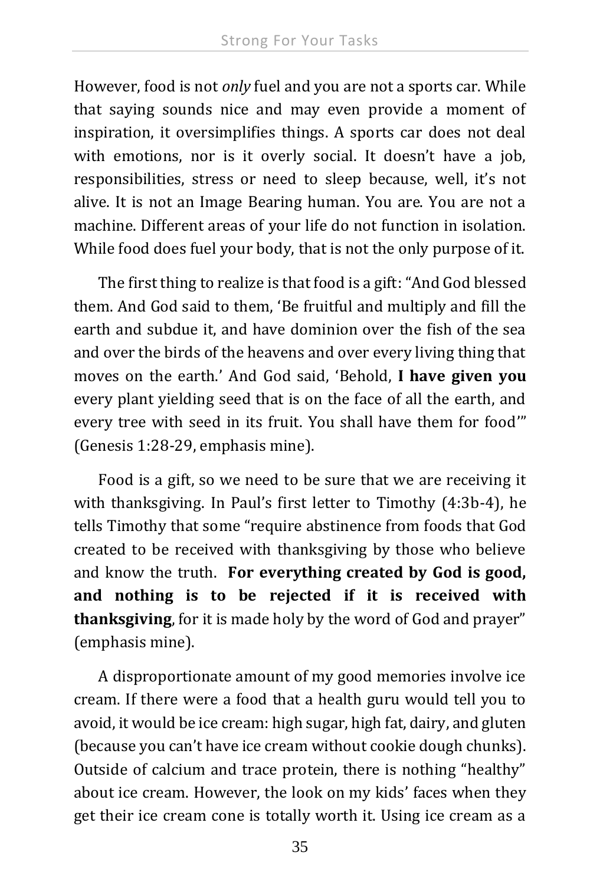However, food is not *only* fuel and you are not a sports car. While that saying sounds nice and may even provide a moment of inspiration, it oversimplifies things. A sports car does not deal with emotions, nor is it overly social. It doesn't have a job, responsibilities, stress or need to sleep because, well, it's not alive. It is not an Image Bearing human. You are. You are not a machine. Different areas of your life do not function in isolation. While food does fuel your body, that is not the only purpose of it.

The first thing to realize is that food is a gift: "And God blessed them. And God said to them, 'Be fruitful and multiply and fill the earth and subdue it, and have dominion over the fish of the sea and over the birds of the heavens and over every living thing that moves on the earth.' And God said, 'Behold, **I have given you** every plant yielding seed that is on the face of all the earth, and every tree with seed in its fruit. You shall have them for food'" (Genesis 1:28-29, emphasis mine).

Food is a gift, so we need to be sure that we are receiving it with thanksgiving. In Paul's first letter to Timothy (4:3b-4), he tells Timothy that some "require abstinence from foods that God created to be received with thanksgiving by those who believe and know the truth. **For everything created by God is good, and nothing is to be rejected if it is received with thanksgiving**, for it is made holy by the word of God and prayer" (emphasis mine).

A disproportionate amount of my good memories involve ice cream. If there were a food that a health guru would tell you to avoid, it would be ice cream: high sugar, high fat, dairy, and gluten (because you can't have ice cream without cookie dough chunks). Outside of calcium and trace protein, there is nothing "healthy" about ice cream. However, the look on my kids' faces when they get their ice cream cone is totally worth it. Using ice cream as a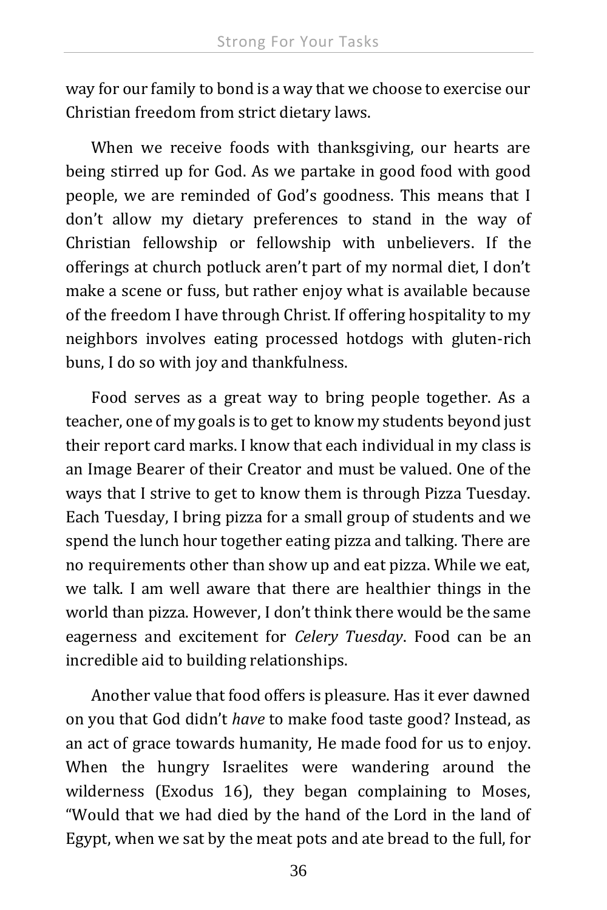way for our family to bond is a way that we choose to exercise our Christian freedom from strict dietary laws.

When we receive foods with thanksgiving, our hearts are being stirred up for God. As we partake in good food with good people, we are reminded of God's goodness. This means that I don't allow my dietary preferences to stand in the way of Christian fellowship or fellowship with unbelievers. If the offerings at church potluck aren't part of my normal diet, I don't make a scene or fuss, but rather enjoy what is available because of the freedom I have through Christ. If offering hospitality to my neighbors involves eating processed hotdogs with gluten-rich buns, I do so with joy and thankfulness.

Food serves as a great way to bring people together. As a teacher, one of my goals is to get to know my students beyond just their report card marks. I know that each individual in my class is an Image Bearer of their Creator and must be valued. One of the ways that I strive to get to know them is through Pizza Tuesday. Each Tuesday, I bring pizza for a small group of students and we spend the lunch hour together eating pizza and talking. There are no requirements other than show up and eat pizza. While we eat, we talk. I am well aware that there are healthier things in the world than pizza. However, I don't think there would be the same eagerness and excitement for *Celery Tuesday*. Food can be an incredible aid to building relationships.

Another value that food offers is pleasure. Has it ever dawned on you that God didn't *have* to make food taste good? Instead, as an act of grace towards humanity, He made food for us to enjoy. When the hungry Israelites were wandering around the wilderness (Exodus 16), they began complaining to Moses, "Would that we had died by the hand of the Lord in the land of Egypt, when we sat by the meat pots and ate bread to the full, for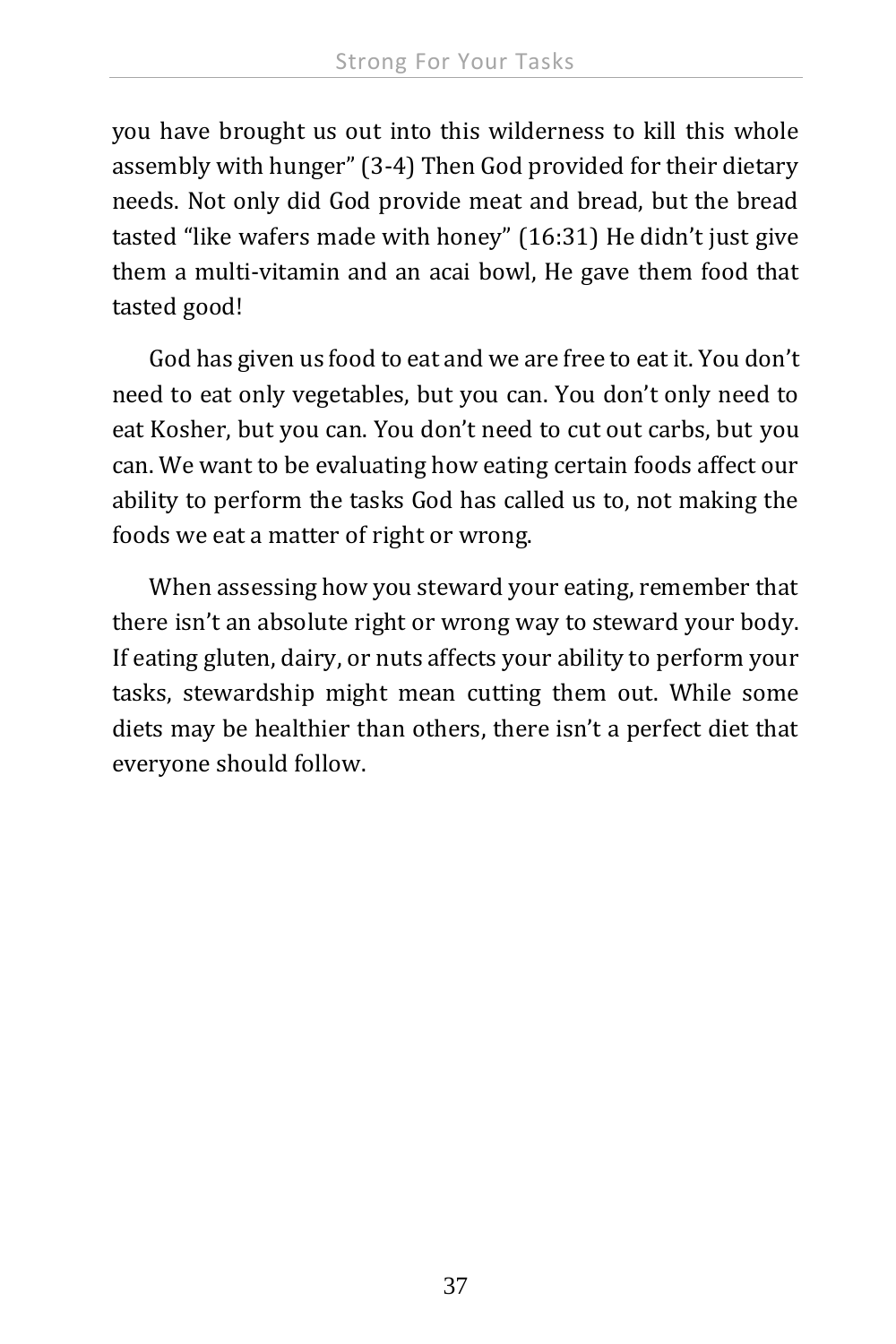you have brought us out into this wilderness to kill this whole assembly with hunger" (3-4) Then God provided for their dietary needs. Not only did God provide meat and bread, but the bread tasted "like wafers made with honey" (16:31) He didn't just give them a multi-vitamin and an acai bowl, He gave them food that tasted good!

God has given us food to eat and we are free to eat it. You don't need to eat only vegetables, but you can. You don't only need to eat Kosher, but you can. You don't need to cut out carbs, but you can. We want to be evaluating how eating certain foods affect our ability to perform the tasks God has called us to, not making the foods we eat a matter of right or wrong.

When assessing how you steward your eating, remember that there isn't an absolute right or wrong way to steward your body. If eating gluten, dairy, or nuts affects your ability to perform your tasks, stewardship might mean cutting them out. While some diets may be healthier than others, there isn't a perfect diet that everyone should follow.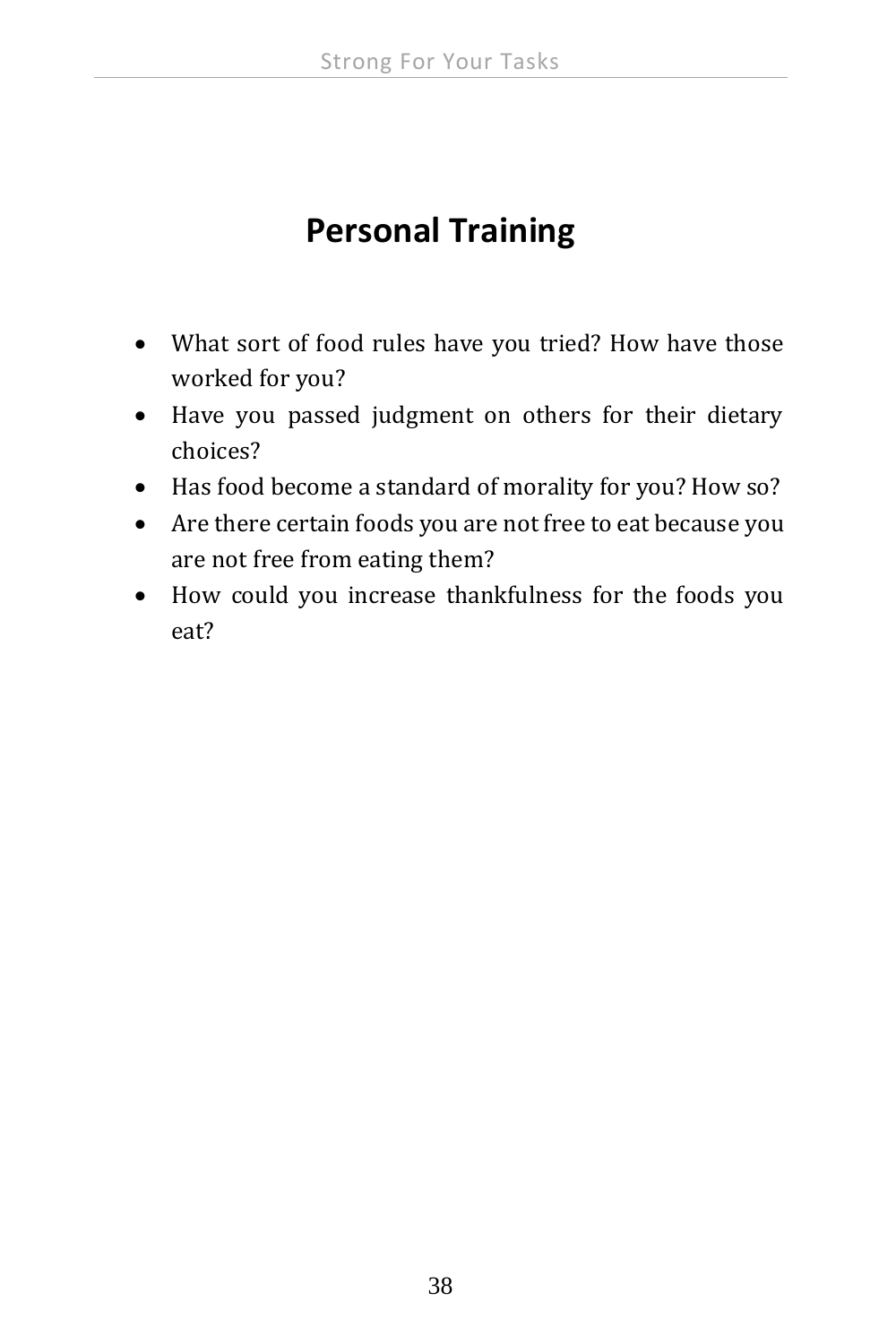## Personal Training

- What sort of food rules have you tried? How have those worked for you?
- Have you passed judgment on others for their dietary choices?
- Has food become a standard of morality for you? How so?
- Are there certain foods you are not free to eat because you are not free from eating them?
- How could you increase thankfulness for the foods you eat?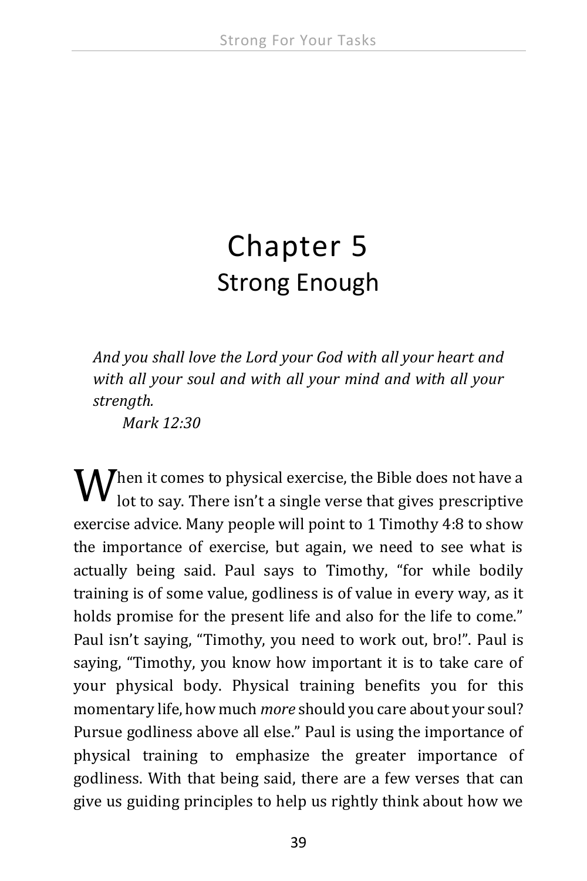# Chapter 5
## Strong Enough

*And you shall love the Lord your God with all your heart and with all your soul and with all your mind and with all your strength.*
*Mark 12:30*

When it comes to physical exercise, the Bible does not have a lot to say. There isn't a single verse that gives prescriptive exercise advice. Many people will point to 1 Timothy 4:8 to show the importance of exercise, but again, we need to see what is actually being said. Paul says to Timothy, "for while bodily training is of some value, godliness is of value in every way, as it holds promise for the present life and also for the life to come." Paul isn't saying, "Timothy, you need to work out, bro!". Paul is saying, "Timothy, you know how important it is to take care of your physical body. Physical training benefits you for this momentary life, how much *more* should you care about your soul? Pursue godliness above all else." Paul is using the importance of physical training to emphasize the greater importance of godliness. With that being said, there are a few verses that can give us guiding principles to help us rightly think about how we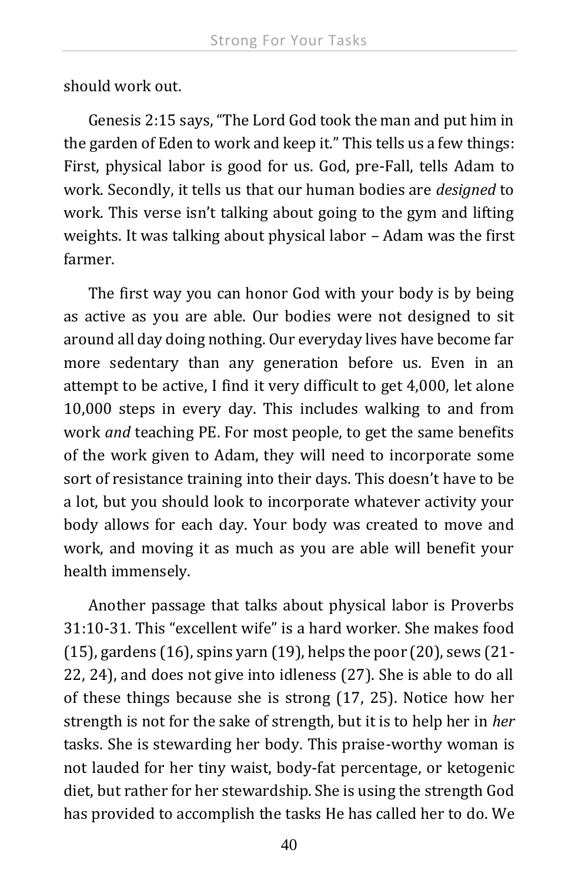should work out.

Genesis 2:15 says, “The Lord God took the man and put him in the garden of Eden to work and keep it.” This tells us a few things: First, physical labor is good for us. God, pre-Fall, tells Adam to work. Secondly, it tells us that our human bodies are *designed* to work. This verse isn’t talking about going to the gym and lifting weights. It was talking about physical labor – Adam was the first farmer.

The first way you can honor God with your body is by being as active as you are able. Our bodies were not designed to sit around all day doing nothing. Our everyday lives have become far more sedentary than any generation before us. Even in an attempt to be active, I find it very difficult to get 4,000, let alone 10,000 steps in every day. This includes walking to and from work *and* teaching PE. For most people, to get the same benefits of the work given to Adam, they will need to incorporate some sort of resistance training into their days. This doesn’t have to be a lot, but you should look to incorporate whatever activity your body allows for each day. Your body was created to move and work, and moving it as much as you are able will benefit your health immensely.

Another passage that talks about physical labor is Proverbs 31:10-31. This “excellent wife” is a hard worker. She makes food (15), gardens (16), spins yarn (19), helps the poor (20), sews (21-22, 24), and does not give into idleness (27). She is able to do all of these things because she is strong (17, 25). Notice how her strength is not for the sake of strength, but it is to help her in *her* tasks. She is stewarding her body. This praise-worthy woman is not lauded for her tiny waist, body-fat percentage, or ketogenic diet, but rather for her stewardship. She is using the strength God has provided to accomplish the tasks He has called her to do. We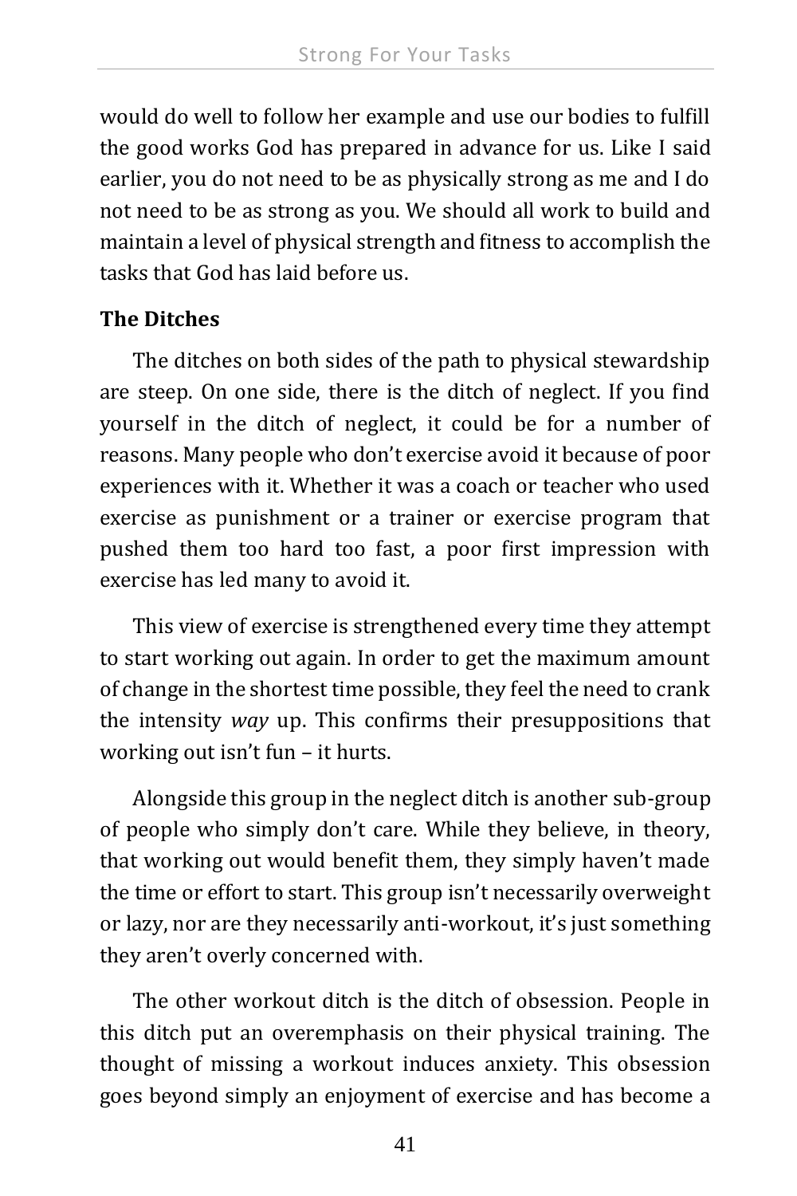would do well to follow her example and use our bodies to fulfill the good works God has prepared in advance for us. Like I said earlier, you do not need to be as physically strong as me and I do not need to be as strong as you. We should all work to build and maintain a level of physical strength and fitness to accomplish the tasks that God has laid before us.

**The Ditches**

The ditches on both sides of the path to physical stewardship are steep. On one side, there is the ditch of neglect. If you find yourself in the ditch of neglect, it could be for a number of reasons. Many people who don't exercise avoid it because of poor experiences with it. Whether it was a coach or teacher who used exercise as punishment or a trainer or exercise program that pushed them too hard too fast, a poor first impression with exercise has led many to avoid it.

This view of exercise is strengthened every time they attempt to start working out again. In order to get the maximum amount of change in the shortest time possible, they feel the need to crank the intensity *way* up. This confirms their presuppositions that working out isn't fun – it hurts.

Alongside this group in the neglect ditch is another sub-group of people who simply don't care. While they believe, in theory, that working out would benefit them, they simply haven't made the time or effort to start. This group isn't necessarily overweight or lazy, nor are they necessarily anti-workout, it's just something they aren't overly concerned with.

The other workout ditch is the ditch of obsession. People in this ditch put an overemphasis on their physical training. The thought of missing a workout induces anxiety. This obsession goes beyond simply an enjoyment of exercise and has become a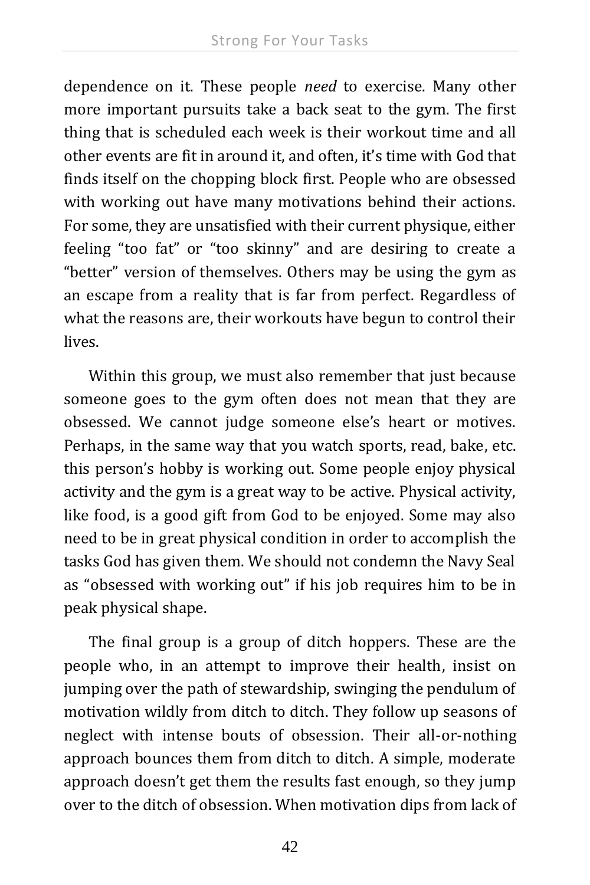dependence on it. These people *need* to exercise. Many other more important pursuits take a back seat to the gym. The first thing that is scheduled each week is their workout time and all other events are fit in around it, and often, it's time with God that finds itself on the chopping block first. People who are obsessed with working out have many motivations behind their actions. For some, they are unsatisfied with their current physique, either feeling "too fat" or "too skinny" and are desiring to create a "better" version of themselves. Others may be using the gym as an escape from a reality that is far from perfect. Regardless of what the reasons are, their workouts have begun to control their lives.

Within this group, we must also remember that just because someone goes to the gym often does not mean that they are obsessed. We cannot judge someone else's heart or motives. Perhaps, in the same way that you watch sports, read, bake, etc. this person's hobby is working out. Some people enjoy physical activity and the gym is a great way to be active. Physical activity, like food, is a good gift from God to be enjoyed. Some may also need to be in great physical condition in order to accomplish the tasks God has given them. We should not condemn the Navy Seal as "obsessed with working out" if his job requires him to be in peak physical shape.

The final group is a group of ditch hoppers. These are the people who, in an attempt to improve their health, insist on jumping over the path of stewardship, swinging the pendulum of motivation wildly from ditch to ditch. They follow up seasons of neglect with intense bouts of obsession. Their all-or-nothing approach bounces them from ditch to ditch. A simple, moderate approach doesn't get them the results fast enough, so they jump over to the ditch of obsession. When motivation dips from lack of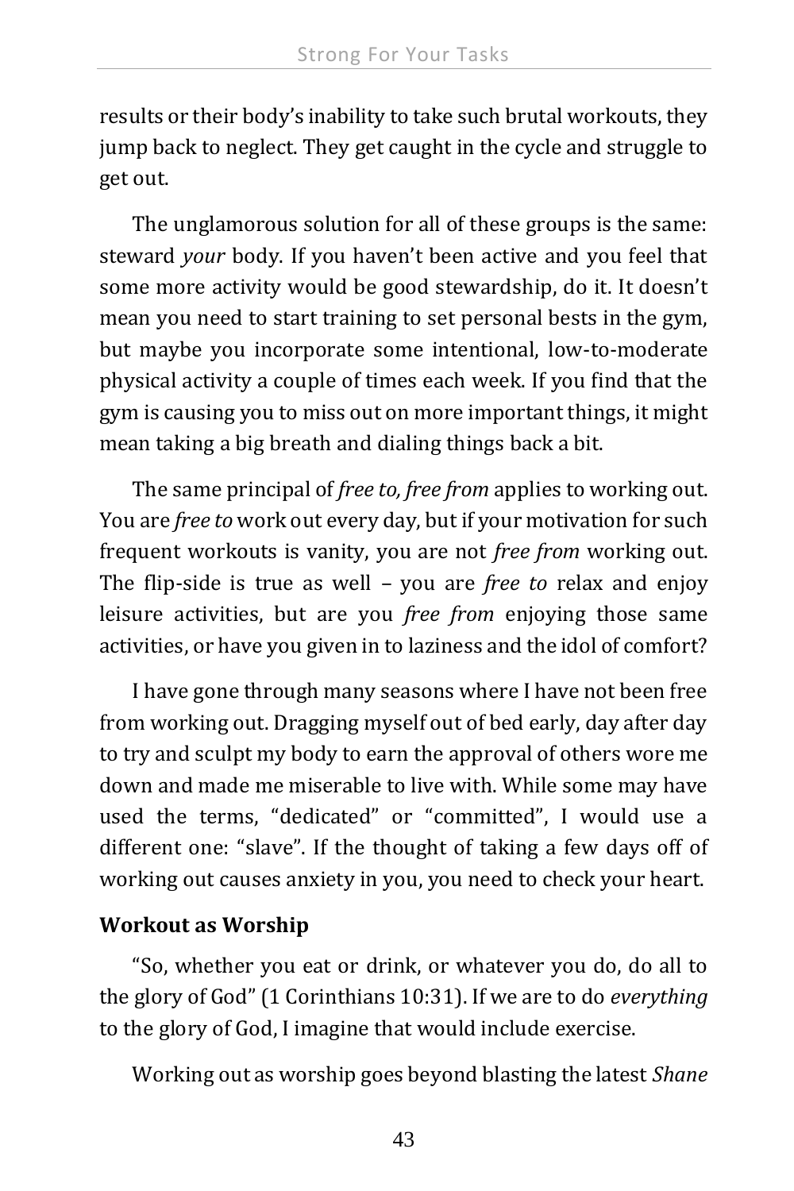results or their body's inability to take such brutal workouts, they jump back to neglect. They get caught in the cycle and struggle to get out.

The unglamorous solution for all of these groups is the same: steward *your* body. If you haven't been active and you feel that some more activity would be good stewardship, do it. It doesn't mean you need to start training to set personal bests in the gym, but maybe you incorporate some intentional, low-to-moderate physical activity a couple of times each week. If you find that the gym is causing you to miss out on more important things, it might mean taking a big breath and dialing things back a bit.

The same principal of *free to, free from* applies to working out. You are *free to* work out every day, but if your motivation for such frequent workouts is vanity, you are not *free from* working out. The flip-side is true as well – you are *free to* relax and enjoy leisure activities, but are you *free from* enjoying those same activities, or have you given in to laziness and the idol of comfort?

I have gone through many seasons where I have not been free from working out. Dragging myself out of bed early, day after day to try and sculpt my body to earn the approval of others wore me down and made me miserable to live with. While some may have used the terms, "dedicated" or "committed", I would use a different one: "slave". If the thought of taking a few days off of working out causes anxiety in you, you need to check your heart.

### Workout as Worship

"So, whether you eat or drink, or whatever you do, do all to the glory of God" (1 Corinthians 10:31). If we are to do *everything* to the glory of God, I imagine that would include exercise.

Working out as worship goes beyond blasting the latest *Shane*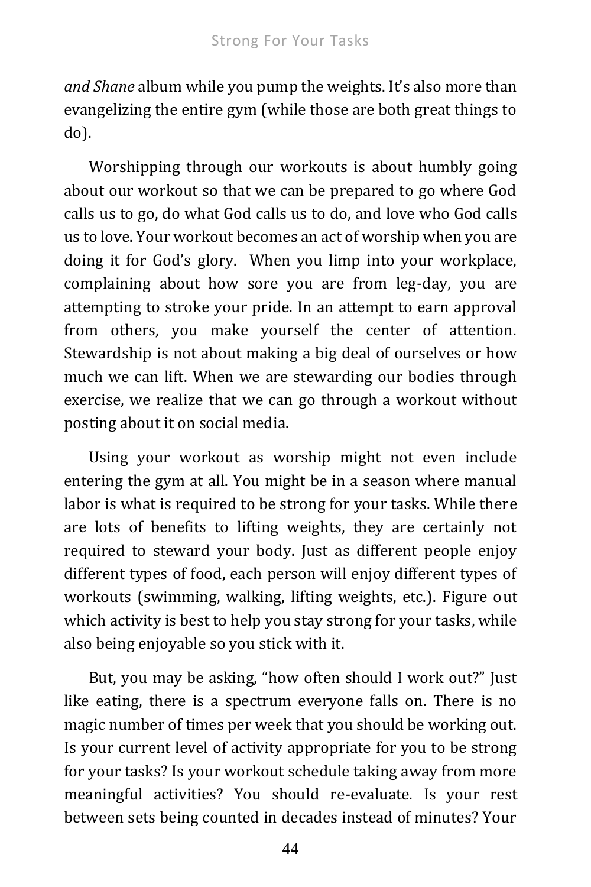*and Shane* album while you pump the weights. It's also more than evangelizing the entire gym (while those are both great things to do).

Worshipping through our workouts is about humbly going about our workout so that we can be prepared to go where God calls us to go, do what God calls us to do, and love who God calls us to love. Your workout becomes an act of worship when you are doing it for God's glory. When you limp into your workplace, complaining about how sore you are from leg-day, you are attempting to stroke your pride. In an attempt to earn approval from others, you make yourself the center of attention. Stewardship is not about making a big deal of ourselves or how much we can lift. When we are stewarding our bodies through exercise, we realize that we can go through a workout without posting about it on social media.

Using your workout as worship might not even include entering the gym at all. You might be in a season where manual labor is what is required to be strong for your tasks. While there are lots of benefits to lifting weights, they are certainly not required to steward your body. Just as different people enjoy different types of food, each person will enjoy different types of workouts (swimming, walking, lifting weights, etc.). Figure out which activity is best to help you stay strong for your tasks, while also being enjoyable so you stick with it.

But, you may be asking, "how often should I work out?" Just like eating, there is a spectrum everyone falls on. There is no magic number of times per week that you should be working out. Is your current level of activity appropriate for you to be strong for your tasks? Is your workout schedule taking away from more meaningful activities? You should re-evaluate. Is your rest between sets being counted in decades instead of minutes? Your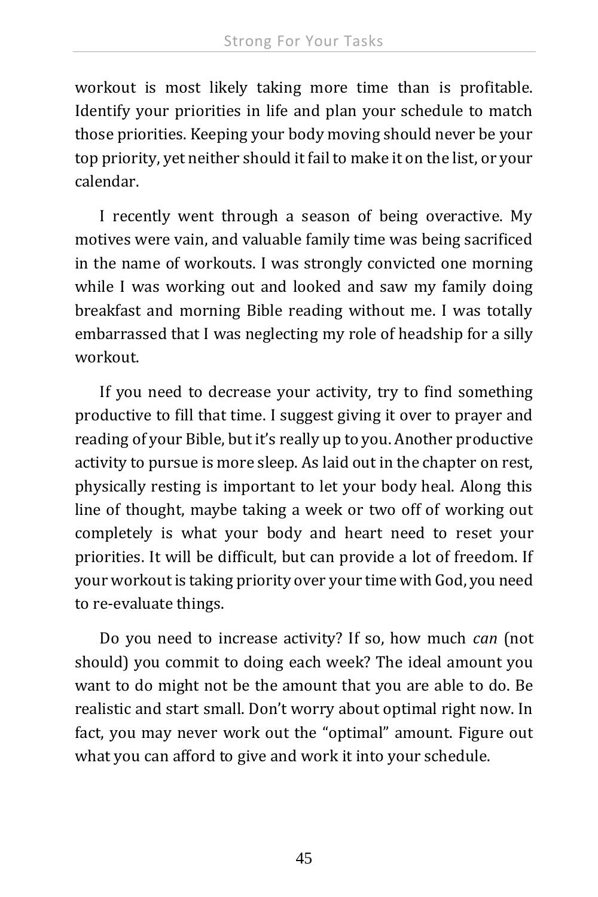workout is most likely taking more time than is profitable. Identify your priorities in life and plan your schedule to match those priorities. Keeping your body moving should never be your top priority, yet neither should it fail to make it on the list, or your calendar.

I recently went through a season of being overactive. My motives were vain, and valuable family time was being sacrificed in the name of workouts. I was strongly convicted one morning while I was working out and looked and saw my family doing breakfast and morning Bible reading without me. I was totally embarrassed that I was neglecting my role of headship for a silly workout.

If you need to decrease your activity, try to find something productive to fill that time. I suggest giving it over to prayer and reading of your Bible, but it's really up to you. Another productive activity to pursue is more sleep. As laid out in the chapter on rest, physically resting is important to let your body heal. Along this line of thought, maybe taking a week or two off of working out completely is what your body and heart need to reset your priorities. It will be difficult, but can provide a lot of freedom. If your workout is taking priority over your time with God, you need to re-evaluate things.

Do you need to increase activity? If so, how much *can* (not should) you commit to doing each week? The ideal amount you want to do might not be the amount that you are able to do. Be realistic and start small. Don't worry about optimal right now. In fact, you may never work out the "optimal" amount. Figure out what you can afford to give and work it into your schedule.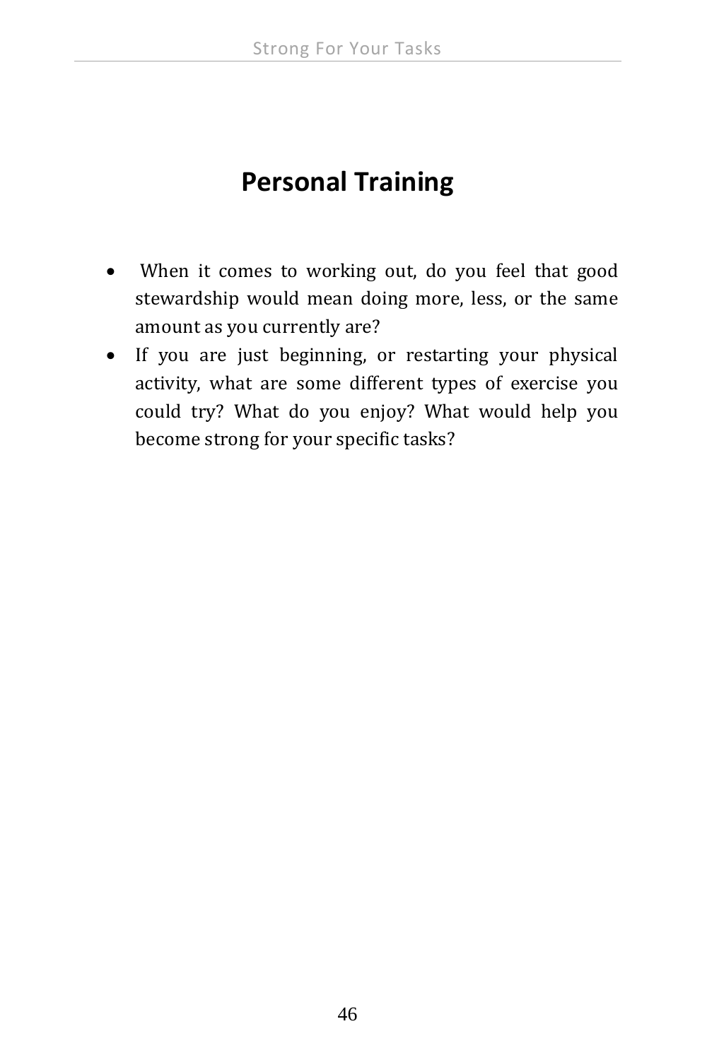# Personal Training

- When it comes to working out, do you feel that good stewardship would mean doing more, less, or the same amount as you currently are?
- If you are just beginning, or restarting your physical activity, what are some different types of exercise you could try? What do you enjoy? What would help you become strong for your specific tasks?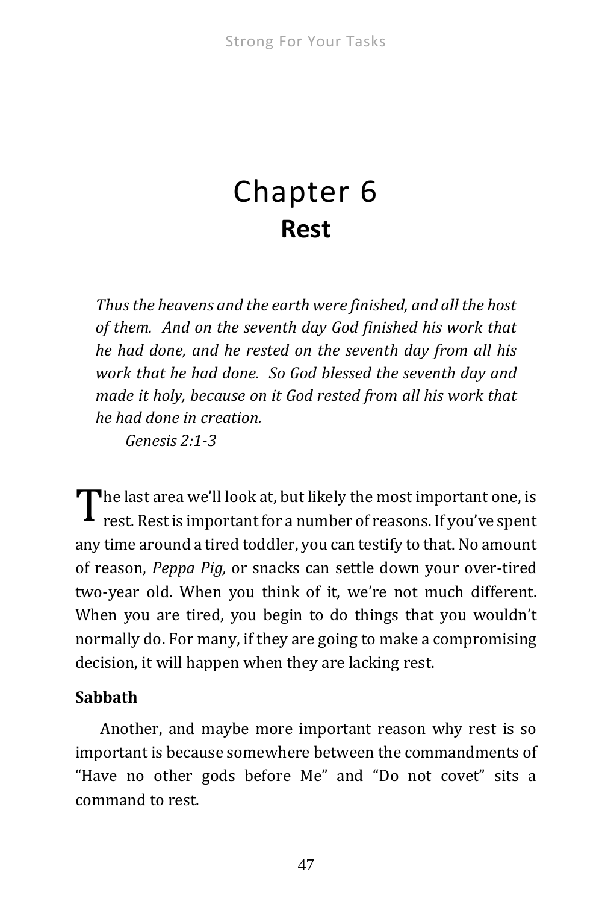# Chapter 6
## Rest

*Thus the heavens and the earth were finished, and all the host of them. And on the seventh day God finished his work that he had done, and he rested on the seventh day from all his work that he had done. So God blessed the seventh day and made it holy, because on it God rested from all his work that he had done in creation.*
*Genesis 2:1-3*

The last area we'll look at, but likely the most important one, is rest. Rest is important for a number of reasons. If you've spent any time around a tired toddler, you can testify to that. No amount of reason, *Peppa Pig,* or snacks can settle down your over-tired two-year old. When you think of it, we're not much different. When you are tired, you begin to do things that you wouldn't normally do. For many, if they are going to make a compromising decision, it will happen when they are lacking rest.

**Sabbath**

Another, and maybe more important reason why rest is so important is because somewhere between the commandments of "Have no other gods before Me" and "Do not covet" sits a command to rest.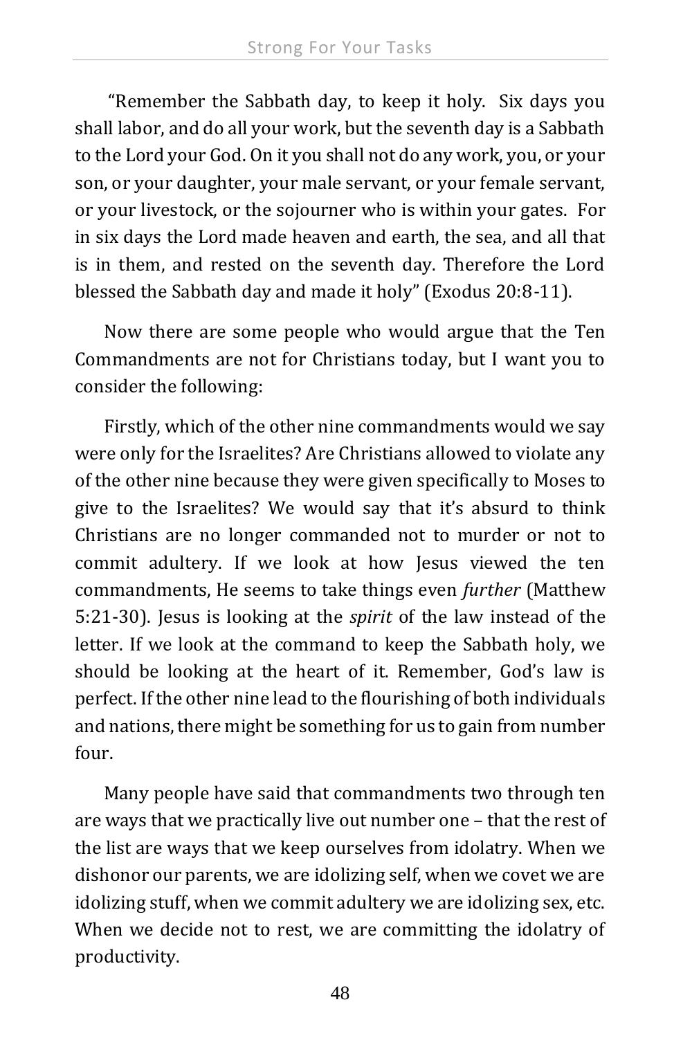"Remember the Sabbath day, to keep it holy. Six days you shall labor, and do all your work, but the seventh day is a Sabbath to the Lord your God. On it you shall not do any work, you, or your son, or your daughter, your male servant, or your female servant, or your livestock, or the sojourner who is within your gates. For in six days the Lord made heaven and earth, the sea, and all that is in them, and rested on the seventh day. Therefore the Lord blessed the Sabbath day and made it holy" (Exodus 20:8-11).

Now there are some people who would argue that the Ten Commandments are not for Christians today, but I want you to consider the following:

Firstly, which of the other nine commandments would we say were only for the Israelites? Are Christians allowed to violate any of the other nine because they were given specifically to Moses to give to the Israelites? We would say that it's absurd to think Christians are no longer commanded not to murder or not to commit adultery. If we look at how Jesus viewed the ten commandments, He seems to take things even *further* (Matthew 5:21-30). Jesus is looking at the *spirit* of the law instead of the letter. If we look at the command to keep the Sabbath holy, we should be looking at the heart of it. Remember, God's law is perfect. If the other nine lead to the flourishing of both individuals and nations, there might be something for us to gain from number four.

Many people have said that commandments two through ten are ways that we practically live out number one – that the rest of the list are ways that we keep ourselves from idolatry. When we dishonor our parents, we are idolizing self, when we covet we are idolizing stuff, when we commit adultery we are idolizing sex, etc. When we decide not to rest, we are committing the idolatry of productivity.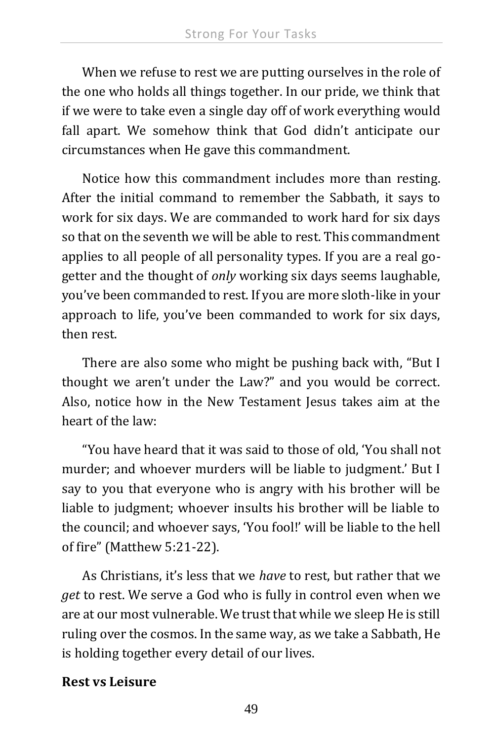When we refuse to rest we are putting ourselves in the role of the one who holds all things together. In our pride, we think that if we were to take even a single day off of work everything would fall apart. We somehow think that God didn't anticipate our circumstances when He gave this commandment.

Notice how this commandment includes more than resting. After the initial command to remember the Sabbath, it says to work for six days. We are commanded to work hard for six days so that on the seventh we will be able to rest. This commandment applies to all people of all personality types. If you are a real go-getter and the thought of *only* working six days seems laughable, you've been commanded to rest. If you are more sloth-like in your approach to life, you've been commanded to work for six days, then rest.

There are also some who might be pushing back with, "But I thought we aren't under the Law?" and you would be correct. Also, notice how in the New Testament Jesus takes aim at the heart of the law:

"You have heard that it was said to those of old, 'You shall not murder; and whoever murders will be liable to judgment.' But I say to you that everyone who is angry with his brother will be liable to judgment; whoever insults his brother will be liable to the council; and whoever says, 'You fool!' will be liable to the hell of fire" (Matthew 5:21-22).

As Christians, it's less that we *have* to rest, but rather that we *get* to rest. We serve a God who is fully in control even when we are at our most vulnerable. We trust that while we sleep He is still ruling over the cosmos. In the same way, as we take a Sabbath, He is holding together every detail of our lives.

**Rest vs Leisure**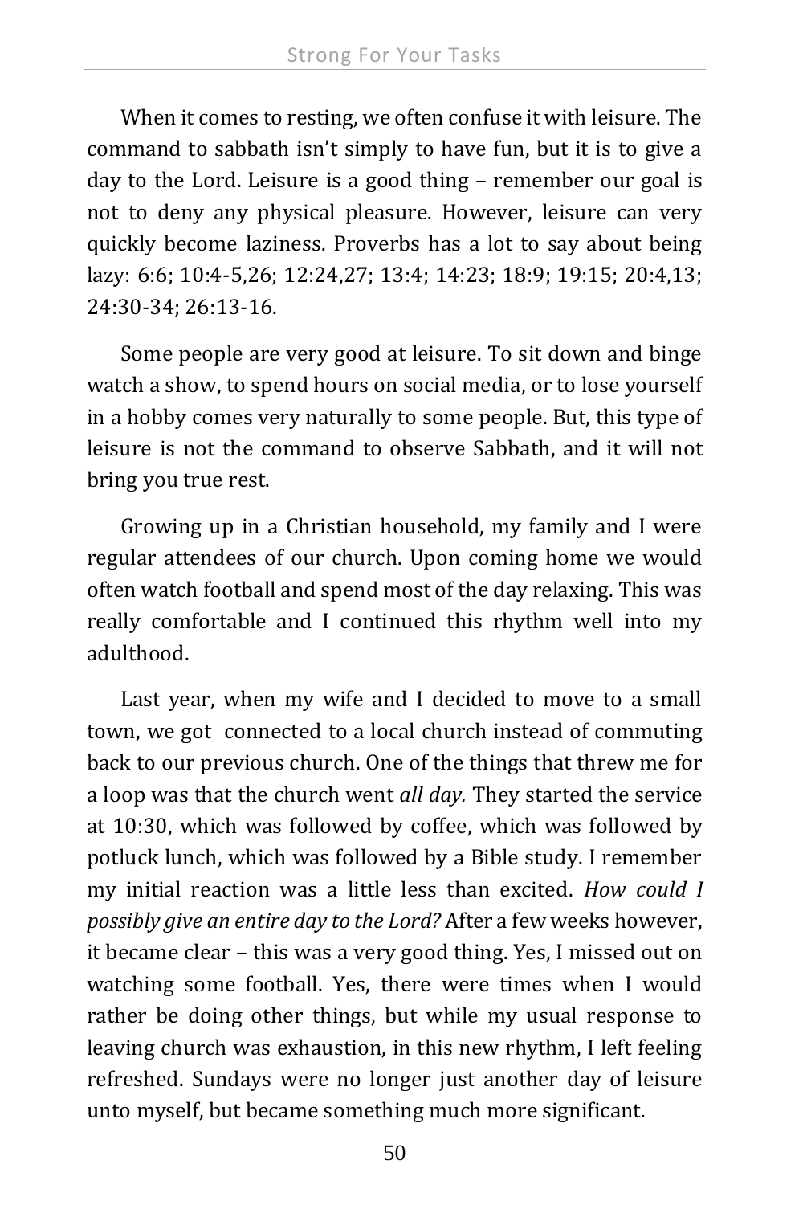When it comes to resting, we often confuse it with leisure. The command to sabbath isn't simply to have fun, but it is to give a day to the Lord. Leisure is a good thing – remember our goal is not to deny any physical pleasure. However, leisure can very quickly become laziness. Proverbs has a lot to say about being lazy: 6:6; 10:4-5,26; 12:24,27; 13:4; 14:23; 18:9; 19:15; 20:4,13; 24:30-34; 26:13-16.

Some people are very good at leisure. To sit down and binge watch a show, to spend hours on social media, or to lose yourself in a hobby comes very naturally to some people. But, this type of leisure is not the command to observe Sabbath, and it will not bring you true rest.

Growing up in a Christian household, my family and I were regular attendees of our church. Upon coming home we would often watch football and spend most of the day relaxing. This was really comfortable and I continued this rhythm well into my adulthood.

Last year, when my wife and I decided to move to a small town, we got connected to a local church instead of commuting back to our previous church. One of the things that threw me for a loop was that the church went *all day.* They started the service at 10:30, which was followed by coffee, which was followed by potluck lunch, which was followed by a Bible study. I remember my initial reaction was a little less than excited. *How could I possibly give an entire day to the Lord?* After a few weeks however, it became clear – this was a very good thing. Yes, I missed out on watching some football. Yes, there were times when I would rather be doing other things, but while my usual response to leaving church was exhaustion, in this new rhythm, I left feeling refreshed. Sundays were no longer just another day of leisure unto myself, but became something much more significant.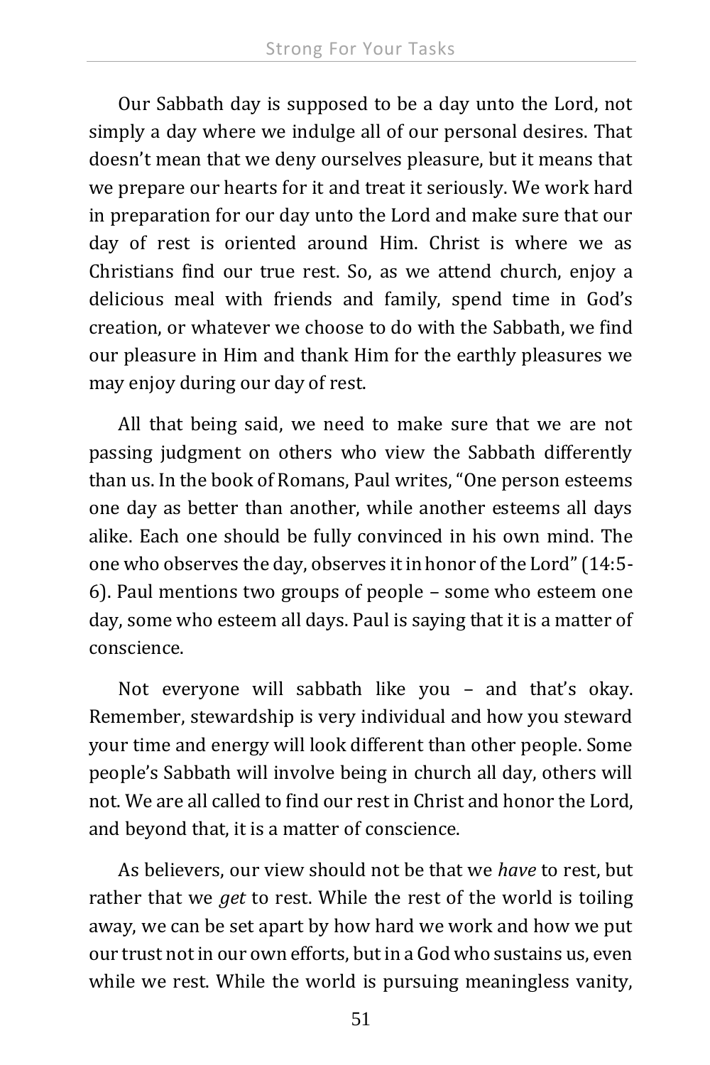Our Sabbath day is supposed to be a day unto the Lord, not simply a day where we indulge all of our personal desires. That doesn't mean that we deny ourselves pleasure, but it means that we prepare our hearts for it and treat it seriously. We work hard in preparation for our day unto the Lord and make sure that our day of rest is oriented around Him. Christ is where we as Christians find our true rest. So, as we attend church, enjoy a delicious meal with friends and family, spend time in God's creation, or whatever we choose to do with the Sabbath, we find our pleasure in Him and thank Him for the earthly pleasures we may enjoy during our day of rest.

All that being said, we need to make sure that we are not passing judgment on others who view the Sabbath differently than us. In the book of Romans, Paul writes, "One person esteems one day as better than another, while another esteems all days alike. Each one should be fully convinced in his own mind. The one who observes the day, observes it in honor of the Lord" (14:5-6). Paul mentions two groups of people – some who esteem one day, some who esteem all days. Paul is saying that it is a matter of conscience.

Not everyone will sabbath like you – and that's okay. Remember, stewardship is very individual and how you steward your time and energy will look different than other people. Some people's Sabbath will involve being in church all day, others will not. We are all called to find our rest in Christ and honor the Lord, and beyond that, it is a matter of conscience.

As believers, our view should not be that we *have* to rest, but rather that we *get* to rest. While the rest of the world is toiling away, we can be set apart by how hard we work and how we put our trust not in our own efforts, but in a God who sustains us, even while we rest. While the world is pursuing meaningless vanity,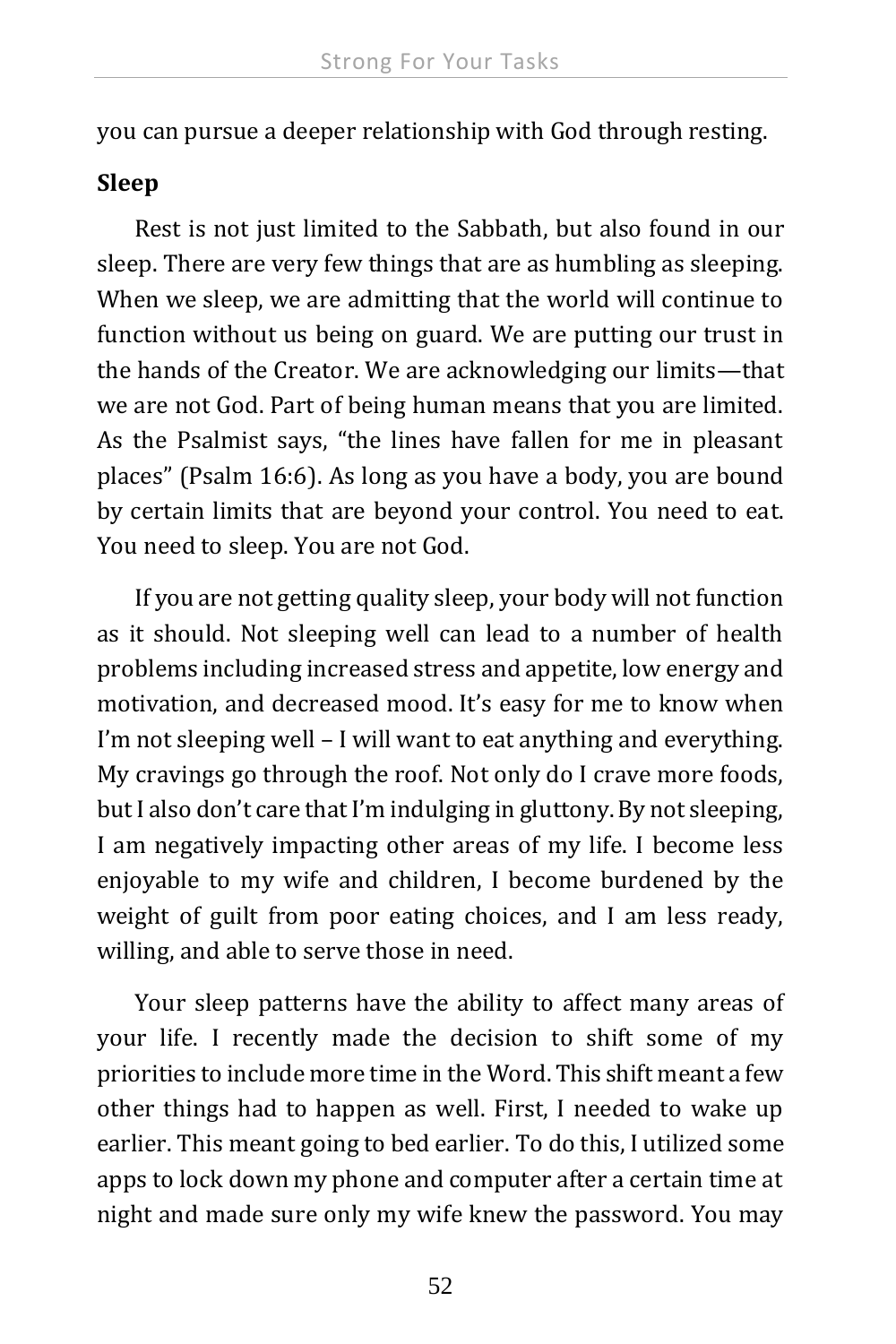you can pursue a deeper relationship with God through resting.

**Sleep**

Rest is not just limited to the Sabbath, but also found in our sleep. There are very few things that are as humbling as sleeping. When we sleep, we are admitting that the world will continue to function without us being on guard. We are putting our trust in the hands of the Creator. We are acknowledging our limits—that we are not God. Part of being human means that you are limited. As the Psalmist says, "the lines have fallen for me in pleasant places" (Psalm 16:6). As long as you have a body, you are bound by certain limits that are beyond your control. You need to eat. You need to sleep. You are not God.

If you are not getting quality sleep, your body will not function as it should. Not sleeping well can lead to a number of health problems including increased stress and appetite, low energy and motivation, and decreased mood. It's easy for me to know when I'm not sleeping well – I will want to eat anything and everything. My cravings go through the roof. Not only do I crave more foods, but I also don't care that I'm indulging in gluttony. By not sleeping, I am negatively impacting other areas of my life. I become less enjoyable to my wife and children, I become burdened by the weight of guilt from poor eating choices, and I am less ready, willing, and able to serve those in need.

Your sleep patterns have the ability to affect many areas of your life. I recently made the decision to shift some of my priorities to include more time in the Word. This shift meant a few other things had to happen as well. First, I needed to wake up earlier. This meant going to bed earlier. To do this, I utilized some apps to lock down my phone and computer after a certain time at night and made sure only my wife knew the password. You may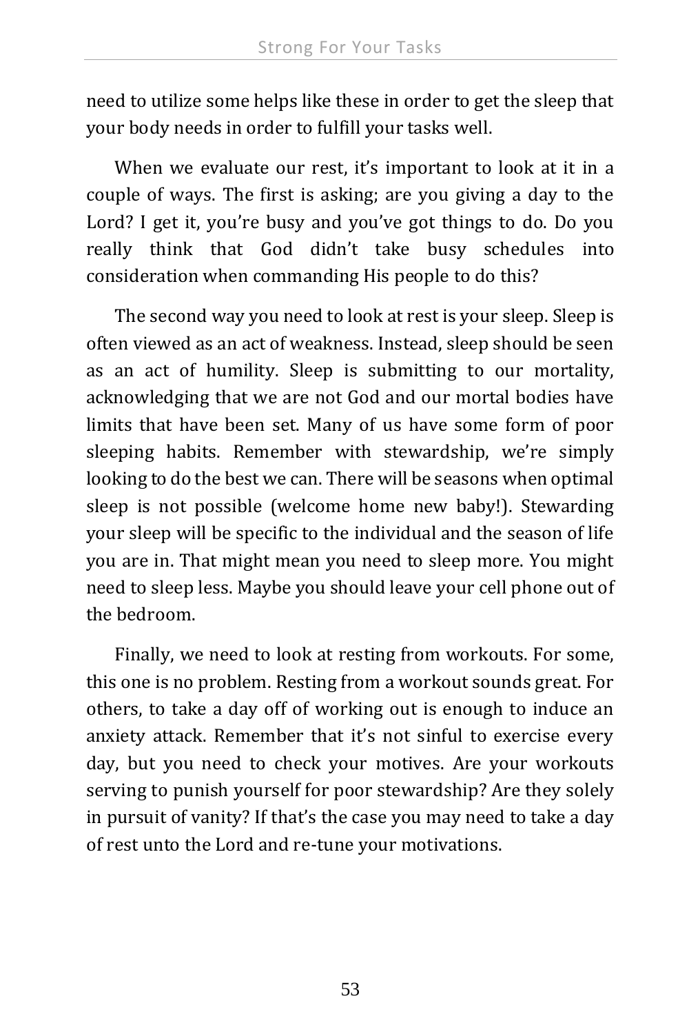need to utilize some helps like these in order to get the sleep that your body needs in order to fulfill your tasks well.

When we evaluate our rest, it's important to look at it in a couple of ways. The first is asking; are you giving a day to the Lord? I get it, you're busy and you've got things to do. Do you really think that God didn't take busy schedules into consideration when commanding His people to do this?

The second way you need to look at rest is your sleep. Sleep is often viewed as an act of weakness. Instead, sleep should be seen as an act of humility. Sleep is submitting to our mortality, acknowledging that we are not God and our mortal bodies have limits that have been set. Many of us have some form of poor sleeping habits. Remember with stewardship, we're simply looking to do the best we can. There will be seasons when optimal sleep is not possible (welcome home new baby!). Stewarding your sleep will be specific to the individual and the season of life you are in. That might mean you need to sleep more. You might need to sleep less. Maybe you should leave your cell phone out of the bedroom.

Finally, we need to look at resting from workouts. For some, this one is no problem. Resting from a workout sounds great. For others, to take a day off of working out is enough to induce an anxiety attack. Remember that it's not sinful to exercise every day, but you need to check your motives. Are your workouts serving to punish yourself for poor stewardship? Are they solely in pursuit of vanity? If that's the case you may need to take a day of rest unto the Lord and re-tune your motivations.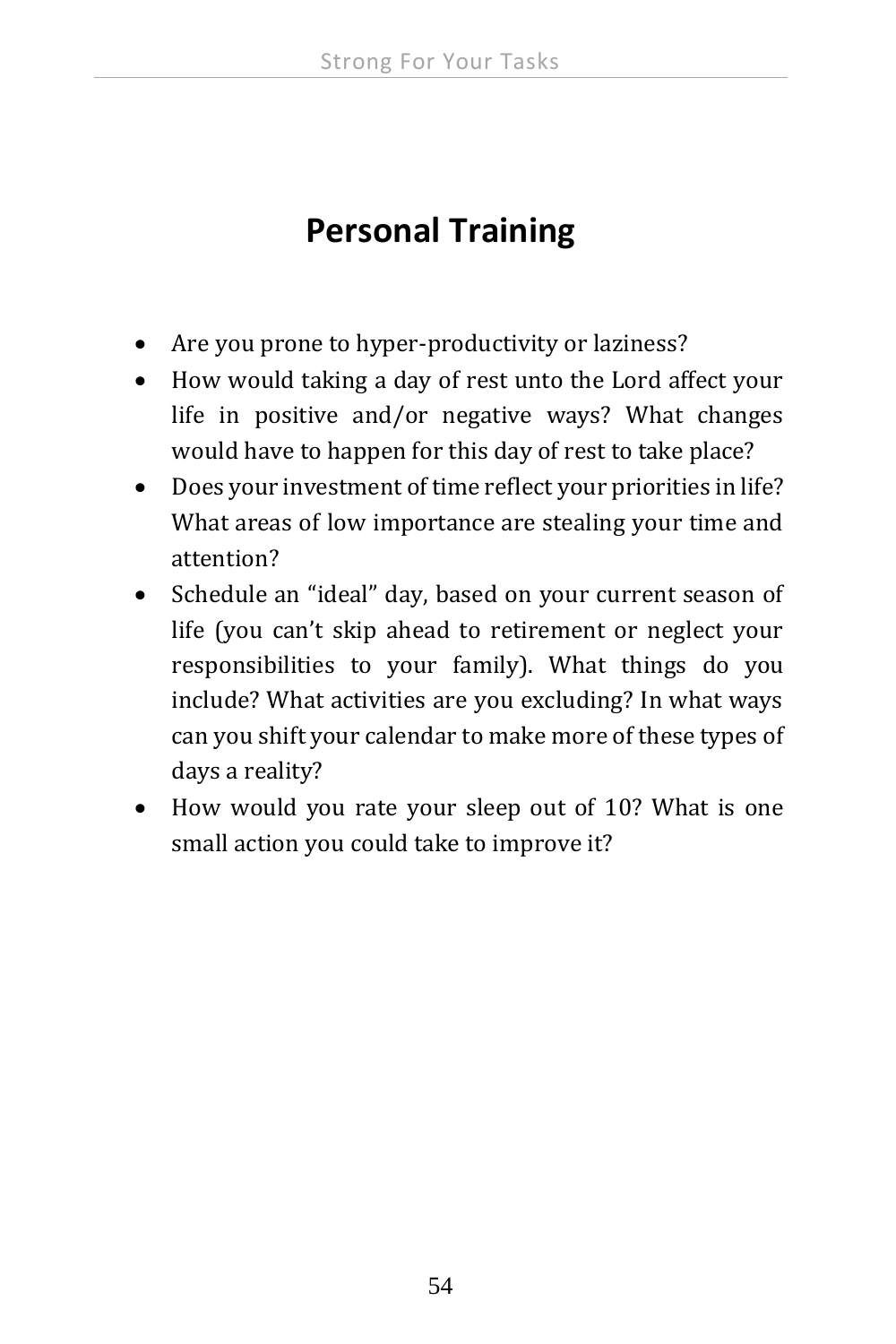# Personal Training

- Are you prone to hyper-productivity or laziness?
- How would taking a day of rest unto the Lord affect your life in positive and/or negative ways? What changes would have to happen for this day of rest to take place?
- Does your investment of time reflect your priorities in life? What areas of low importance are stealing your time and attention?
- Schedule an "ideal" day, based on your current season of life (you can't skip ahead to retirement or neglect your responsibilities to your family). What things do you include? What activities are you excluding? In what ways can you shift your calendar to make more of these types of days a reality?
- How would you rate your sleep out of 10? What is one small action you could take to improve it?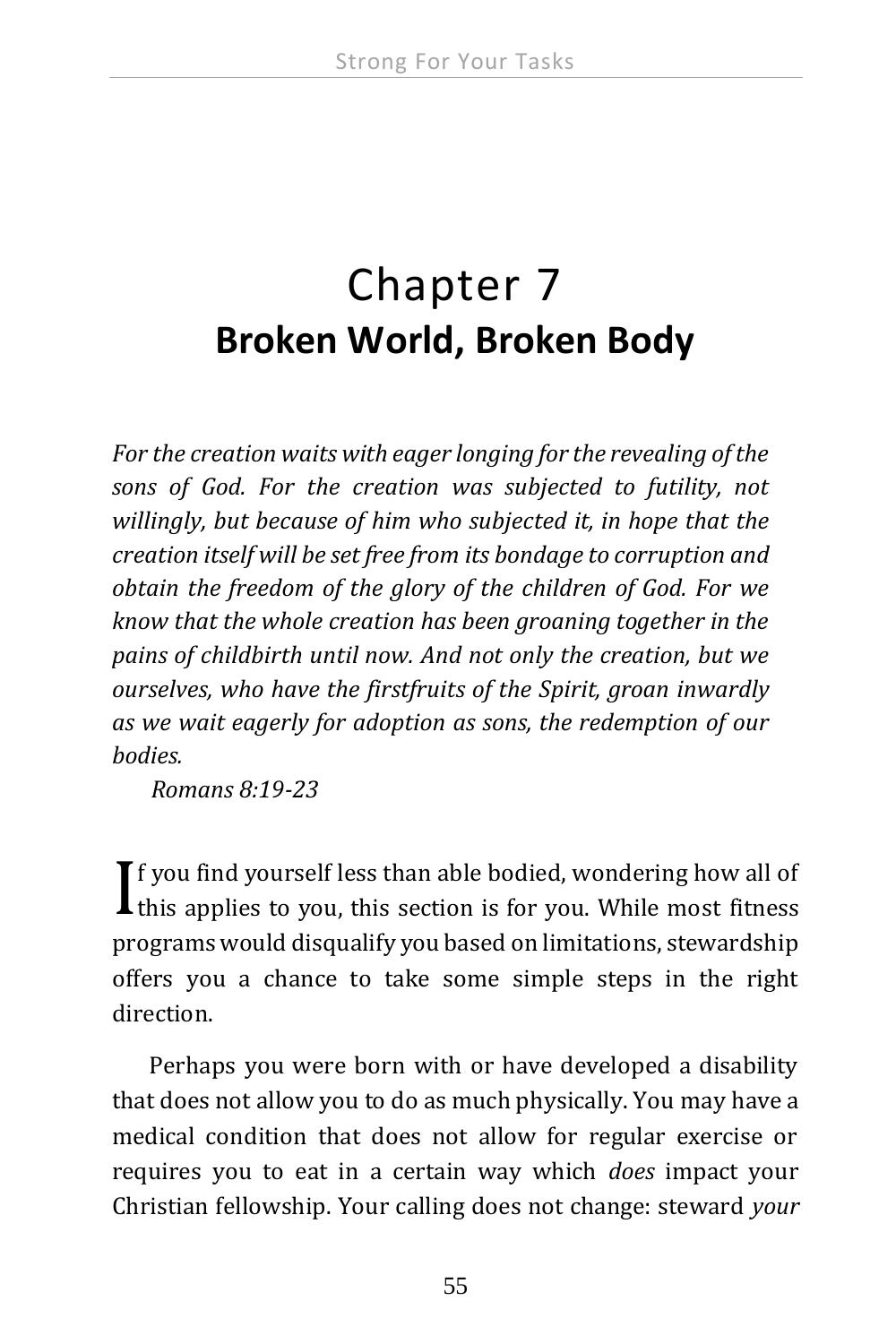# Chapter 7

## Broken World, Broken Body

*For the creation waits with eager longing for the revealing of the sons of God. For the creation was subjected to futility, not willingly, but because of him who subjected it, in hope that the creation itself will be set free from its bondage to corruption and obtain the freedom of the glory of the children of God. For we know that the whole creation has been groaning together in the pains of childbirth until now. And not only the creation, but we ourselves, who have the firstfruits of the Spirit, groan inwardly as we wait eagerly for adoption as sons, the redemption of our bodies.*

*Romans 8:19-23*

If you find yourself less than able bodied, wondering how all of this applies to you, this section is for you. While most fitness programs would disqualify you based on limitations, stewardship offers you a chance to take some simple steps in the right direction.

Perhaps you were born with or have developed a disability that does not allow you to do as much physically. You may have a medical condition that does not allow for regular exercise or requires you to eat in a certain way which *does* impact your Christian fellowship. Your calling does not change: steward *your*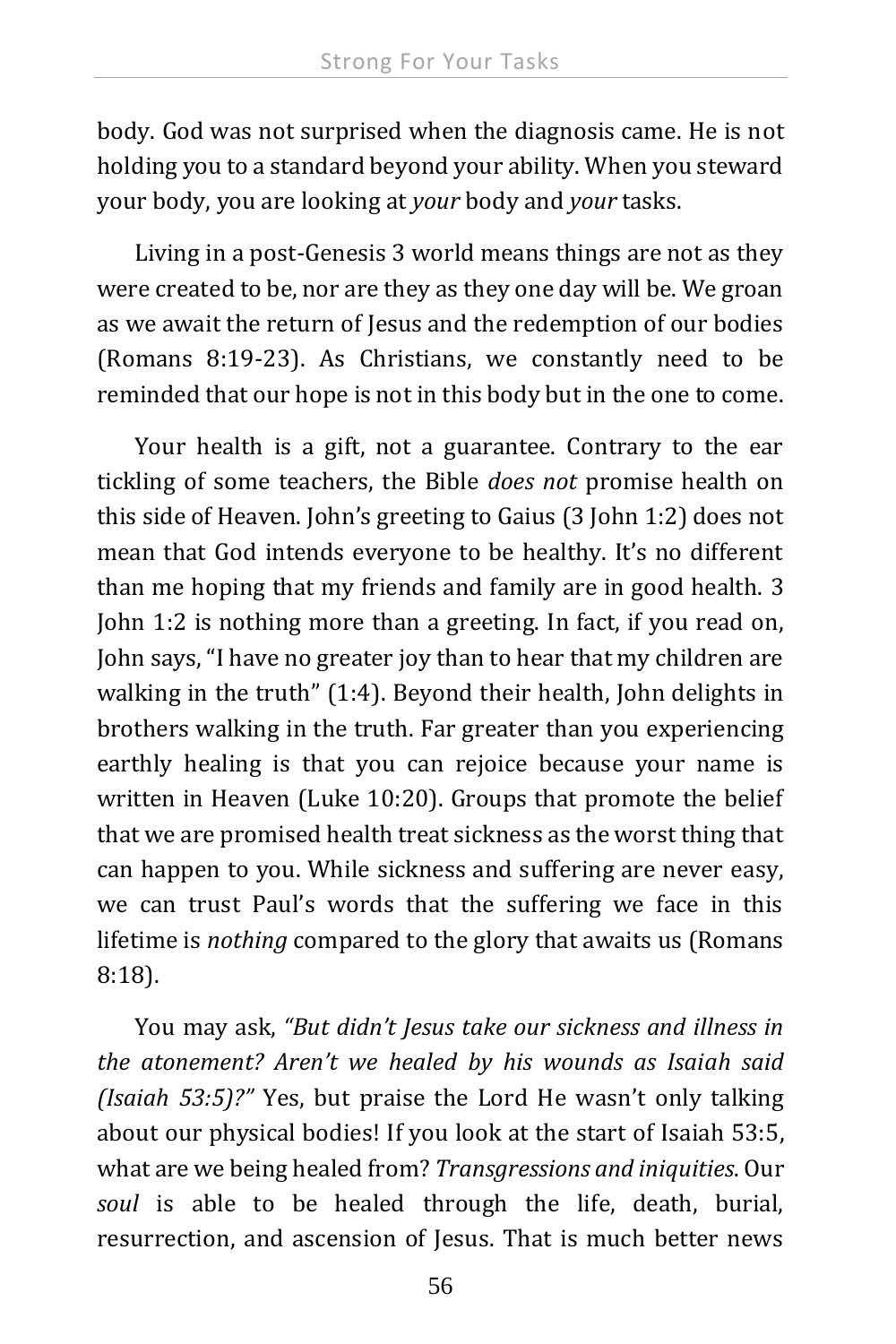body. God was not surprised when the diagnosis came. He is not holding you to a standard beyond your ability. When you steward your body, you are looking at *your* body and *your* tasks.

Living in a post-Genesis 3 world means things are not as they were created to be, nor are they as they one day will be. We groan as we await the return of Jesus and the redemption of our bodies (Romans 8:19-23). As Christians, we constantly need to be reminded that our hope is not in this body but in the one to come.

Your health is a gift, not a guarantee. Contrary to the ear tickling of some teachers, the Bible *does not* promise health on this side of Heaven. John's greeting to Gaius (3 John 1:2) does not mean that God intends everyone to be healthy. It's no different than me hoping that my friends and family are in good health. 3 John 1:2 is nothing more than a greeting. In fact, if you read on, John says, "I have no greater joy than to hear that my children are walking in the truth" (1:4). Beyond their health, John delights in brothers walking in the truth. Far greater than you experiencing earthly healing is that you can rejoice because your name is written in Heaven (Luke 10:20). Groups that promote the belief that we are promised health treat sickness as the worst thing that can happen to you. While sickness and suffering are never easy, we can trust Paul's words that the suffering we face in this lifetime is *nothing* compared to the glory that awaits us (Romans 8:18).

You may ask, *"But didn't Jesus take our sickness and illness in the atonement? Aren't we healed by his wounds as Isaiah said (Isaiah 53:5)?"* Yes, but praise the Lord He wasn't only talking about our physical bodies! If you look at the start of Isaiah 53:5, what are we being healed from? *Transgressions and iniquities*. Our *soul* is able to be healed through the life, death, burial, resurrection, and ascension of Jesus. That is much better news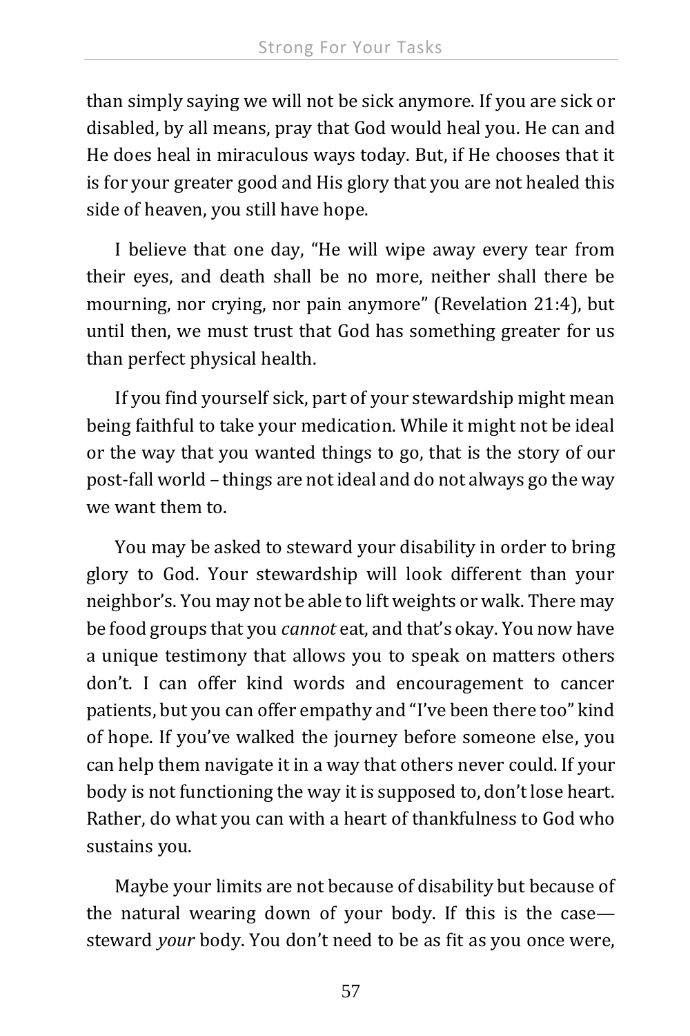than simply saying we will not be sick anymore. If you are sick or disabled, by all means, pray that God would heal you. He can and He does heal in miraculous ways today. But, if He chooses that it is for your greater good and His glory that you are not healed this side of heaven, you still have hope.

I believe that one day, "He will wipe away every tear from their eyes, and death shall be no more, neither shall there be mourning, nor crying, nor pain anymore" (Revelation 21:4), but until then, we must trust that God has something greater for us than perfect physical health.

If you find yourself sick, part of your stewardship might mean being faithful to take your medication. While it might not be ideal or the way that you wanted things to go, that is the story of our post-fall world – things are not ideal and do not always go the way we want them to.

You may be asked to steward your disability in order to bring glory to God. Your stewardship will look different than your neighbor's. You may not be able to lift weights or walk. There may be food groups that you *cannot* eat, and that's okay. You now have a unique testimony that allows you to speak on matters others don't. I can offer kind words and encouragement to cancer patients, but you can offer empathy and "I've been there too" kind of hope. If you've walked the journey before someone else, you can help them navigate it in a way that others never could. If your body is not functioning the way it is supposed to, don't lose heart. Rather, do what you can with a heart of thankfulness to God who sustains you.

Maybe your limits are not because of disability but because of the natural wearing down of your body. If this is the case—steward *your* body. You don't need to be as fit as you once were,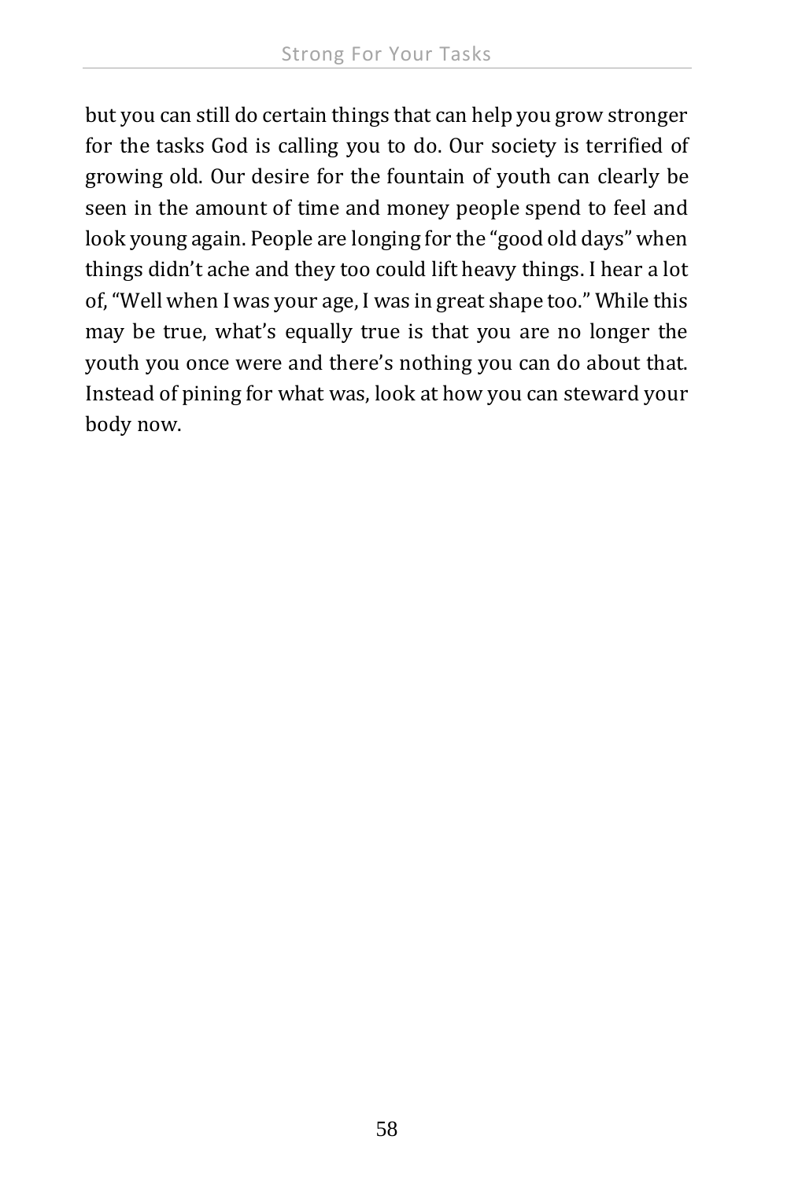but you can still do certain things that can help you grow stronger for the tasks God is calling you to do. Our society is terrified of growing old. Our desire for the fountain of youth can clearly be seen in the amount of time and money people spend to feel and look young again. People are longing for the "good old days" when things didn't ache and they too could lift heavy things. I hear a lot of, "Well when I was your age, I was in great shape too." While this may be true, what's equally true is that you are no longer the youth you once were and there's nothing you can do about that. Instead of pining for what was, look at how you can steward your body now.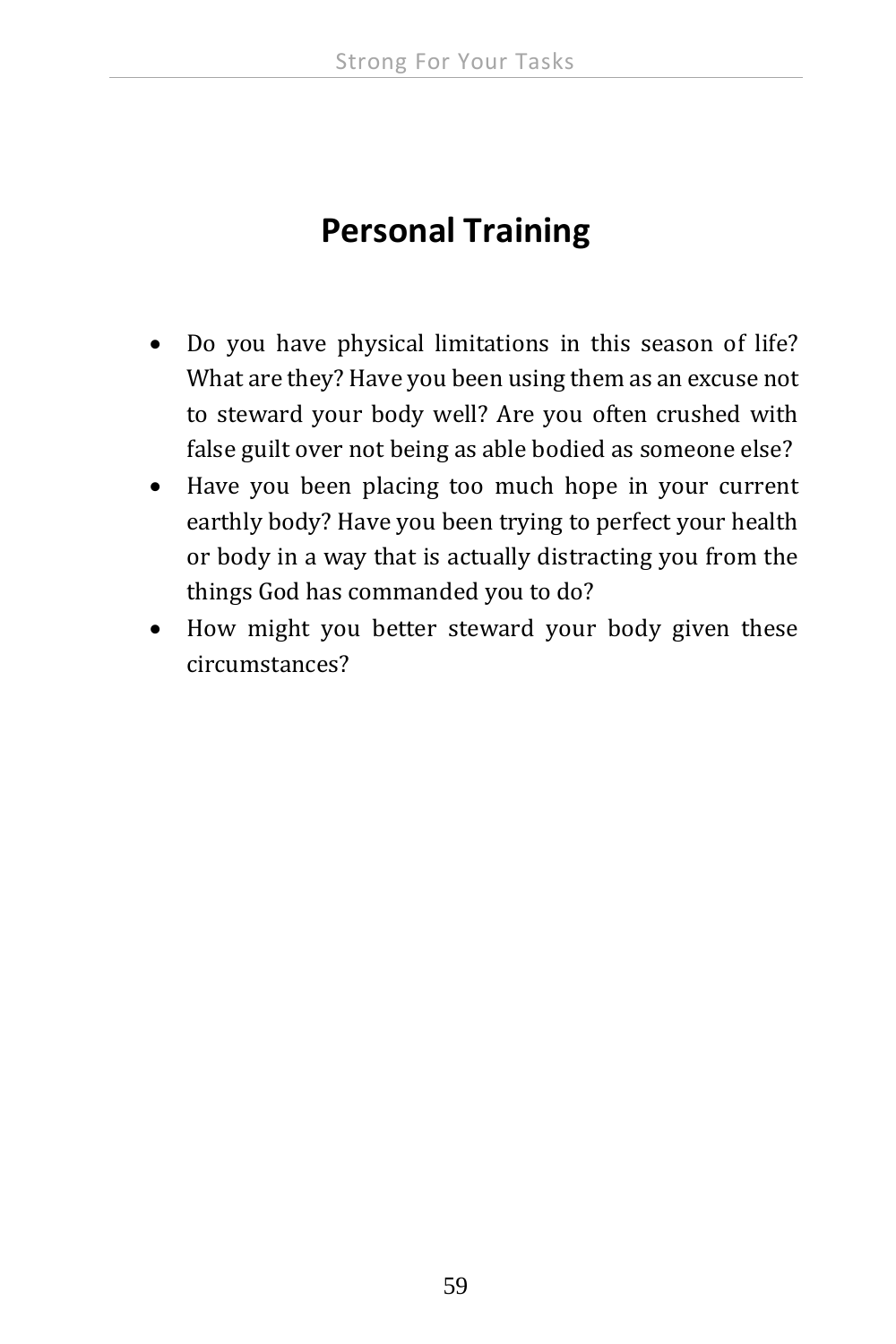# Personal Training

- Do you have physical limitations in this season of life? What are they? Have you been using them as an excuse not to steward your body well? Are you often crushed with false guilt over not being as able bodied as someone else?
- Have you been placing too much hope in your current earthly body? Have you been trying to perfect your health or body in a way that is actually distracting you from the things God has commanded you to do?
- How might you better steward your body given these circumstances?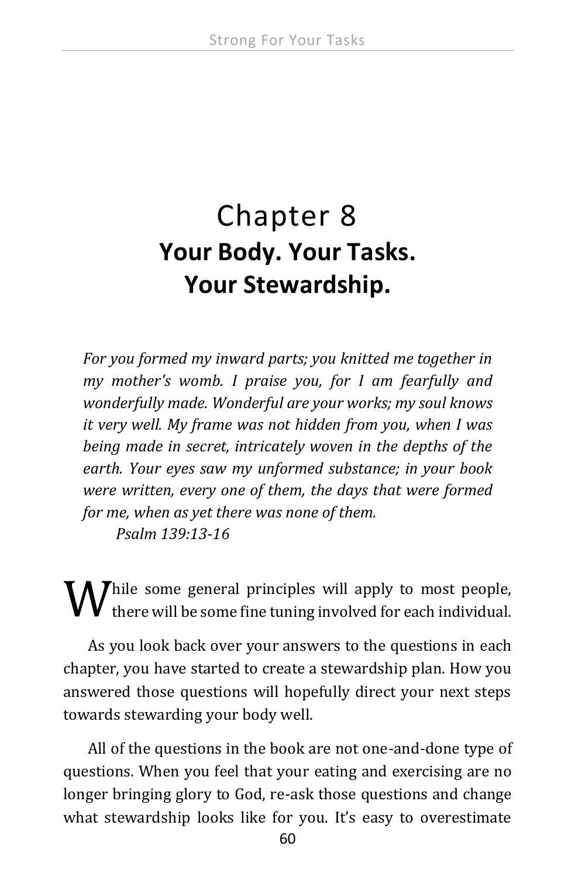# Chapter 8
## Your Body. Your Tasks. Your Stewardship.

*For you formed my inward parts; you knitted me together in my mother's womb. I praise you, for I am fearfully and wonderfully made. Wonderful are your works; my soul knows it very well. My frame was not hidden from you, when I was being made in secret, intricately woven in the depths of the earth. Your eyes saw my unformed substance; in your book were written, every one of them, the days that were formed for me, when as yet there was none of them.*
*Psalm 139:13-16*

While some general principles will apply to most people, there will be some fine tuning involved for each individual.

As you look back over your answers to the questions in each chapter, you have started to create a stewardship plan. How you answered those questions will hopefully direct your next steps towards stewarding your body well.

All of the questions in the book are not one-and-done type of questions. When you feel that your eating and exercising are no longer bringing glory to God, re-ask those questions and change what stewardship looks like for you. It's easy to overestimate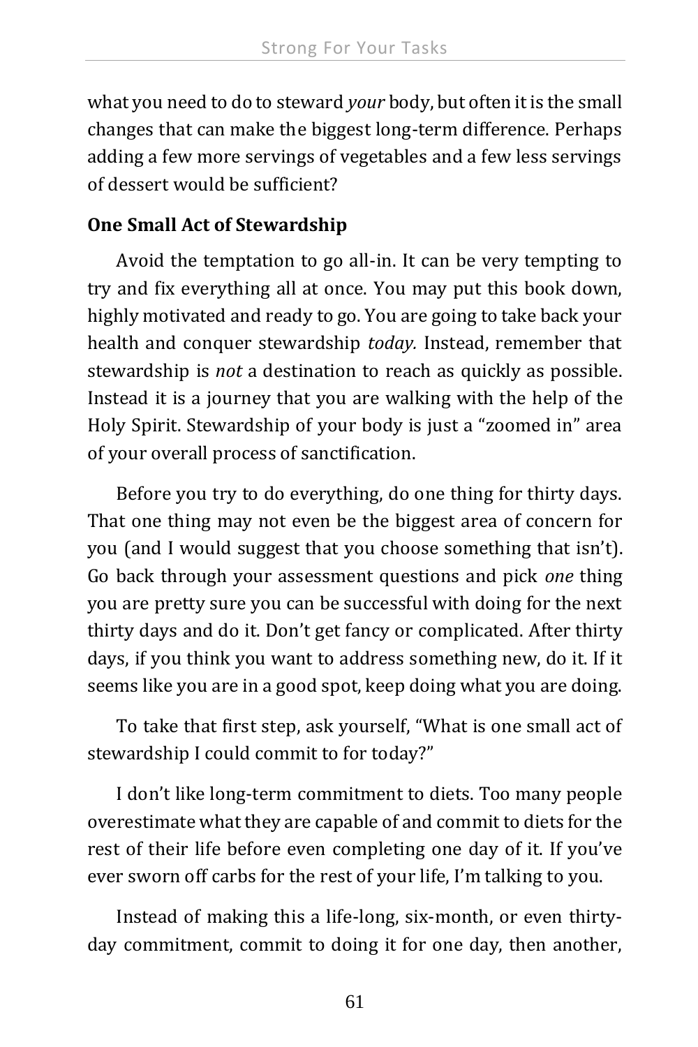what you need to do to steward *your* body, but often it is the small changes that can make the biggest long-term difference. Perhaps adding a few more servings of vegetables and a few less servings of dessert would be sufficient?

### One Small Act of Stewardship

Avoid the temptation to go all-in. It can be very tempting to try and fix everything all at once. You may put this book down, highly motivated and ready to go. You are going to take back your health and conquer stewardship *today.* Instead, remember that stewardship is *not* a destination to reach as quickly as possible. Instead it is a journey that you are walking with the help of the Holy Spirit. Stewardship of your body is just a "zoomed in" area of your overall process of sanctification.

Before you try to do everything, do one thing for thirty days. That one thing may not even be the biggest area of concern for you (and I would suggest that you choose something that isn't). Go back through your assessment questions and pick *one* thing you are pretty sure you can be successful with doing for the next thirty days and do it. Don't get fancy or complicated. After thirty days, if you think you want to address something new, do it. If it seems like you are in a good spot, keep doing what you are doing.

To take that first step, ask yourself, "What is one small act of stewardship I could commit to for today?"

I don't like long-term commitment to diets. Too many people overestimate what they are capable of and commit to diets for the rest of their life before even completing one day of it. If you've ever sworn off carbs for the rest of your life, I'm talking to you.

Instead of making this a life-long, six-month, or even thirty-day commitment, commit to doing it for one day, then another,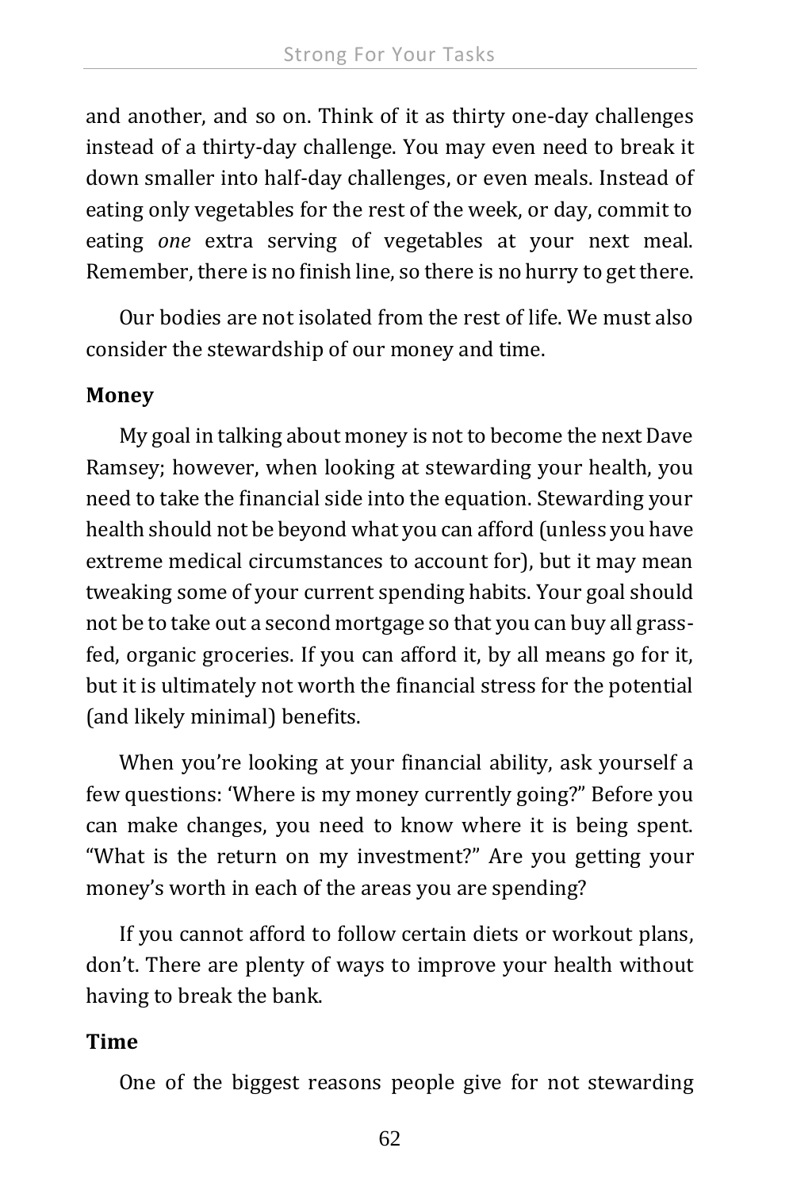and another, and so on. Think of it as thirty one-day challenges instead of a thirty-day challenge. You may even need to break it down smaller into half-day challenges, or even meals. Instead of eating only vegetables for the rest of the week, or day, commit to eating *one* extra serving of vegetables at your next meal. Remember, there is no finish line, so there is no hurry to get there.

Our bodies are not isolated from the rest of life. We must also consider the stewardship of our money and time.

**Money**

My goal in talking about money is not to become the next Dave Ramsey; however, when looking at stewarding your health, you need to take the financial side into the equation. Stewarding your health should not be beyond what you can afford (unless you have extreme medical circumstances to account for), but it may mean tweaking some of your current spending habits. Your goal should not be to take out a second mortgage so that you can buy all grass-fed, organic groceries. If you can afford it, by all means go for it, but it is ultimately not worth the financial stress for the potential (and likely minimal) benefits.

When you're looking at your financial ability, ask yourself a few questions: 'Where is my money currently going?" Before you can make changes, you need to know where it is being spent. "What is the return on my investment?" Are you getting your money's worth in each of the areas you are spending?

If you cannot afford to follow certain diets or workout plans, don't. There are plenty of ways to improve your health without having to break the bank.

**Time**

One of the biggest reasons people give for not stewarding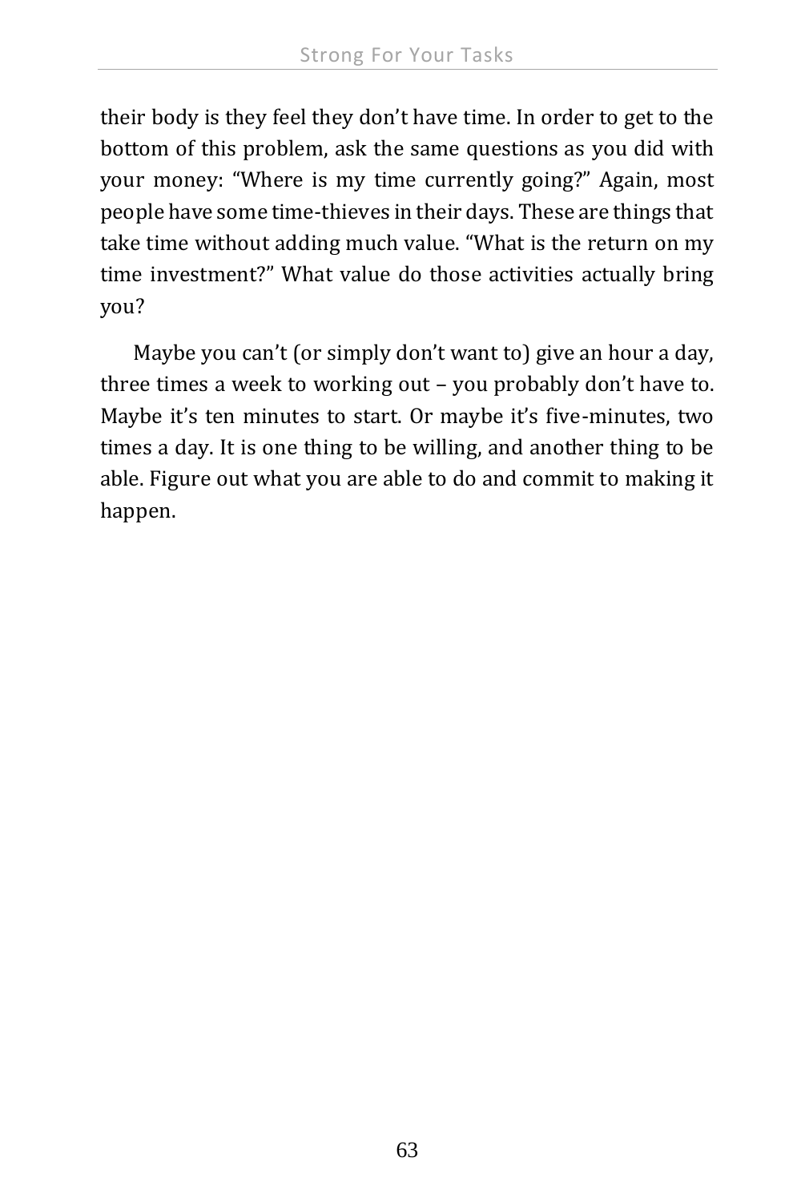their body is they feel they don't have time. In order to get to the bottom of this problem, ask the same questions as you did with your money: "Where is my time currently going?" Again, most people have some time-thieves in their days. These are things that take time without adding much value. "What is the return on my time investment?" What value do those activities actually bring you?

Maybe you can't (or simply don't want to) give an hour a day, three times a week to working out – you probably don't have to. Maybe it's ten minutes to start. Or maybe it's five-minutes, two times a day. It is one thing to be willing, and another thing to be able. Figure out what you are able to do and commit to making it happen.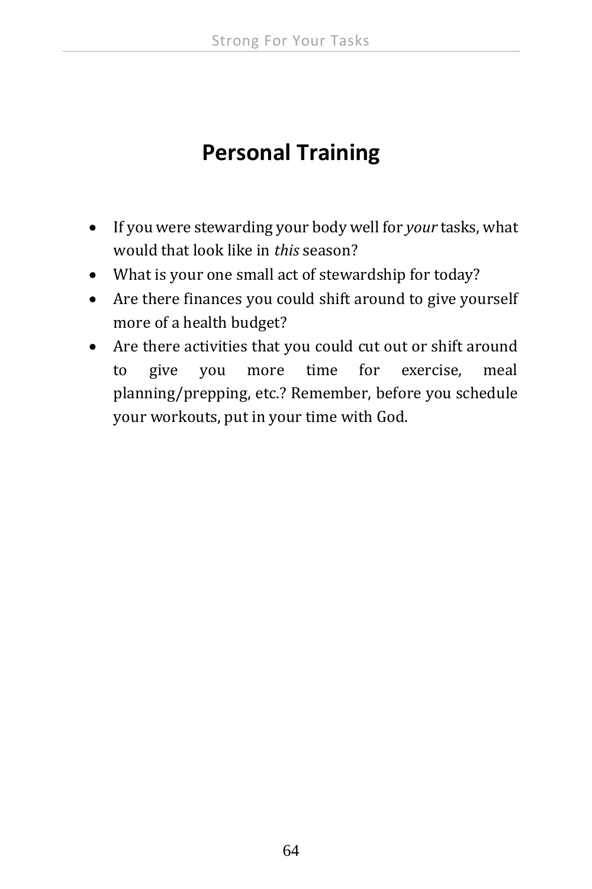# Personal Training

- If you were stewarding your body well for *your* tasks, what would that look like in *this* season?
- What is your one small act of stewardship for today?
- Are there finances you could shift around to give yourself more of a health budget?
- Are there activities that you could cut out or shift around to give you more time for exercise, meal planning/prepping, etc.? Remember, before you schedule your workouts, put in your time with God.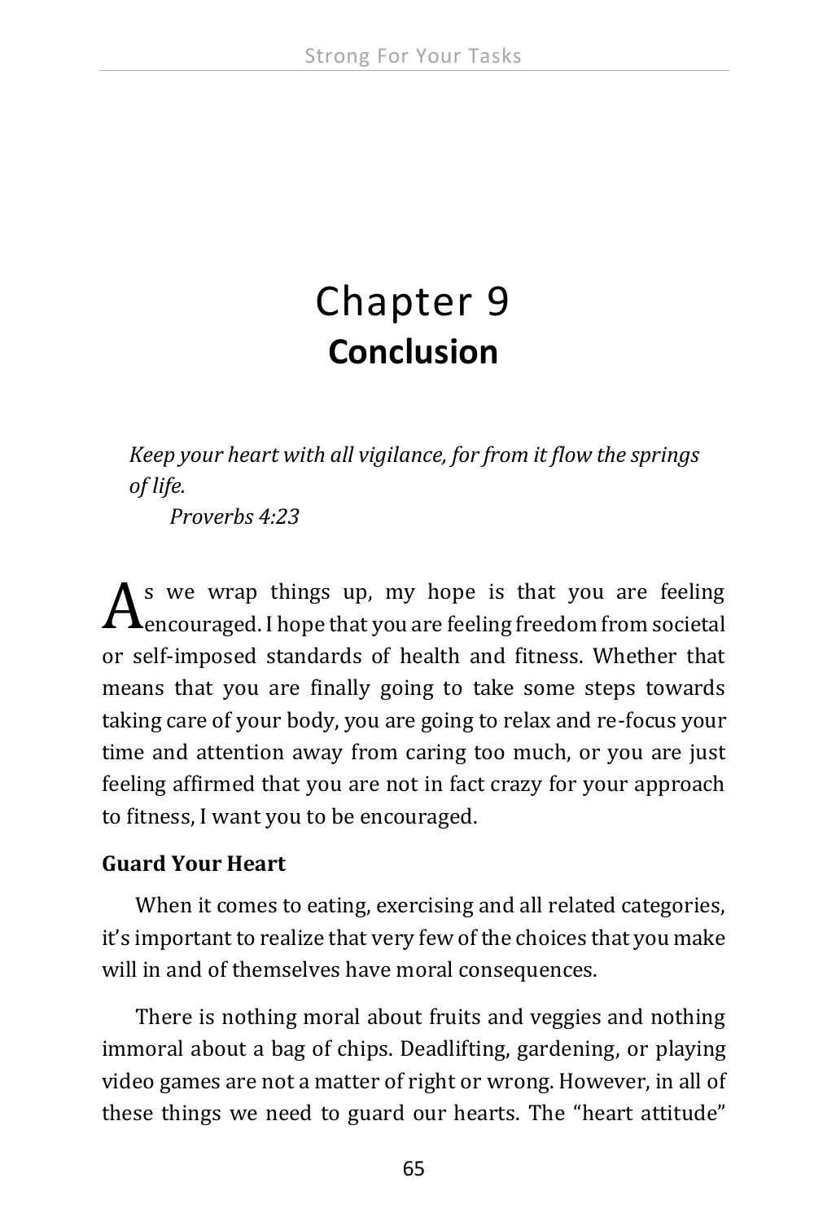# Chapter 9
## Conclusion

*Keep your heart with all vigilance, for from it flow the springs of life.*
*Proverbs 4:23*

As we wrap things up, my hope is that you are feeling encouraged. I hope that you are feeling freedom from societal or self-imposed standards of health and fitness. Whether that means that you are finally going to take some steps towards taking care of your body, you are going to relax and re-focus your time and attention away from caring too much, or you are just feeling affirmed that you are not in fact crazy for your approach to fitness, I want you to be encouraged.

**Guard Your Heart**

When it comes to eating, exercising and all related categories, it's important to realize that very few of the choices that you make will in and of themselves have moral consequences.

There is nothing moral about fruits and veggies and nothing immoral about a bag of chips. Deadlifting, gardening, or playing video games are not a matter of right or wrong. However, in all of these things we need to guard our hearts. The "heart attitude"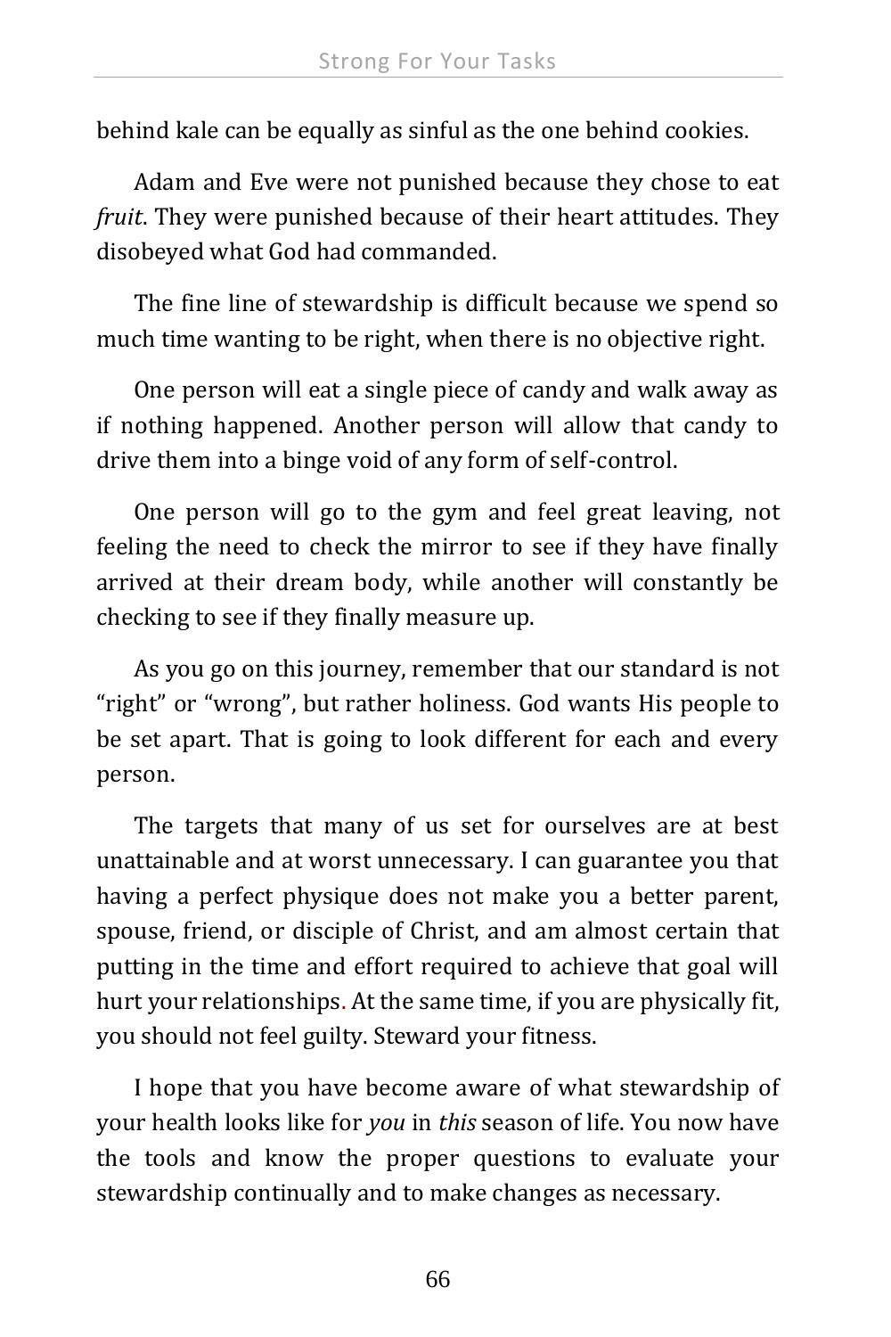behind kale can be equally as sinful as the one behind cookies.

Adam and Eve were not punished because they chose to eat *fruit*. They were punished because of their heart attitudes. They disobeyed what God had commanded.

The fine line of stewardship is difficult because we spend so much time wanting to be right, when there is no objective right.

One person will eat a single piece of candy and walk away as if nothing happened. Another person will allow that candy to drive them into a binge void of any form of self-control.

One person will go to the gym and feel great leaving, not feeling the need to check the mirror to see if they have finally arrived at their dream body, while another will constantly be checking to see if they finally measure up.

As you go on this journey, remember that our standard is not "right" or "wrong", but rather holiness. God wants His people to be set apart. That is going to look different for each and every person.

The targets that many of us set for ourselves are at best unattainable and at worst unnecessary. I can guarantee you that having a perfect physique does not make you a better parent, spouse, friend, or disciple of Christ, and am almost certain that putting in the time and effort required to achieve that goal will hurt your relationships. At the same time, if you are physically fit, you should not feel guilty. Steward your fitness.

I hope that you have become aware of what stewardship of your health looks like for *you* in *this* season of life. You now have the tools and know the proper questions to evaluate your stewardship continually and to make changes as necessary.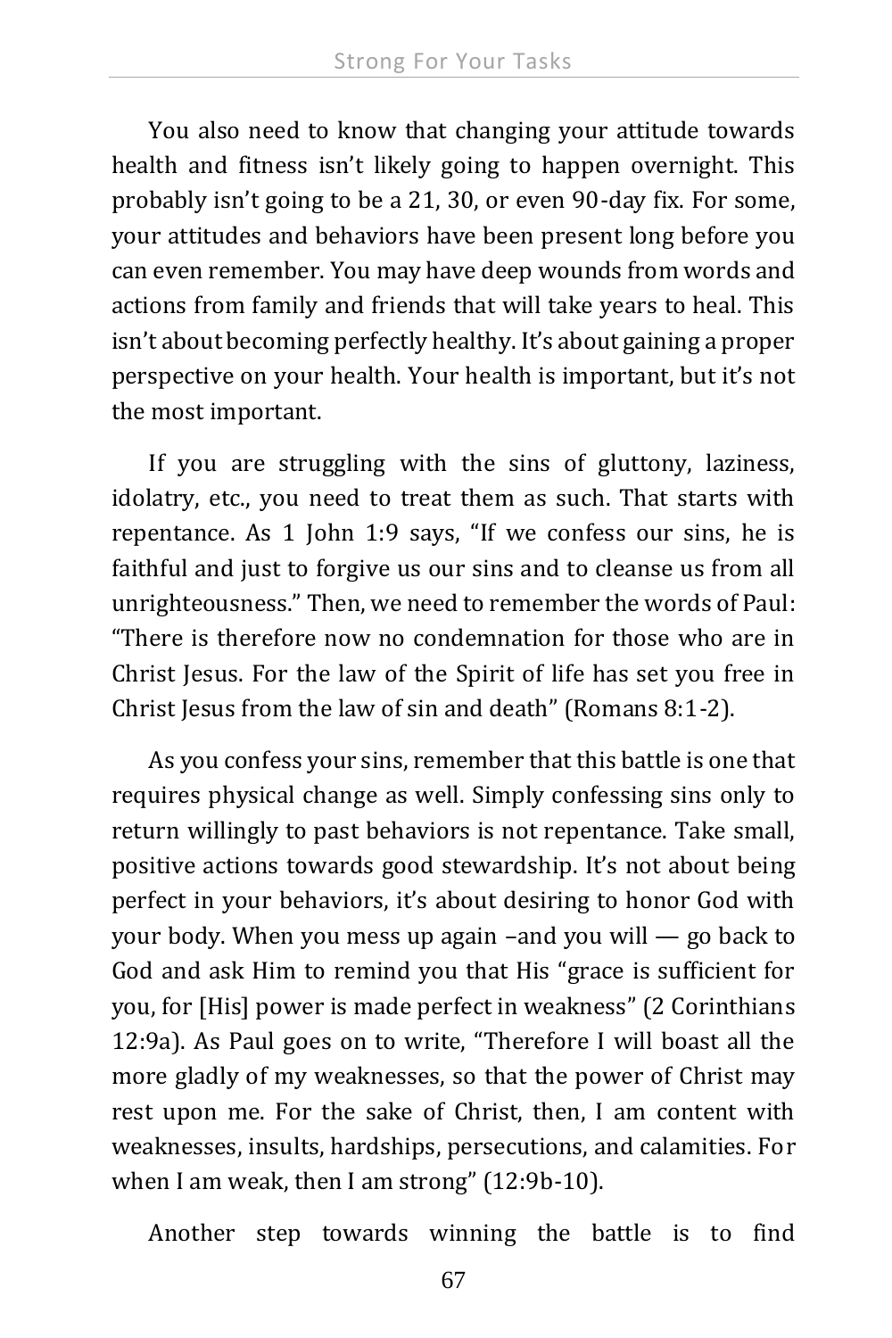You also need to know that changing your attitude towards health and fitness isn't likely going to happen overnight. This probably isn't going to be a 21, 30, or even 90-day fix. For some, your attitudes and behaviors have been present long before you can even remember. You may have deep wounds from words and actions from family and friends that will take years to heal. This isn't about becoming perfectly healthy. It's about gaining a proper perspective on your health. Your health is important, but it's not the most important.

If you are struggling with the sins of gluttony, laziness, idolatry, etc., you need to treat them as such. That starts with repentance. As 1 John 1:9 says, "If we confess our sins, he is faithful and just to forgive us our sins and to cleanse us from all unrighteousness." Then, we need to remember the words of Paul: "There is therefore now no condemnation for those who are in Christ Jesus. For the law of the Spirit of life has set you free in Christ Jesus from the law of sin and death" (Romans 8:1-2).

As you confess your sins, remember that this battle is one that requires physical change as well. Simply confessing sins only to return willingly to past behaviors is not repentance. Take small, positive actions towards good stewardship. It's not about being perfect in your behaviors, it's about desiring to honor God with your body. When you mess up again –and you will — go back to God and ask Him to remind you that His "grace is sufficient for you, for [His] power is made perfect in weakness" (2 Corinthians 12:9a). As Paul goes on to write, "Therefore I will boast all the more gladly of my weaknesses, so that the power of Christ may rest upon me. For the sake of Christ, then, I am content with weaknesses, insults, hardships, persecutions, and calamities. For when I am weak, then I am strong" (12:9b-10).

Another step towards winning the battle is to find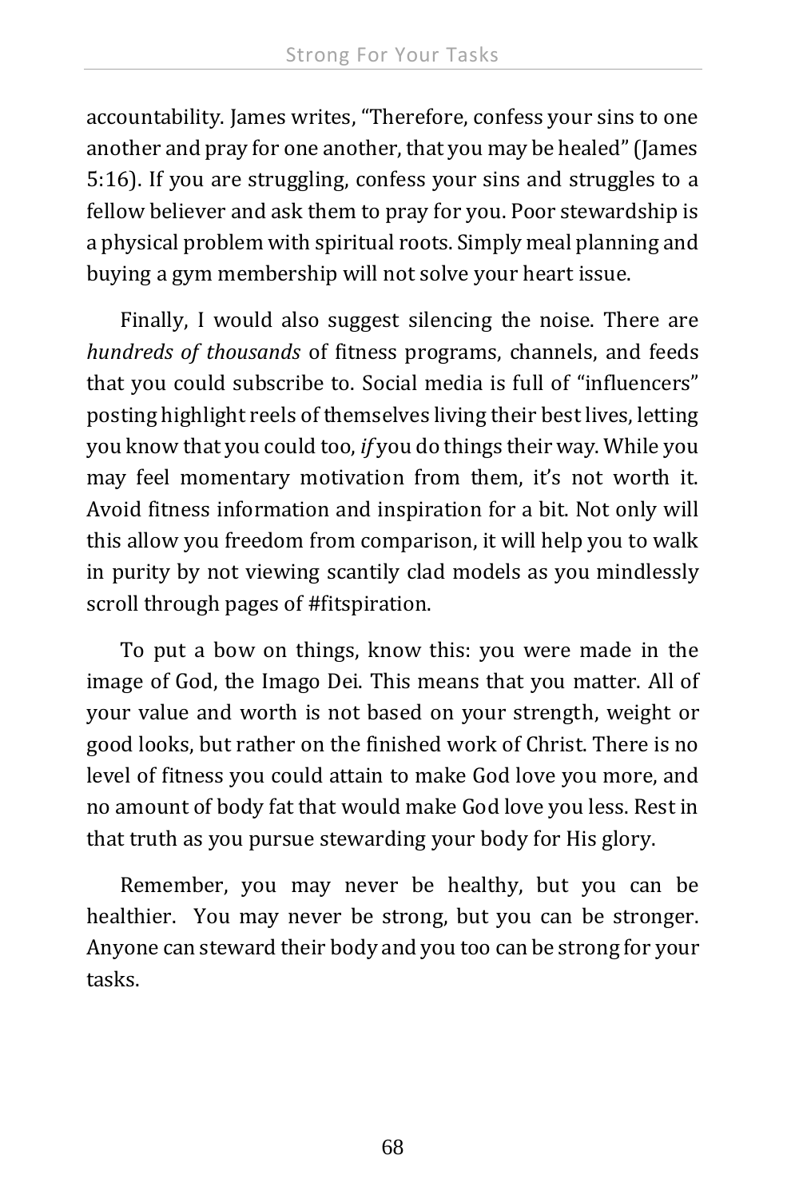accountability. James writes, "Therefore, confess your sins to one another and pray for one another, that you may be healed" (James 5:16). If you are struggling, confess your sins and struggles to a fellow believer and ask them to pray for you. Poor stewardship is a physical problem with spiritual roots. Simply meal planning and buying a gym membership will not solve your heart issue.

Finally, I would also suggest silencing the noise. There are *hundreds of thousands* of fitness programs, channels, and feeds that you could subscribe to. Social media is full of "influencers" posting highlight reels of themselves living their best lives, letting you know that you could too, *if* you do things their way. While you may feel momentary motivation from them, it's not worth it. Avoid fitness information and inspiration for a bit. Not only will this allow you freedom from comparison, it will help you to walk in purity by not viewing scantily clad models as you mindlessly scroll through pages of #fitspiration.

To put a bow on things, know this: you were made in the image of God, the Imago Dei. This means that you matter. All of your value and worth is not based on your strength, weight or good looks, but rather on the finished work of Christ. There is no level of fitness you could attain to make God love you more, and no amount of body fat that would make God love you less. Rest in that truth as you pursue stewarding your body for His glory.

Remember, you may never be healthy, but you can be healthier. You may never be strong, but you can be stronger. Anyone can steward their body and you too can be strong for your tasks.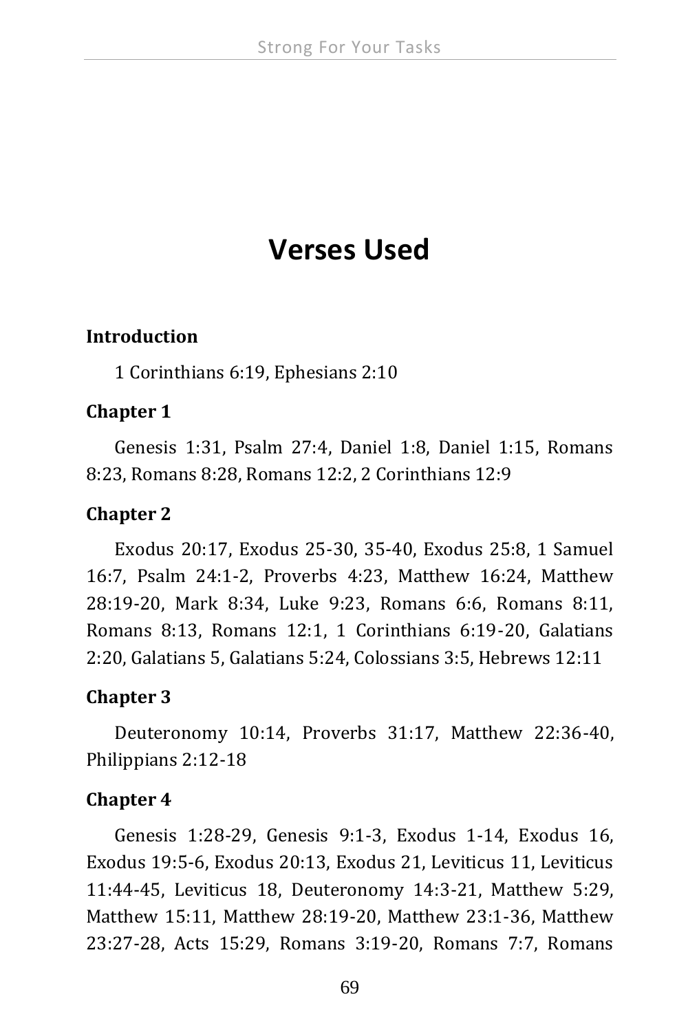# Verses Used

**Introduction**

1 Corinthians 6:19, Ephesians 2:10

**Chapter 1**

Genesis 1:31, Psalm 27:4, Daniel 1:8, Daniel 1:15, Romans 8:23, Romans 8:28, Romans 12:2, 2 Corinthians 12:9

**Chapter 2**

Exodus 20:17, Exodus 25-30, 35-40, Exodus 25:8, 1 Samuel 16:7, Psalm 24:1-2, Proverbs 4:23, Matthew 16:24, Matthew 28:19-20, Mark 8:34, Luke 9:23, Romans 6:6, Romans 8:11, Romans 8:13, Romans 12:1, 1 Corinthians 6:19-20, Galatians 2:20, Galatians 5, Galatians 5:24, Colossians 3:5, Hebrews 12:11

**Chapter 3**

Deuteronomy 10:14, Proverbs 31:17, Matthew 22:36-40, Philippians 2:12-18

**Chapter 4**

Genesis 1:28-29, Genesis 9:1-3, Exodus 1-14, Exodus 16, Exodus 19:5-6, Exodus 20:13, Exodus 21, Leviticus 11, Leviticus 11:44-45, Leviticus 18, Deuteronomy 14:3-21, Matthew 5:29, Matthew 15:11, Matthew 28:19-20, Matthew 23:1-36, Matthew 23:27-28, Acts 15:29, Romans 3:19-20, Romans 7:7, Romans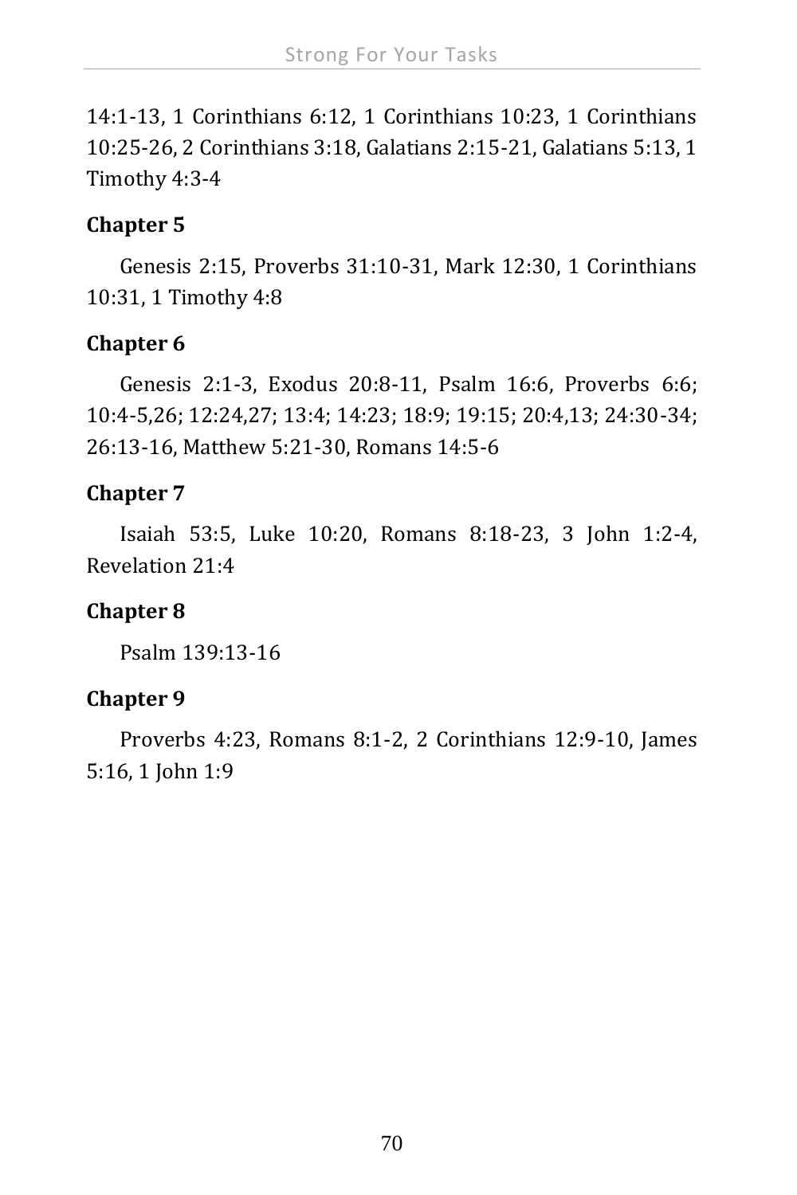14:1-13, 1 Corinthians 6:12, 1 Corinthians 10:23, 1 Corinthians 10:25-26, 2 Corinthians 3:18, Galatians 2:15-21, Galatians 5:13, 1 Timothy 4:3-4

**Chapter 5**

Genesis 2:15, Proverbs 31:10-31, Mark 12:30, 1 Corinthians 10:31, 1 Timothy 4:8

**Chapter 6**

Genesis 2:1-3, Exodus 20:8-11, Psalm 16:6, Proverbs 6:6; 10:4-5,26; 12:24,27; 13:4; 14:23; 18:9; 19:15; 20:4,13; 24:30-34; 26:13-16, Matthew 5:21-30, Romans 14:5-6

**Chapter 7**

Isaiah 53:5, Luke 10:20, Romans 8:18-23, 3 John 1:2-4, Revelation 21:4

**Chapter 8**

Psalm 139:13-16

**Chapter 9**

Proverbs 4:23, Romans 8:1-2, 2 Corinthians 12:9-10, James 5:16, 1 John 1:9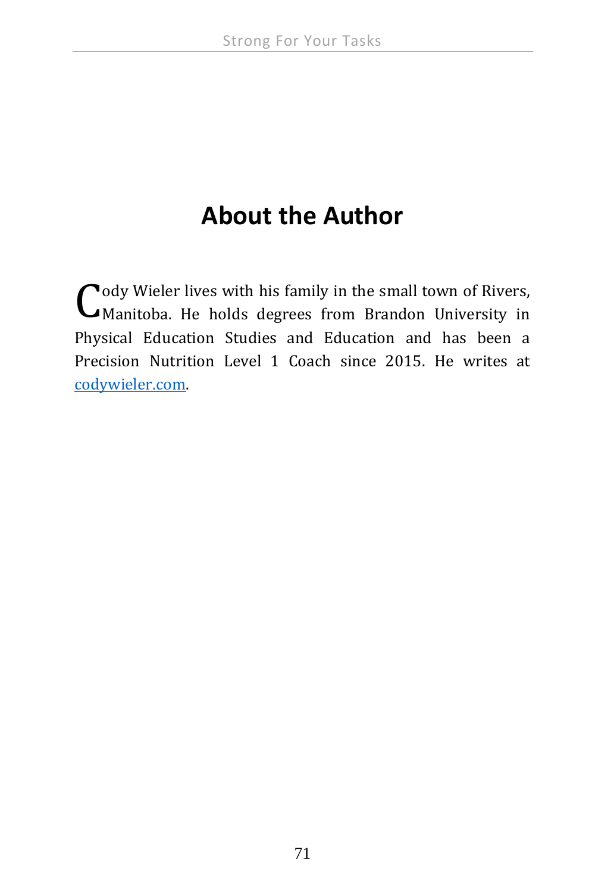# About the Author

Cody Wieler lives with his family in the small town of Rivers, Manitoba. He holds degrees from Brandon University in Physical Education Studies and Education and has been a Precision Nutrition Level 1 Coach since 2015. He writes at [codywieler.com](codywieler.com).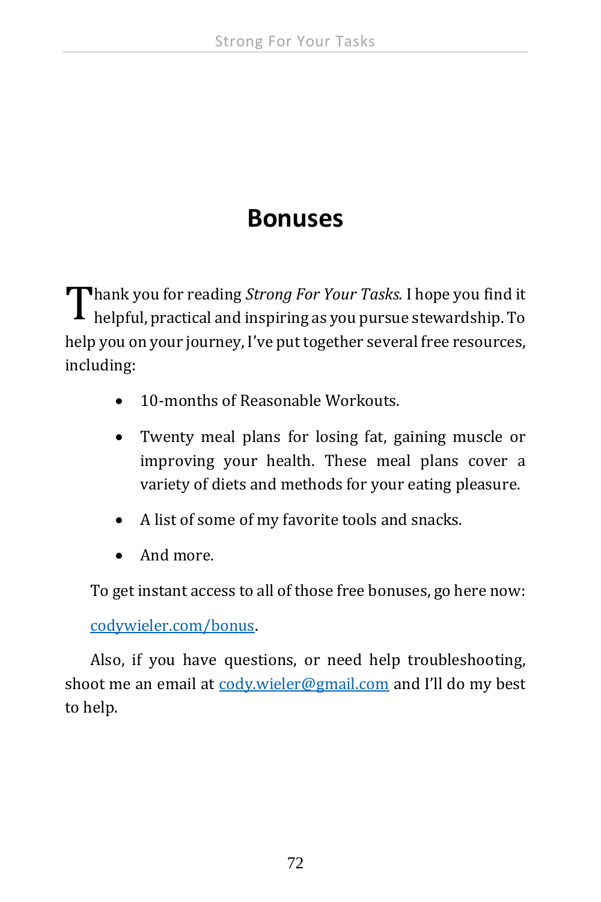# Bonuses

Thank you for reading *Strong For Your Tasks.* I hope you find it helpful, practical and inspiring as you pursue stewardship. To help you on your journey, I've put together several free resources, including:

- 10-months of Reasonable Workouts.
- Twenty meal plans for losing fat, gaining muscle or improving your health. These meal plans cover a variety of diets and methods for your eating pleasure.
- A list of some of my favorite tools and snacks.
- And more.

To get instant access to all of those free bonuses, go here now:

[codywieler.com/bonus](codywieler.com/bonus).

Also, if you have questions, or need help troubleshooting, shoot me an email at [cody.wieler@gmail.com](mailto:cody.wieler@gmail.com) and I'll do my best to help.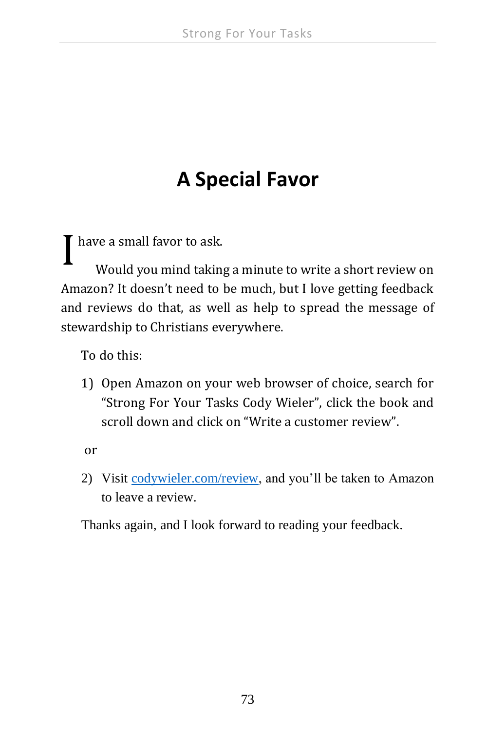# A Special Favor

I have a small favor to ask.

Would you mind taking a minute to write a short review on Amazon? It doesn't need to be much, but I love getting feedback and reviews do that, as well as help to spread the message of stewardship to Christians everywhere.

To do this:

1) Open Amazon on your web browser of choice, search for "Strong For Your Tasks Cody Wieler", click the book and scroll down and click on "Write a customer review".

or

2) Visit codywieler.com/review, and you'll be taken to Amazon to leave a review.

Thanks again, and I look forward to reading your feedback.